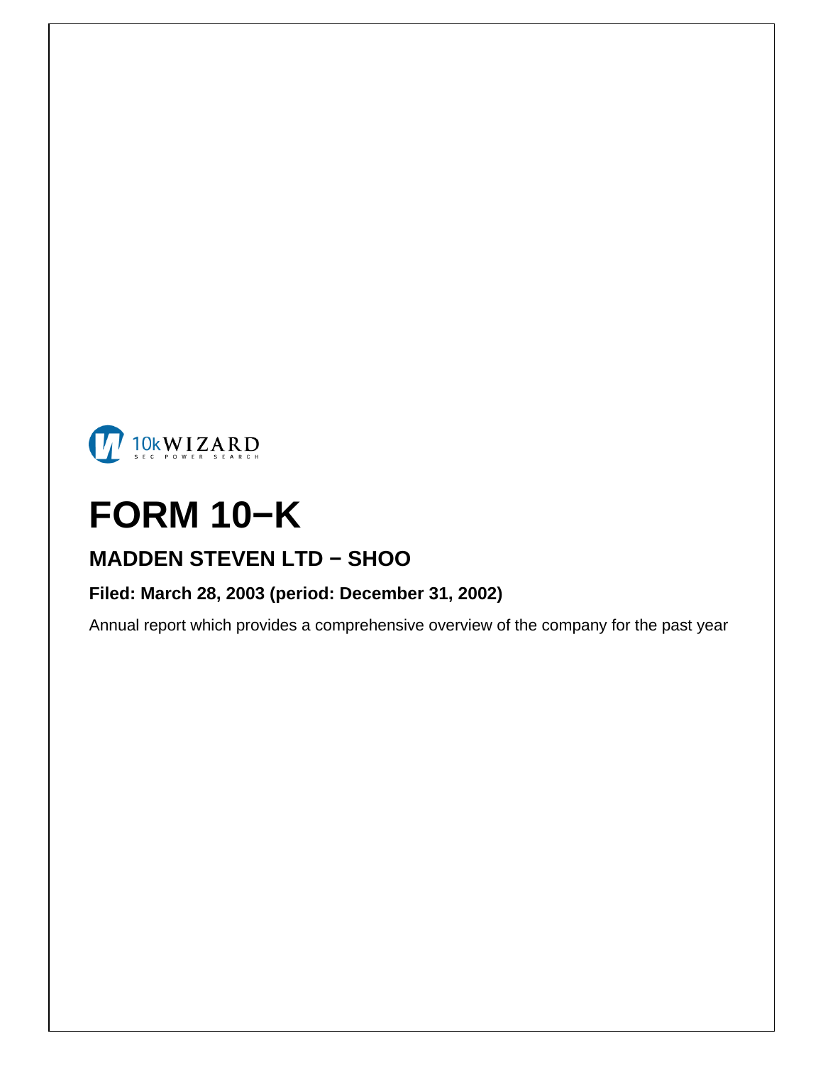10kWIZARD
SEC POWER SEARCH

# FORM 10−K

## MADDEN STEVEN LTD − SHOO

**Filed: March 28, 2003 (period: December 31, 2002)**

Annual report which provides a comprehensive overview of the company for the past year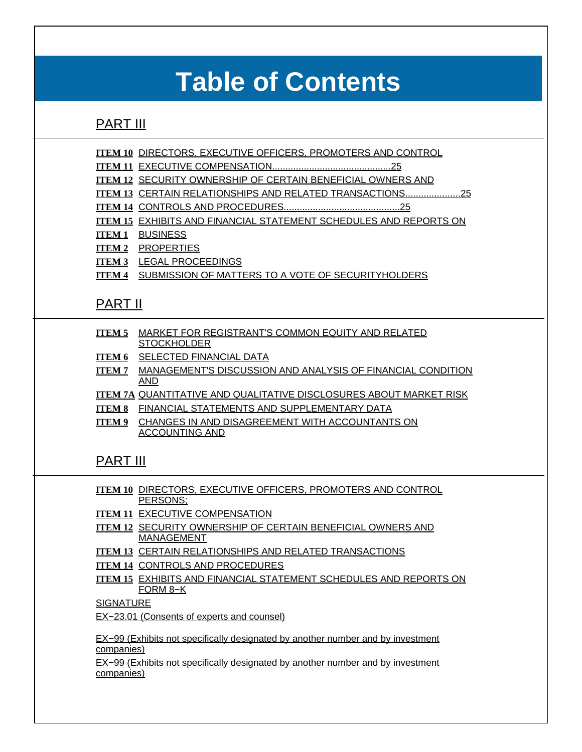# Table of Contents

## PART III

**ITEM 10** DIRECTORS, EXECUTIVE OFFICERS, PROMOTERS AND CONTROL

**ITEM 11** EXECUTIVE COMPENSATION............................................25

**ITEM 12** SECURITY OWNERSHIP OF CERTAIN BENEFICIAL OWNERS AND

**ITEM 13** CERTAIN RELATIONSHIPS AND RELATED TRANSACTIONS.....................25

**ITEM 14** CONTROLS AND PROCEDURES............................................25

**ITEM 15** EXHIBITS AND FINANCIAL STATEMENT SCHEDULES AND REPORTS ON

**ITEM 1** BUSINESS

**ITEM 2** PROPERTIES

**ITEM 3** LEGAL PROCEEDINGS

**ITEM 4** SUBMISSION OF MATTERS TO A VOTE OF SECURITYHOLDERS

## PART II

**ITEM 5** MARKET FOR REGISTRANT'S COMMON EQUITY AND RELATED STOCKHOLDER

**ITEM 6** SELECTED FINANCIAL DATA

**ITEM 7** MANAGEMENT'S DISCUSSION AND ANALYSIS OF FINANCIAL CONDITION AND

**ITEM 7A** QUANTITATIVE AND QUALITATIVE DISCLOSURES ABOUT MARKET RISK

**ITEM 8** FINANCIAL STATEMENTS AND SUPPLEMENTARY DATA

**ITEM 9** CHANGES IN AND DISAGREEMENT WITH ACCOUNTANTS ON ACCOUNTING AND

## PART III

**ITEM 10** DIRECTORS, EXECUTIVE OFFICERS, PROMOTERS AND CONTROL PERSONS;

**ITEM 11** EXECUTIVE COMPENSATION

**ITEM 12** SECURITY OWNERSHIP OF CERTAIN BENEFICIAL OWNERS AND MANAGEMENT

**ITEM 13** CERTAIN RELATIONSHIPS AND RELATED TRANSACTIONS

**ITEM 14** CONTROLS AND PROCEDURES

**ITEM 15** EXHIBITS AND FINANCIAL STATEMENT SCHEDULES AND REPORTS ON FORM 8−K

SIGNATURE

EX−23.01 (Consents of experts and counsel)

EX−99 (Exhibits not specifically designated by another number and by investment companies)

EX−99 (Exhibits not specifically designated by another number and by investment companies)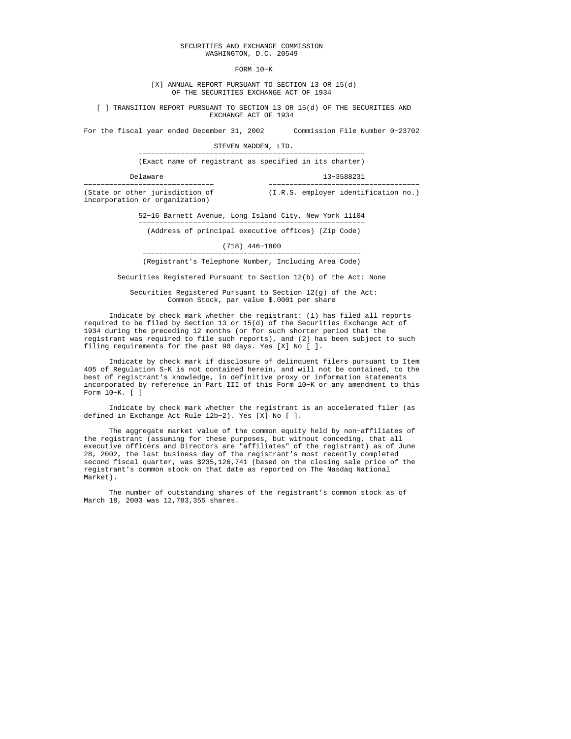SECURITIES AND EXCHANGE COMMISSION
WASHINGTON, D.C. 20549

FORM 10-K

[X] ANNUAL REPORT PURSUANT TO SECTION 13 OR 15(d)
OF THE SECURITIES EXCHANGE ACT OF 1934

[ ] TRANSITION REPORT PURSUANT TO SECTION 13 OR 15(d) OF THE SECURITIES AND EXCHANGE ACT OF 1934

For the fiscal year ended December 31, 2002 Commission File Number 0-23702

STEVEN MADDEN, LTD.
(Exact name of registrant as specified in its charter)

| Delaware | 13-3588231 |
|---|---|
| (State or other jurisdiction of incorporation or organization) | (I.R.S. employer identification no.) |

52-16 Barnett Avenue, Long Island City, New York 11104
(Address of principal executive offices) (Zip Code)

(718) 446-1800
(Registrant's Telephone Number, Including Area Code)

Securities Registered Pursuant to Section 12(b) of the Act: None

Securities Registered Pursuant to Section 12(g) of the Act:
Common Stock, par value $.0001 per share

Indicate by check mark whether the registrant: (1) has filed all reports required to be filed by Section 13 or 15(d) of the Securities Exchange Act of 1934 during the preceding 12 months (or for such shorter period that the registrant was required to file such reports), and (2) has been subject to such filing requirements for the past 90 days. Yes [X] No [ ].

Indicate by check mark if disclosure of delinquent filers pursuant to Item 405 of Regulation S-K is not contained herein, and will not be contained, to the best of registrant's knowledge, in definitive proxy or information statements incorporated by reference in Part III of this Form 10-K or any amendment to this Form 10-K. [ ]

Indicate by check mark whether the registrant is an accelerated filer (as defined in Exchange Act Rule 12b-2). Yes [X] No [ ].

The aggregate market value of the common equity held by non-affiliates of the registrant (assuming for these purposes, but without conceding, that all executive officers and Directors are "affiliates" of the registrant) as of June 28, 2002, the last business day of the registrant's most recently completed second fiscal quarter, was $235,126,741 (based on the closing sale price of the registrant's common stock on that date as reported on The Nasdaq National Market).

The number of outstanding shares of the registrant's common stock as of March 18, 2003 was 12,783,355 shares.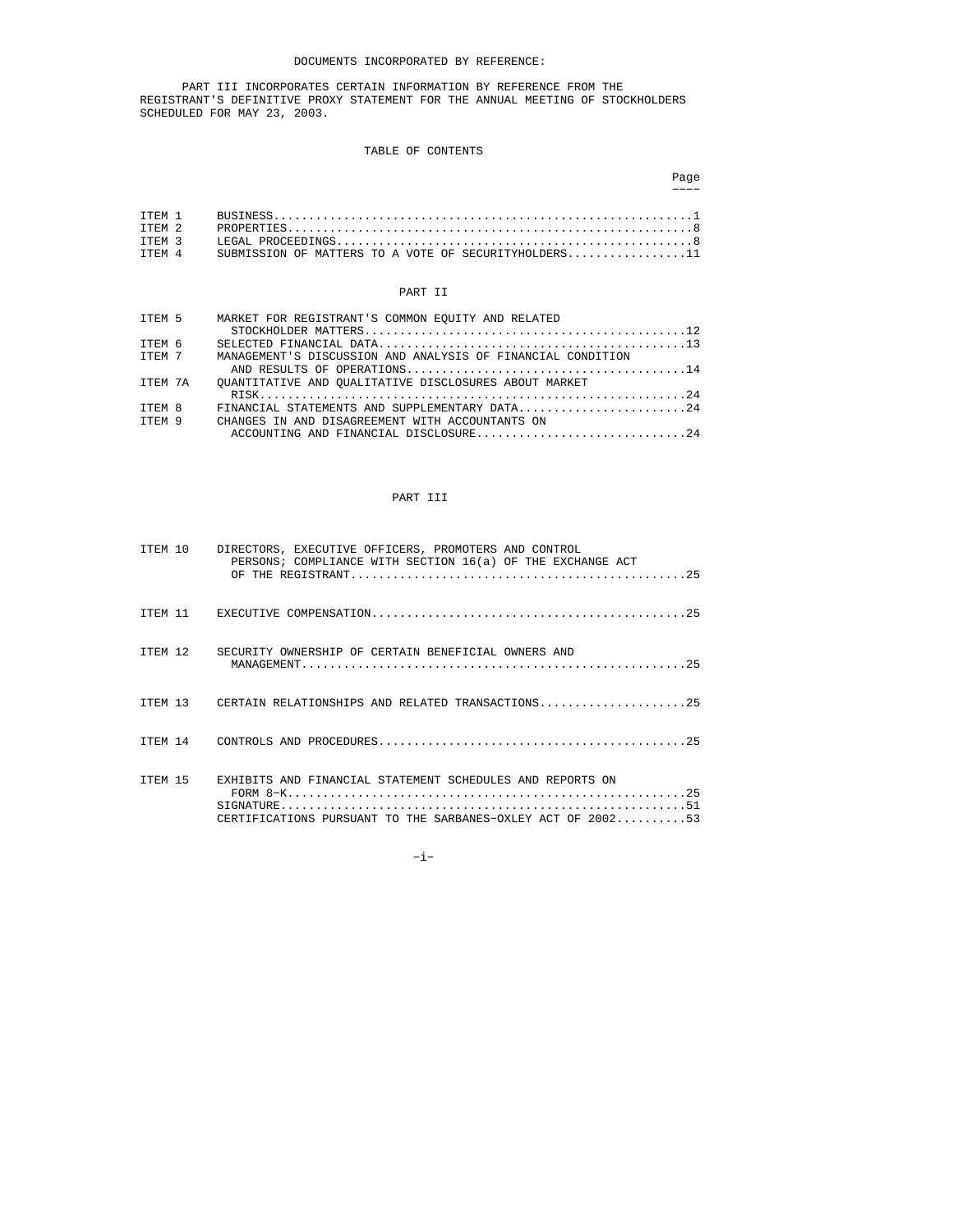DOCUMENTS INCORPORATED BY REFERENCE:

PART III INCORPORATES CERTAIN INFORMATION BY REFERENCE FROM THE REGISTRANT'S DEFINITIVE PROXY STATEMENT FOR THE ANNUAL MEETING OF STOCKHOLDERS SCHEDULED FOR MAY 23, 2003.

TABLE OF CONTENTS

| | | Page |
|---|---|---|
| ITEM 1 | BUSINESS | 1 |
| ITEM 2 | PROPERTIES | 8 |
| ITEM 3 | LEGAL PROCEEDINGS | 8 |
| ITEM 4 | SUBMISSION OF MATTERS TO A VOTE OF SECURITYHOLDERS | 11 |

PART II

| | | |
|---|---|---|
| ITEM 5 | MARKET FOR REGISTRANT'S COMMON EQUITY AND RELATED STOCKHOLDER MATTERS | 12 |
| ITEM 6 | SELECTED FINANCIAL DATA | 13 |
| ITEM 7 | MANAGEMENT'S DISCUSSION AND ANALYSIS OF FINANCIAL CONDITION AND RESULTS OF OPERATIONS | 14 |
| ITEM 7A | QUANTITATIVE AND QUALITATIVE DISCLOSURES ABOUT MARKET RISK | 24 |
| ITEM 8 | FINANCIAL STATEMENTS AND SUPPLEMENTARY DATA | 24 |
| ITEM 9 | CHANGES IN AND DISAGREEMENT WITH ACCOUNTANTS ON ACCOUNTING AND FINANCIAL DISCLOSURE | 24 |

PART III

| | | |
|---|---|---|
| ITEM 10 | DIRECTORS, EXECUTIVE OFFICERS, PROMOTERS AND CONTROL PERSONS; COMPLIANCE WITH SECTION 16(a) OF THE EXCHANGE ACT OF THE REGISTRANT | 25 |
| ITEM 11 | EXECUTIVE COMPENSATION | 25 |
| ITEM 12 | SECURITY OWNERSHIP OF CERTAIN BENEFICIAL OWNERS AND MANAGEMENT | 25 |
| ITEM 13 | CERTAIN RELATIONSHIPS AND RELATED TRANSACTIONS | 25 |
| ITEM 14 | CONTROLS AND PROCEDURES | 25 |
| ITEM 15 | EXHIBITS AND FINANCIAL STATEMENT SCHEDULES AND REPORTS ON FORM 8-K | 25 |
| | SIGNATURE | 51 |
| | CERTIFICATIONS PURSUANT TO THE SARBANES-OXLEY ACT OF 2002 | 53 |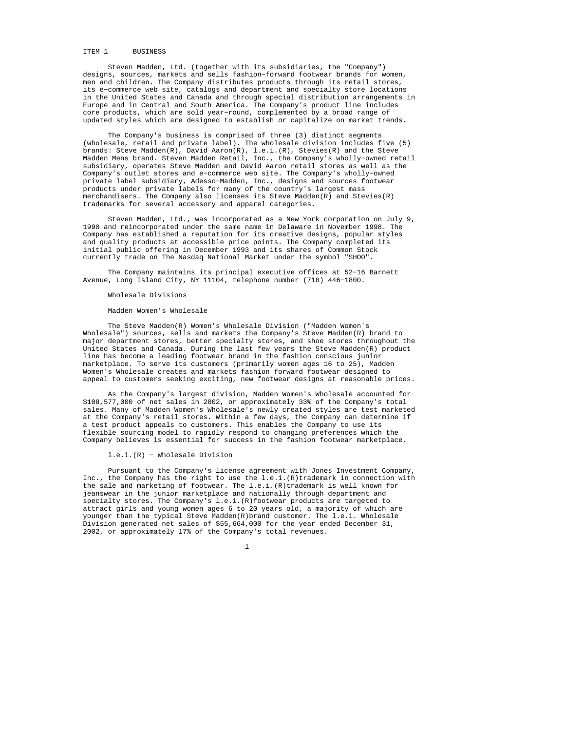# ITEM 1 BUSINESS

Steven Madden, Ltd. (together with its subsidiaries, the "Company") designs, sources, markets and sells fashion-forward footwear brands for women, men and children. The Company distributes products through its retail stores, its e-commerce web site, catalogs and department and specialty store locations in the United States and Canada and through special distribution arrangements in Europe and in Central and South America. The Company's product line includes core products, which are sold year-round, complemented by a broad range of updated styles which are designed to establish or capitalize on market trends.

The Company's business is comprised of three (3) distinct segments (wholesale, retail and private label). The wholesale division includes five (5) brands: Steve Madden(R), David Aaron(R), l.e.i.(R), Stevies(R) and the Steve Madden Mens brand. Steven Madden Retail, Inc., the Company's wholly-owned retail subsidiary, operates Steve Madden and David Aaron retail stores as well as the Company's outlet stores and e-commerce web site. The Company's wholly-owned private label subsidiary, Adesso-Madden, Inc., designs and sources footwear products under private labels for many of the country's largest mass merchandisers. The Company also licenses its Steve Madden(R) and Stevies(R) trademarks for several accessory and apparel categories.

Steven Madden, Ltd., was incorporated as a New York corporation on July 9, 1990 and reincorporated under the same name in Delaware in November 1998. The Company has established a reputation for its creative designs, popular styles and quality products at accessible price points. The Company completed its initial public offering in December 1993 and its shares of Common Stock currently trade on The Nasdaq National Market under the symbol "SHOO".

The Company maintains its principal executive offices at 52-16 Barnett Avenue, Long Island City, NY 11104, telephone number (718) 446-1800.

## Wholesale Divisions

### Madden Women's Wholesale

The Steve Madden(R) Women's Wholesale Division ("Madden Women's Wholesale") sources, sells and markets the Company's Steve Madden(R) brand to major department stores, better specialty stores, and shoe stores throughout the United States and Canada. During the last few years the Steve Madden(R) product line has become a leading footwear brand in the fashion conscious junior marketplace. To serve its customers (primarily women ages 16 to 25), Madden Women's Wholesale creates and markets fashion forward footwear designed to appeal to customers seeking exciting, new footwear designs at reasonable prices.

As the Company's largest division, Madden Women's Wholesale accounted for $108,577,000 of net sales in 2002, or approximately 33% of the Company's total sales. Many of Madden Women's Wholesale's newly created styles are test marketed at the Company's retail stores. Within a few days, the Company can determine if a test product appeals to customers. This enables the Company to use its flexible sourcing model to rapidly respond to changing preferences which the Company believes is essential for success in the fashion footwear marketplace.

### l.e.i.(R) - Wholesale Division

Pursuant to the Company's license agreement with Jones Investment Company, Inc., the Company has the right to use the l.e.i.(R)trademark in connection with the sale and marketing of footwear. The l.e.i.(R)trademark is well known for jeanswear in the junior marketplace and nationally through department and specialty stores. The Company's l.e.i.(R)footwear products are targeted to attract girls and young women ages 6 to 20 years old, a majority of which are younger than the typical Steve Madden(R)brand customer. The l.e.i. Wholesale Division generated net sales of $55,664,000 for the year ended December 31, 2002, or approximately 17% of the Company's total revenues.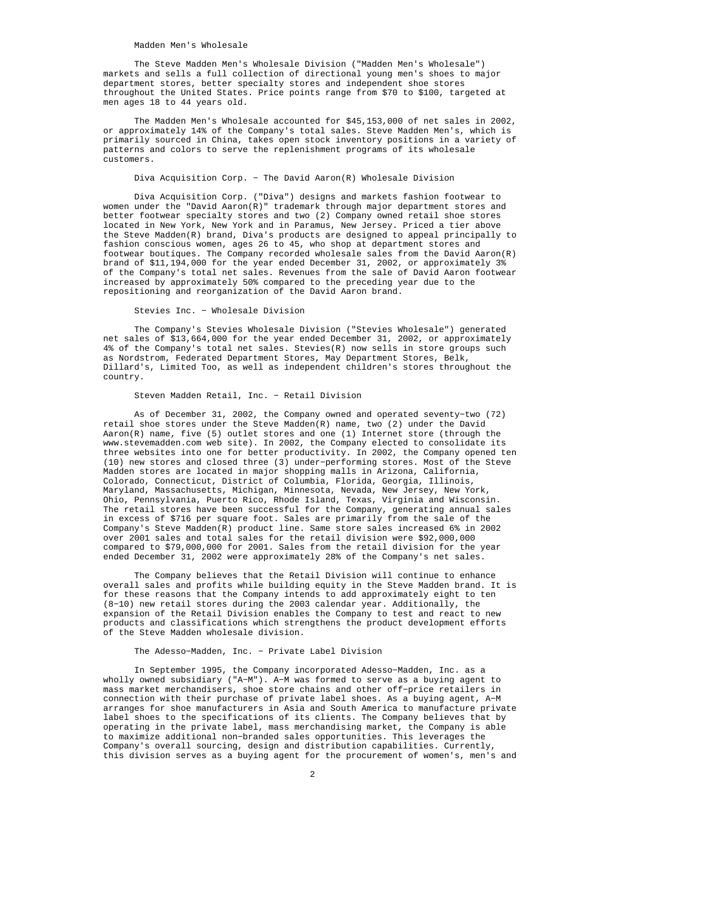### Madden Men's Wholesale

The Steve Madden Men's Wholesale Division ("Madden Men's Wholesale") markets and sells a full collection of directional young men's shoes to major department stores, better specialty stores and independent shoe stores throughout the United States. Price points range from $70 to $100, targeted at men ages 18 to 44 years old.

The Madden Men's Wholesale accounted for $45,153,000 of net sales in 2002, or approximately 14% of the Company's total sales. Steve Madden Men's, which is primarily sourced in China, takes open stock inventory positions in a variety of patterns and colors to serve the replenishment programs of its wholesale customers.

### Diva Acquisition Corp. - The David Aaron(R) Wholesale Division

Diva Acquisition Corp. ("Diva") designs and markets fashion footwear to women under the "David Aaron(R)" trademark through major department stores and better footwear specialty stores and two (2) Company owned retail shoe stores located in New York, New York and in Paramus, New Jersey. Priced a tier above the Steve Madden(R) brand, Diva's products are designed to appeal principally to fashion conscious women, ages 26 to 45, who shop at department stores and footwear boutiques. The Company recorded wholesale sales from the David Aaron(R) brand of $11,194,000 for the year ended December 31, 2002, or approximately 3% of the Company's total net sales. Revenues from the sale of David Aaron footwear increased by approximately 50% compared to the preceding year due to the repositioning and reorganization of the David Aaron brand.

### Stevies Inc. - Wholesale Division

The Company's Stevies Wholesale Division ("Stevies Wholesale") generated net sales of $13,664,000 for the year ended December 31, 2002, or approximately 4% of the Company's total net sales. Stevies(R) now sells in store groups such as Nordstrom, Federated Department Stores, May Department Stores, Belk, Dillard's, Limited Too, as well as independent children's stores throughout the country.

### Steven Madden Retail, Inc. - Retail Division

As of December 31, 2002, the Company owned and operated seventy-two (72) retail shoe stores under the Steve Madden(R) name, two (2) under the David Aaron(R) name, five (5) outlet stores and one (1) Internet store (through the www.stevemadden.com web site). In 2002, the Company elected to consolidate its three websites into one for better productivity. In 2002, the Company opened ten (10) new stores and closed three (3) under-performing stores. Most of the Steve Madden stores are located in major shopping malls in Arizona, California, Colorado, Connecticut, District of Columbia, Florida, Georgia, Illinois, Maryland, Massachusetts, Michigan, Minnesota, Nevada, New Jersey, New York, Ohio, Pennsylvania, Puerto Rico, Rhode Island, Texas, Virginia and Wisconsin. The retail stores have been successful for the Company, generating annual sales in excess of $716 per square foot. Sales are primarily from the sale of the Company's Steve Madden(R) product line. Same store sales increased 6% in 2002 over 2001 sales and total sales for the retail division were $92,000,000 compared to $79,000,000 for 2001. Sales from the retail division for the year ended December 31, 2002 were approximately 28% of the Company's net sales.

The Company believes that the Retail Division will continue to enhance overall sales and profits while building equity in the Steve Madden brand. It is for these reasons that the Company intends to add approximately eight to ten (8-10) new retail stores during the 2003 calendar year. Additionally, the expansion of the Retail Division enables the Company to test and react to new products and classifications which strengthens the product development efforts of the Steve Madden wholesale division.

### The Adesso-Madden, Inc. - Private Label Division

In September 1995, the Company incorporated Adesso-Madden, Inc. as a wholly owned subsidiary ("A-M"). A-M was formed to serve as a buying agent to mass market merchandisers, shoe store chains and other off-price retailers in connection with their purchase of private label shoes. As a buying agent, A-M arranges for shoe manufacturers in Asia and South America to manufacture private label shoes to the specifications of its clients. The Company believes that by operating in the private label, mass merchandising market, the Company is able to maximize additional non-branded sales opportunities. This leverages the Company's overall sourcing, design and distribution capabilities. Currently, this division serves as a buying agent for the procurement of women's, men's and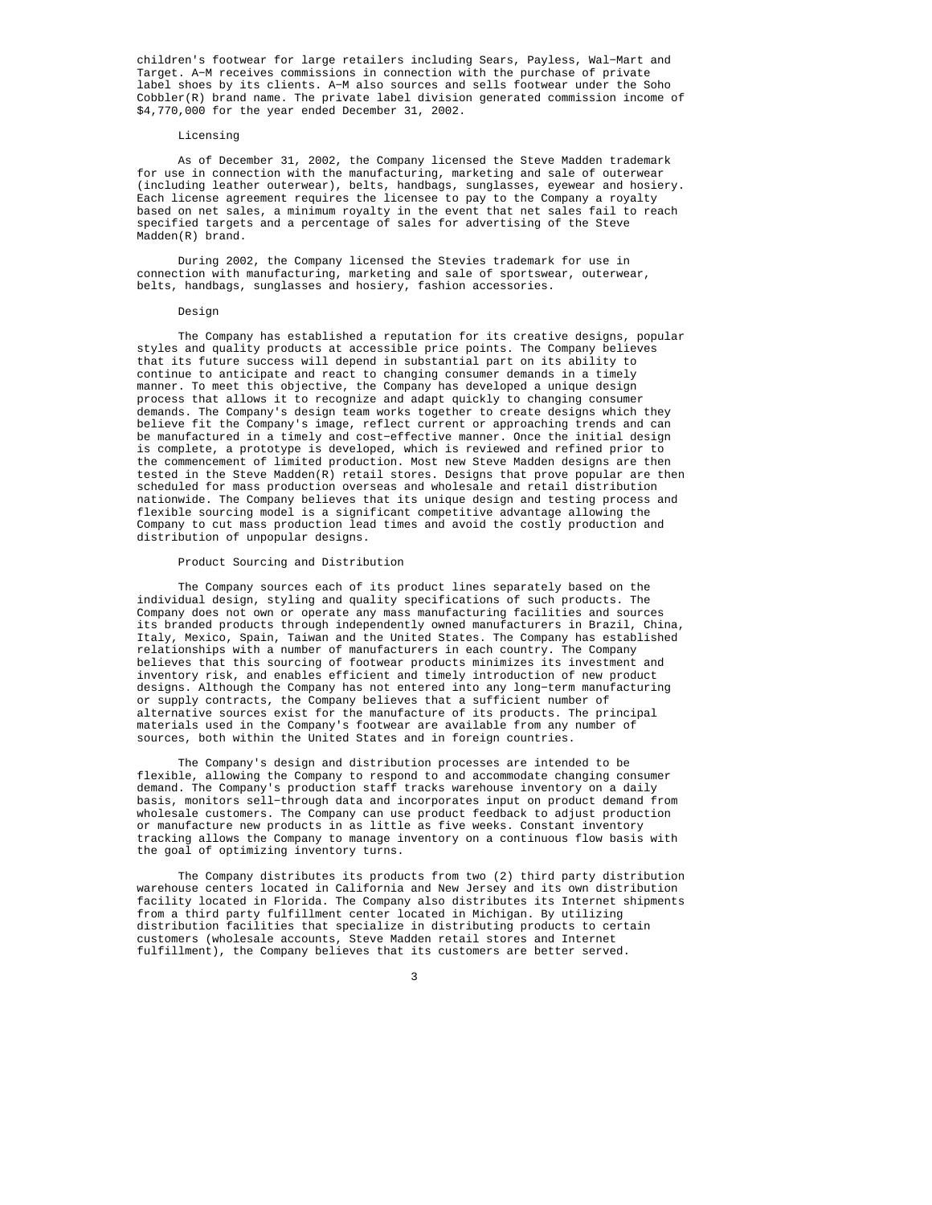children's footwear for large retailers including Sears, Payless, Wal-Mart and Target. A-M receives commissions in connection with the purchase of private label shoes by its clients. A-M also sources and sells footwear under the Soho Cobbler(R) brand name. The private label division generated commission income of $4,770,000 for the year ended December 31, 2002.

### Licensing

As of December 31, 2002, the Company licensed the Steve Madden trademark for use in connection with the manufacturing, marketing and sale of outerwear (including leather outerwear), belts, handbags, sunglasses, eyewear and hosiery. Each license agreement requires the licensee to pay to the Company a royalty based on net sales, a minimum royalty in the event that net sales fail to reach specified targets and a percentage of sales for advertising of the Steve Madden(R) brand.

During 2002, the Company licensed the Stevies trademark for use in connection with manufacturing, marketing and sale of sportswear, outerwear, belts, handbags, sunglasses and hosiery, fashion accessories.

### Design

The Company has established a reputation for its creative designs, popular styles and quality products at accessible price points. The Company believes that its future success will depend in substantial part on its ability to continue to anticipate and react to changing consumer demands in a timely manner. To meet this objective, the Company has developed a unique design process that allows it to recognize and adapt quickly to changing consumer demands. The Company's design team works together to create designs which they believe fit the Company's image, reflect current or approaching trends and can be manufactured in a timely and cost-effective manner. Once the initial design is complete, a prototype is developed, which is reviewed and refined prior to the commencement of limited production. Most new Steve Madden designs are then tested in the Steve Madden(R) retail stores. Designs that prove popular are then scheduled for mass production overseas and wholesale and retail distribution nationwide. The Company believes that its unique design and testing process and flexible sourcing model is a significant competitive advantage allowing the Company to cut mass production lead times and avoid the costly production and distribution of unpopular designs.

### Product Sourcing and Distribution

The Company sources each of its product lines separately based on the individual design, styling and quality specifications of such products. The Company does not own or operate any mass manufacturing facilities and sources its branded products through independently owned manufacturers in Brazil, China, Italy, Mexico, Spain, Taiwan and the United States. The Company has established relationships with a number of manufacturers in each country. The Company believes that this sourcing of footwear products minimizes its investment and inventory risk, and enables efficient and timely introduction of new product designs. Although the Company has not entered into any long-term manufacturing or supply contracts, the Company believes that a sufficient number of alternative sources exist for the manufacture of its products. The principal materials used in the Company's footwear are available from any number of sources, both within the United States and in foreign countries.

The Company's design and distribution processes are intended to be flexible, allowing the Company to respond to and accommodate changing consumer demand. The Company's production staff tracks warehouse inventory on a daily basis, monitors sell-through data and incorporates input on product demand from wholesale customers. The Company can use product feedback to adjust production or manufacture new products in as little as five weeks. Constant inventory tracking allows the Company to manage inventory on a continuous flow basis with the goal of optimizing inventory turns.

The Company distributes its products from two (2) third party distribution warehouse centers located in California and New Jersey and its own distribution facility located in Florida. The Company also distributes its Internet shipments from a third party fulfillment center located in Michigan. By utilizing distribution facilities that specialize in distributing products to certain customers (wholesale accounts, Steve Madden retail stores and Internet fulfillment), the Company believes that its customers are better served.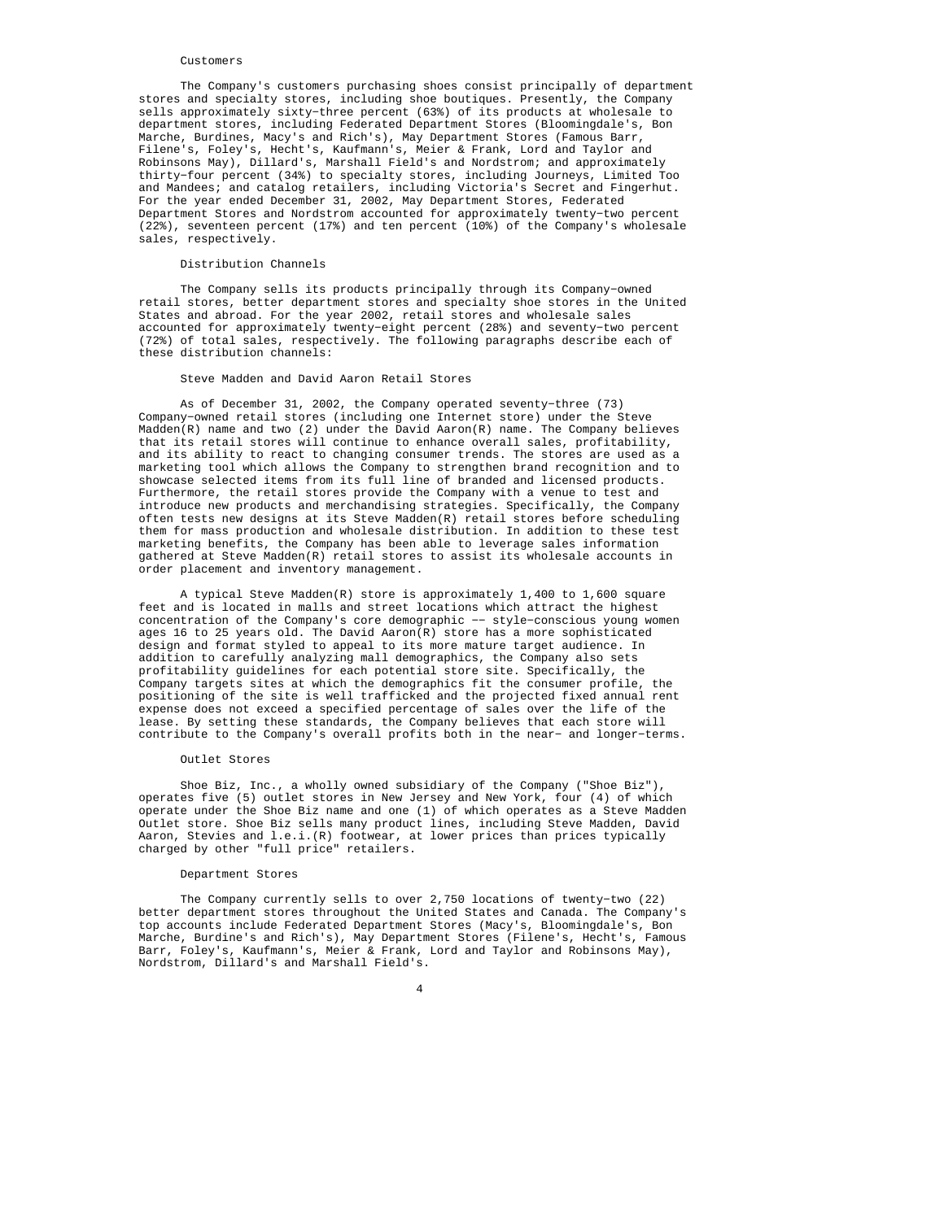### Customers

The Company's customers purchasing shoes consist principally of department stores and specialty stores, including shoe boutiques. Presently, the Company sells approximately sixty-three percent (63%) of its products at wholesale to department stores, including Federated Department Stores (Bloomingdale's, Bon Marche, Burdines, Macy's and Rich's), May Department Stores (Famous Barr, Filene's, Foley's, Hecht's, Kaufmann's, Meier & Frank, Lord and Taylor and Robinsons May), Dillard's, Marshall Field's and Nordstrom; and approximately thirty-four percent (34%) to specialty stores, including Journeys, Limited Too and Mandees; and catalog retailers, including Victoria's Secret and Fingerhut. For the year ended December 31, 2002, May Department Stores, Federated Department Stores and Nordstrom accounted for approximately twenty-two percent (22%), seventeen percent (17%) and ten percent (10%) of the Company's wholesale sales, respectively.

### Distribution Channels

The Company sells its products principally through its Company-owned retail stores, better department stores and specialty shoe stores in the United States and abroad. For the year 2002, retail stores and wholesale sales accounted for approximately twenty-eight percent (28%) and seventy-two percent (72%) of total sales, respectively. The following paragraphs describe each of these distribution channels:

### Steve Madden and David Aaron Retail Stores

As of December 31, 2002, the Company operated seventy-three (73) Company-owned retail stores (including one Internet store) under the Steve Madden(R) name and two (2) under the David Aaron(R) name. The Company believes that its retail stores will continue to enhance overall sales, profitability, and its ability to react to changing consumer trends. The stores are used as a marketing tool which allows the Company to strengthen brand recognition and to showcase selected items from its full line of branded and licensed products. Furthermore, the retail stores provide the Company with a venue to test and introduce new products and merchandising strategies. Specifically, the Company often tests new designs at its Steve Madden(R) retail stores before scheduling them for mass production and wholesale distribution. In addition to these test marketing benefits, the Company has been able to leverage sales information gathered at Steve Madden(R) retail stores to assist its wholesale accounts in order placement and inventory management.

A typical Steve Madden(R) store is approximately 1,400 to 1,600 square feet and is located in malls and street locations which attract the highest concentration of the Company's core demographic -- style-conscious young women ages 16 to 25 years old. The David Aaron(R) store has a more sophisticated design and format styled to appeal to its more mature target audience. In addition to carefully analyzing mall demographics, the Company also sets profitability guidelines for each potential store site. Specifically, the Company targets sites at which the demographics fit the consumer profile, the positioning of the site is well trafficked and the projected fixed annual rent expense does not exceed a specified percentage of sales over the life of the lease. By setting these standards, the Company believes that each store will contribute to the Company's overall profits both in the near- and longer-terms.

### Outlet Stores

Shoe Biz, Inc., a wholly owned subsidiary of the Company ("Shoe Biz"), operates five (5) outlet stores in New Jersey and New York, four (4) of which operate under the Shoe Biz name and one (1) of which operates as a Steve Madden Outlet store. Shoe Biz sells many product lines, including Steve Madden, David Aaron, Stevies and l.e.i.(R) footwear, at lower prices than prices typically charged by other "full price" retailers.

### Department Stores

The Company currently sells to over 2,750 locations of twenty-two (22) better department stores throughout the United States and Canada. The Company's top accounts include Federated Department Stores (Macy's, Bloomingdale's, Bon Marche, Burdine's and Rich's), May Department Stores (Filene's, Hecht's, Famous Barr, Foley's, Kaufmann's, Meier & Frank, Lord and Taylor and Robinsons May), Nordstrom, Dillard's and Marshall Field's.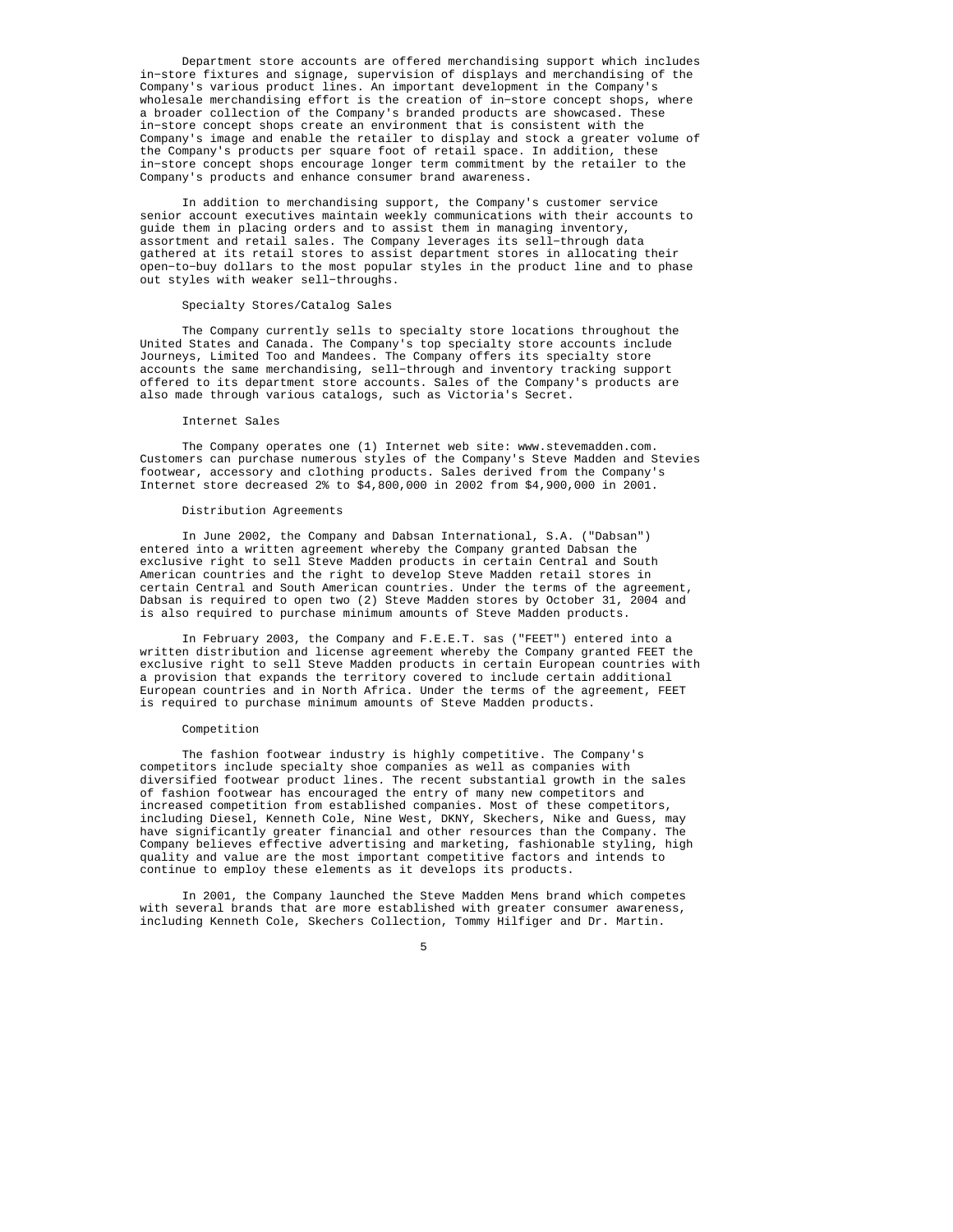Department store accounts are offered merchandising support which includes in-store fixtures and signage, supervision of displays and merchandising of the Company's various product lines. An important development in the Company's wholesale merchandising effort is the creation of in-store concept shops, where a broader collection of the Company's branded products are showcased. These in-store concept shops create an environment that is consistent with the Company's image and enable the retailer to display and stock a greater volume of the Company's products per square foot of retail space. In addition, these in-store concept shops encourage longer term commitment by the retailer to the Company's products and enhance consumer brand awareness.

In addition to merchandising support, the Company's customer service senior account executives maintain weekly communications with their accounts to guide them in placing orders and to assist them in managing inventory, assortment and retail sales. The Company leverages its sell-through data gathered at its retail stores to assist department stores in allocating their open-to-buy dollars to the most popular styles in the product line and to phase out styles with weaker sell-throughs.

### Specialty Stores/Catalog Sales

The Company currently sells to specialty store locations throughout the United States and Canada. The Company's top specialty store accounts include Journeys, Limited Too and Mandees. The Company offers its specialty store accounts the same merchandising, sell-through and inventory tracking support offered to its department store accounts. Sales of the Company's products are also made through various catalogs, such as Victoria's Secret.

### Internet Sales

The Company operates one (1) Internet web site: www.stevemadden.com. Customers can purchase numerous styles of the Company's Steve Madden and Stevies footwear, accessory and clothing products. Sales derived from the Company's Internet store decreased 2% to $4,800,000 in 2002 from $4,900,000 in 2001.

### Distribution Agreements

In June 2002, the Company and Dabsan International, S.A. ("Dabsan") entered into a written agreement whereby the Company granted Dabsan the exclusive right to sell Steve Madden products in certain Central and South American countries and the right to develop Steve Madden retail stores in certain Central and South American countries. Under the terms of the agreement, Dabsan is required to open two (2) Steve Madden stores by October 31, 2004 and is also required to purchase minimum amounts of Steve Madden products.

In February 2003, the Company and F.E.E.T. sas ("FEET") entered into a written distribution and license agreement whereby the Company granted FEET the exclusive right to sell Steve Madden products in certain European countries with a provision that expands the territory covered to include certain additional European countries and in North Africa. Under the terms of the agreement, FEET is required to purchase minimum amounts of Steve Madden products.

### Competition

The fashion footwear industry is highly competitive. The Company's competitors include specialty shoe companies as well as companies with diversified footwear product lines. The recent substantial growth in the sales of fashion footwear has encouraged the entry of many new competitors and increased competition from established companies. Most of these competitors, including Diesel, Kenneth Cole, Nine West, DKNY, Skechers, Nike and Guess, may have significantly greater financial and other resources than the Company. The Company believes effective advertising and marketing, fashionable styling, high quality and value are the most important competitive factors and intends to continue to employ these elements as it develops its products.

In 2001, the Company launched the Steve Madden Mens brand which competes with several brands that are more established with greater consumer awareness, including Kenneth Cole, Skechers Collection, Tommy Hilfiger and Dr. Martin.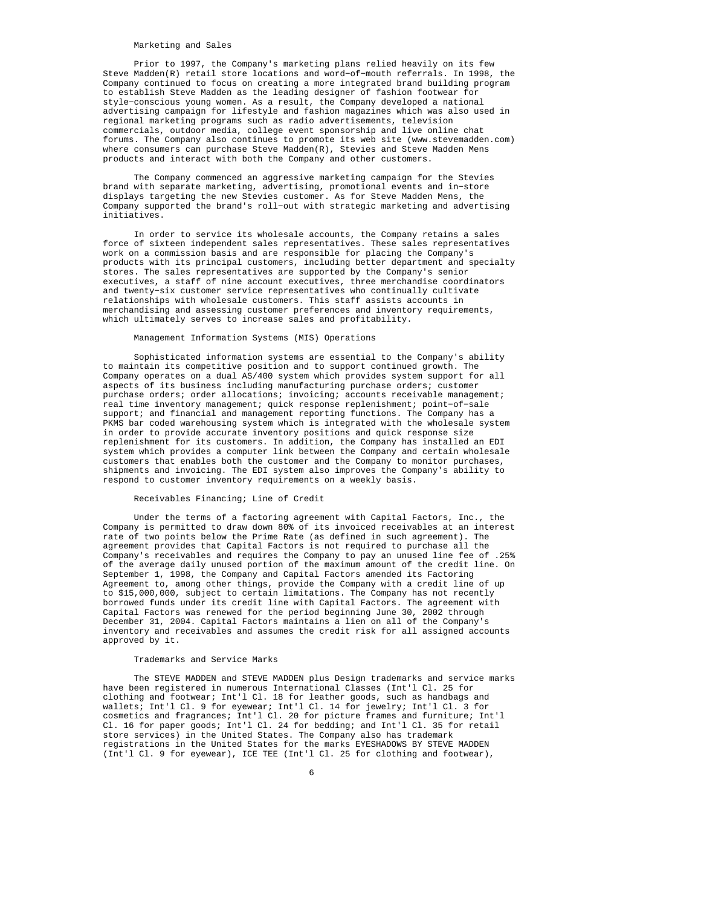### Marketing and Sales

Prior to 1997, the Company's marketing plans relied heavily on its few Steve Madden(R) retail store locations and word-of-mouth referrals. In 1998, the Company continued to focus on creating a more integrated brand building program to establish Steve Madden as the leading designer of fashion footwear for style-conscious young women. As a result, the Company developed a national advertising campaign for lifestyle and fashion magazines which was also used in regional marketing programs such as radio advertisements, television commercials, outdoor media, college event sponsorship and live online chat forums. The Company also continues to promote its web site (www.stevemadden.com) where consumers can purchase Steve Madden(R), Stevies and Steve Madden Mens products and interact with both the Company and other customers.

The Company commenced an aggressive marketing campaign for the Stevies brand with separate marketing, advertising, promotional events and in-store displays targeting the new Stevies customer. As for Steve Madden Mens, the Company supported the brand's roll-out with strategic marketing and advertising initiatives.

In order to service its wholesale accounts, the Company retains a sales force of sixteen independent sales representatives. These sales representatives work on a commission basis and are responsible for placing the Company's products with its principal customers, including better department and specialty stores. The sales representatives are supported by the Company's senior executives, a staff of nine account executives, three merchandise coordinators and twenty-six customer service representatives who continually cultivate relationships with wholesale customers. This staff assists accounts in merchandising and assessing customer preferences and inventory requirements, which ultimately serves to increase sales and profitability.

### Management Information Systems (MIS) Operations

Sophisticated information systems are essential to the Company's ability to maintain its competitive position and to support continued growth. The Company operates on a dual AS/400 system which provides system support for all aspects of its business including manufacturing purchase orders; customer purchase orders; order allocations; invoicing; accounts receivable management; real time inventory management; quick response replenishment; point-of-sale support; and financial and management reporting functions. The Company has a PKMS bar coded warehousing system which is integrated with the wholesale system in order to provide accurate inventory positions and quick response size replenishment for its customers. In addition, the Company has installed an EDI system which provides a computer link between the Company and certain wholesale customers that enables both the customer and the Company to monitor purchases, shipments and invoicing. The EDI system also improves the Company's ability to respond to customer inventory requirements on a weekly basis.

### Receivables Financing; Line of Credit

Under the terms of a factoring agreement with Capital Factors, Inc., the Company is permitted to draw down 80% of its invoiced receivables at an interest rate of two points below the Prime Rate (as defined in such agreement). The agreement provides that Capital Factors is not required to purchase all the Company's receivables and requires the Company to pay an unused line fee of .25% of the average daily unused portion of the maximum amount of the credit line. On September 1, 1998, the Company and Capital Factors amended its Factoring Agreement to, among other things, provide the Company with a credit line of up to $15,000,000, subject to certain limitations. The Company has not recently borrowed funds under its credit line with Capital Factors. The agreement with Capital Factors was renewed for the period beginning June 30, 2002 through December 31, 2004. Capital Factors maintains a lien on all of the Company's inventory and receivables and assumes the credit risk for all assigned accounts approved by it.

### Trademarks and Service Marks

The STEVE MADDEN and STEVE MADDEN plus Design trademarks and service marks have been registered in numerous International Classes (Int'l Cl. 25 for clothing and footwear; Int'l Cl. 18 for leather goods, such as handbags and wallets; Int'l Cl. 9 for eyewear; Int'l Cl. 14 for jewelry; Int'l Cl. 3 for cosmetics and fragrances; Int'l Cl. 20 for picture frames and furniture; Int'l Cl. 16 for paper goods; Int'l Cl. 24 for bedding; and Int'l Cl. 35 for retail store services) in the United States. The Company also has trademark registrations in the United States for the marks EYESHADOWS BY STEVE MADDEN (Int'l Cl. 9 for eyewear), ICE TEE (Int'l Cl. 25 for clothing and footwear),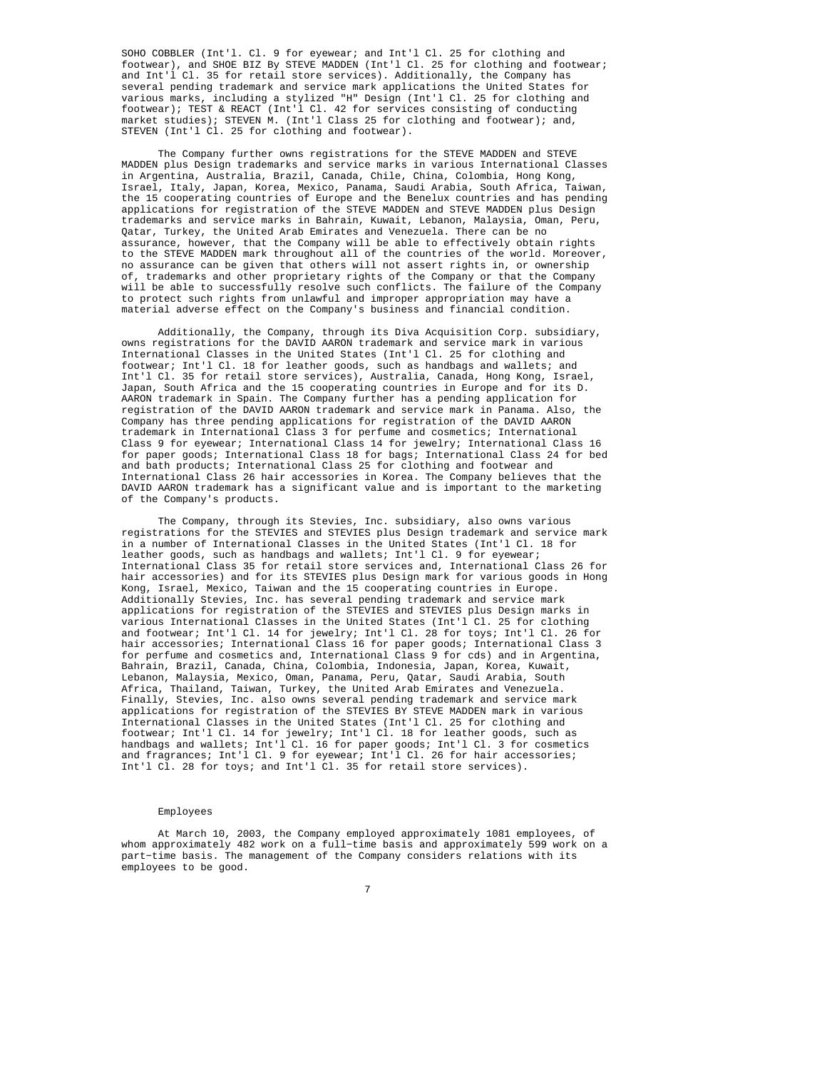SOHO COBBLER (Int'l. Cl. 9 for eyewear; and Int'l Cl. 25 for clothing and footwear), and SHOE BIZ By STEVE MADDEN (Int'l Cl. 25 for clothing and footwear; and Int'l Cl. 35 for retail store services). Additionally, the Company has several pending trademark and service mark applications the United States for various marks, including a stylized "H" Design (Int'l Cl. 25 for clothing and footwear); TEST & REACT (Int'l Cl. 42 for services consisting of conducting market studies); STEVEN M. (Int'l Class 25 for clothing and footwear); and, STEVEN (Int'l Cl. 25 for clothing and footwear).

The Company further owns registrations for the STEVE MADDEN and STEVE MADDEN plus Design trademarks and service marks in various International Classes in Argentina, Australia, Brazil, Canada, Chile, China, Colombia, Hong Kong, Israel, Italy, Japan, Korea, Mexico, Panama, Saudi Arabia, South Africa, Taiwan, the 15 cooperating countries of Europe and the Benelux countries and has pending applications for registration of the STEVE MADDEN and STEVE MADDEN plus Design trademarks and service marks in Bahrain, Kuwait, Lebanon, Malaysia, Oman, Peru, Qatar, Turkey, the United Arab Emirates and Venezuela. There can be no assurance, however, that the Company will be able to effectively obtain rights to the STEVE MADDEN mark throughout all of the countries of the world. Moreover, no assurance can be given that others will not assert rights in, or ownership of, trademarks and other proprietary rights of the Company or that the Company will be able to successfully resolve such conflicts. The failure of the Company to protect such rights from unlawful and improper appropriation may have a material adverse effect on the Company's business and financial condition.

Additionally, the Company, through its Diva Acquisition Corp. subsidiary, owns registrations for the DAVID AARON trademark and service mark in various International Classes in the United States (Int'l Cl. 25 for clothing and footwear; Int'l Cl. 18 for leather goods, such as handbags and wallets; and Int'l Cl. 35 for retail store services), Australia, Canada, Hong Kong, Israel, Japan, South Africa and the 15 cooperating countries in Europe and for its D. AARON trademark in Spain. The Company further has a pending application for registration of the DAVID AARON trademark and service mark in Panama. Also, the Company has three pending applications for registration of the DAVID AARON trademark in International Class 3 for perfume and cosmetics; International Class 9 for eyewear; International Class 14 for jewelry; International Class 16 for paper goods; International Class 18 for bags; International Class 24 for bed and bath products; International Class 25 for clothing and footwear and International Class 26 hair accessories in Korea. The Company believes that the DAVID AARON trademark has a significant value and is important to the marketing of the Company's products.

The Company, through its Stevies, Inc. subsidiary, also owns various registrations for the STEVIES and STEVIES plus Design trademark and service mark in a number of International Classes in the United States (Int'l Cl. 18 for leather goods, such as handbags and wallets; Int'l Cl. 9 for eyewear; International Class 35 for retail store services and, International Class 26 for hair accessories) and for its STEVIES plus Design mark for various goods in Hong Kong, Israel, Mexico, Taiwan and the 15 cooperating countries in Europe. Additionally Stevies, Inc. has several pending trademark and service mark applications for registration of the STEVIES and STEVIES plus Design marks in various International Classes in the United States (Int'l Cl. 25 for clothing and footwear; Int'l Cl. 14 for jewelry; Int'l Cl. 28 for toys; Int'l Cl. 26 for hair accessories; International Class 16 for paper goods; International Class 3 for perfume and cosmetics and, International Class 9 for cds) and in Argentina, Bahrain, Brazil, Canada, China, Colombia, Indonesia, Japan, Korea, Kuwait, Lebanon, Malaysia, Mexico, Oman, Panama, Peru, Qatar, Saudi Arabia, South Africa, Thailand, Taiwan, Turkey, the United Arab Emirates and Venezuela. Finally, Stevies, Inc. also owns several pending trademark and service mark applications for registration of the STEVIES BY STEVE MADDEN mark in various International Classes in the United States (Int'l Cl. 25 for clothing and footwear; Int'l Cl. 14 for jewelry; Int'l Cl. 18 for leather goods, such as handbags and wallets; Int'l Cl. 16 for paper goods; Int'l Cl. 3 for cosmetics and fragrances; Int'l Cl. 9 for eyewear; Int'l Cl. 26 for hair accessories; Int'l Cl. 28 for toys; and Int'l Cl. 35 for retail store services).

## Employees

At March 10, 2003, the Company employed approximately 1081 employees, of whom approximately 482 work on a full-time basis and approximately 599 work on a part-time basis. The management of the Company considers relations with its employees to be good.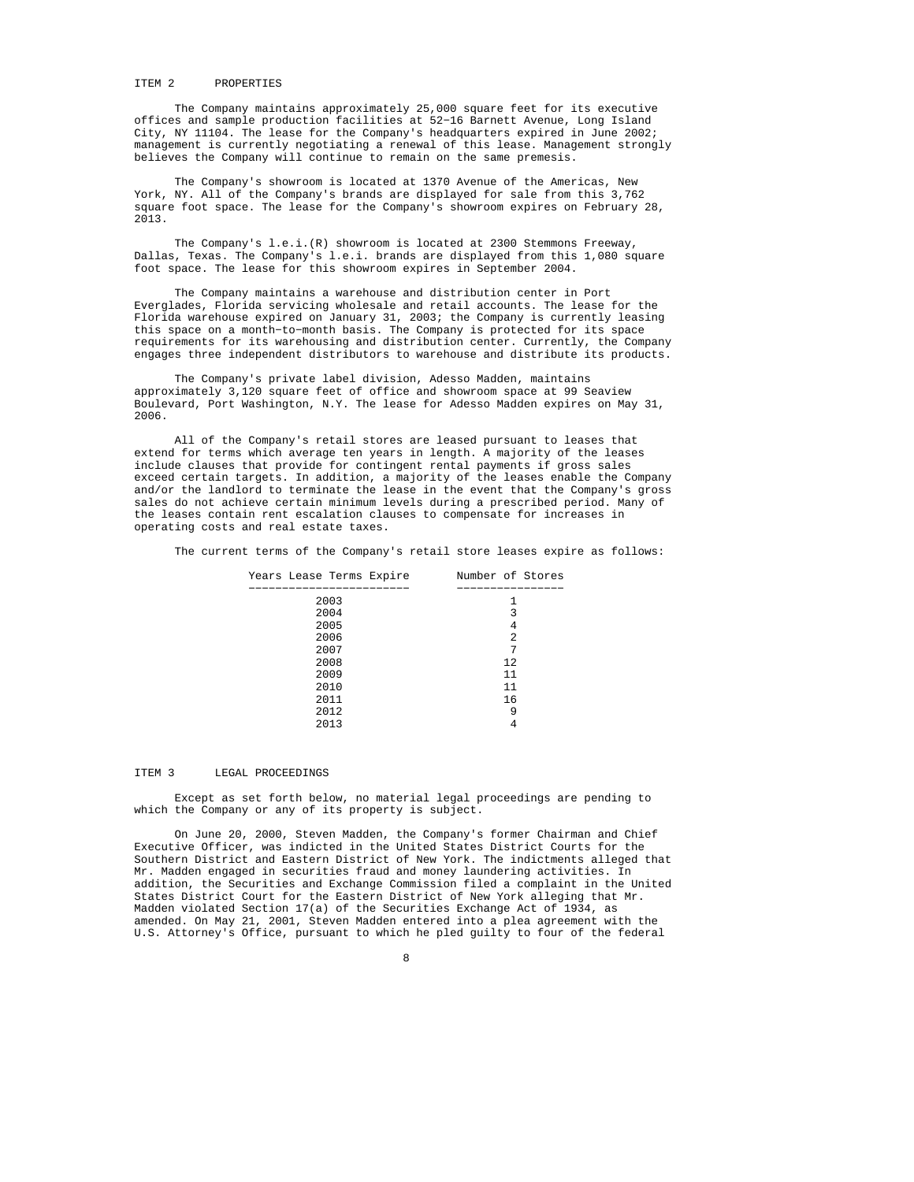## ITEM 2 PROPERTIES

The Company maintains approximately 25,000 square feet for its executive offices and sample production facilities at 52-16 Barnett Avenue, Long Island City, NY 11104. The lease for the Company's headquarters expired in June 2002; management is currently negotiating a renewal of this lease. Management strongly believes the Company will continue to remain on the same premesis.

The Company's showroom is located at 1370 Avenue of the Americas, New York, NY. All of the Company's brands are displayed for sale from this 3,762 square foot space. The lease for the Company's showroom expires on February 28, 2013.

The Company's l.e.i.(R) showroom is located at 2300 Stemmons Freeway, Dallas, Texas. The Company's l.e.i. brands are displayed from this 1,080 square foot space. The lease for this showroom expires in September 2004.

The Company maintains a warehouse and distribution center in Port Everglades, Florida servicing wholesale and retail accounts. The lease for the Florida warehouse expired on January 31, 2003; the Company is currently leasing this space on a month-to-month basis. The Company is protected for its space requirements for its warehousing and distribution center. Currently, the Company engages three independent distributors to warehouse and distribute its products.

The Company's private label division, Adesso Madden, maintains approximately 3,120 square feet of office and showroom space at 99 Seaview Boulevard, Port Washington, N.Y. The lease for Adesso Madden expires on May 31, 2006.

All of the Company's retail stores are leased pursuant to leases that extend for terms which average ten years in length. A majority of the leases include clauses that provide for contingent rental payments if gross sales exceed certain targets. In addition, a majority of the leases enable the Company and/or the landlord to terminate the lease in the event that the Company's gross sales do not achieve certain minimum levels during a prescribed period. Many of the leases contain rent escalation clauses to compensate for increases in operating costs and real estate taxes.

The current terms of the Company's retail store leases expire as follows:

| Years Lease Terms Expire | Number of Stores |
|---|---|
| 2003 | 1 |
| 2004 | 3 |
| 2005 | 4 |
| 2006 | 2 |
| 2007 | 7 |
| 2008 | 12 |
| 2009 | 11 |
| 2010 | 11 |
| 2011 | 16 |
| 2012 | 9 |
| 2013 | 4 |

## ITEM 3 LEGAL PROCEEDINGS

Except as set forth below, no material legal proceedings are pending to which the Company or any of its property is subject.

On June 20, 2000, Steven Madden, the Company's former Chairman and Chief Executive Officer, was indicted in the United States District Courts for the Southern District and Eastern District of New York. The indictments alleged that Mr. Madden engaged in securities fraud and money laundering activities. In addition, the Securities and Exchange Commission filed a complaint in the United States District Court for the Eastern District of New York alleging that Mr. Madden violated Section 17(a) of the Securities Exchange Act of 1934, as amended. On May 21, 2001, Steven Madden entered into a plea agreement with the U.S. Attorney's Office, pursuant to which he pled guilty to four of the federal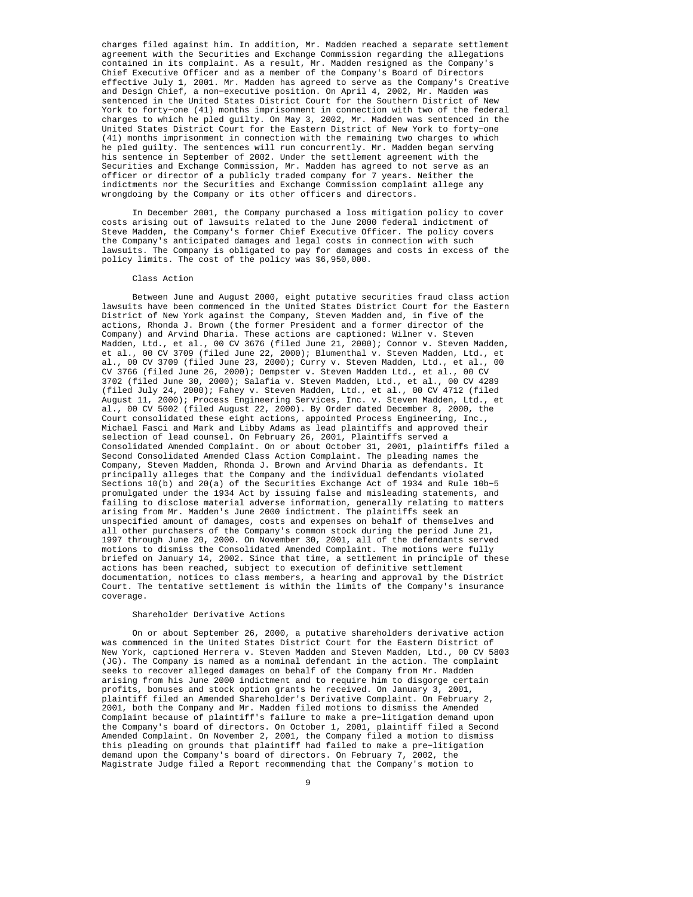charges filed against him. In addition, Mr. Madden reached a separate settlement agreement with the Securities and Exchange Commission regarding the allegations contained in its complaint. As a result, Mr. Madden resigned as the Company's Chief Executive Officer and as a member of the Company's Board of Directors effective July 1, 2001. Mr. Madden has agreed to serve as the Company's Creative and Design Chief, a non-executive position. On April 4, 2002, Mr. Madden was sentenced in the United States District Court for the Southern District of New York to forty-one (41) months imprisonment in connection with two of the federal charges to which he pled guilty. On May 3, 2002, Mr. Madden was sentenced in the United States District Court for the Eastern District of New York to forty-one (41) months imprisonment in connection with the remaining two charges to which he pled guilty. The sentences will run concurrently. Mr. Madden began serving his sentence in September of 2002. Under the settlement agreement with the Securities and Exchange Commission, Mr. Madden has agreed to not serve as an officer or director of a publicly traded company for 7 years. Neither the indictments nor the Securities and Exchange Commission complaint allege any wrongdoing by the Company or its other officers and directors.

In December 2001, the Company purchased a loss mitigation policy to cover costs arising out of lawsuits related to the June 2000 federal indictment of Steve Madden, the Company's former Chief Executive Officer. The policy covers the Company's anticipated damages and legal costs in connection with such lawsuits. The Company is obligated to pay for damages and costs in excess of the policy limits. The cost of the policy was $6,950,000.

Class Action

Between June and August 2000, eight putative securities fraud class action lawsuits have been commenced in the United States District Court for the Eastern District of New York against the Company, Steven Madden and, in five of the actions, Rhonda J. Brown (the former President and a former director of the Company) and Arvind Dharia. These actions are captioned: Wilner v. Steven Madden, Ltd., et al., 00 CV 3676 (filed June 21, 2000); Connor v. Steven Madden, et al., 00 CV 3709 (filed June 22, 2000); Blumenthal v. Steven Madden, Ltd., et al., 00 CV 3709 (filed June 23, 2000); Curry v. Steven Madden, Ltd., et al., 00 CV 3766 (filed June 26, 2000); Dempster v. Steven Madden Ltd., et al., 00 CV 3702 (filed June 30, 2000); Salafia v. Steven Madden, Ltd., et al., 00 CV 4289 (filed July 24, 2000); Fahey v. Steven Madden, Ltd., et al., 00 CV 4712 (filed August 11, 2000); Process Engineering Services, Inc. v. Steven Madden, Ltd., et al., 00 CV 5002 (filed August 22, 2000). By Order dated December 8, 2000, the Court consolidated these eight actions, appointed Process Engineering, Inc., Michael Fasci and Mark and Libby Adams as lead plaintiffs and approved their selection of lead counsel. On February 26, 2001, Plaintiffs served a Consolidated Amended Complaint. On or about October 31, 2001, plaintiffs filed a Second Consolidated Amended Class Action Complaint. The pleading names the Company, Steven Madden, Rhonda J. Brown and Arvind Dharia as defendants. It principally alleges that the Company and the individual defendants violated Sections 10(b) and 20(a) of the Securities Exchange Act of 1934 and Rule 10b-5 promulgated under the 1934 Act by issuing false and misleading statements, and failing to disclose material adverse information, generally relating to matters arising from Mr. Madden's June 2000 indictment. The plaintiffs seek an unspecified amount of damages, costs and expenses on behalf of themselves and all other purchasers of the Company's common stock during the period June 21, 1997 through June 20, 2000. On November 30, 2001, all of the defendants served motions to dismiss the Consolidated Amended Complaint. The motions were fully briefed on January 14, 2002. Since that time, a settlement in principle of these actions has been reached, subject to execution of definitive settlement documentation, notices to class members, a hearing and approval by the District Court. The tentative settlement is within the limits of the Company's insurance coverage.

Shareholder Derivative Actions

On or about September 26, 2000, a putative shareholders derivative action was commenced in the United States District Court for the Eastern District of New York, captioned Herrera v. Steven Madden and Steven Madden, Ltd., 00 CV 5803 (JG). The Company is named as a nominal defendant in the action. The complaint seeks to recover alleged damages on behalf of the Company from Mr. Madden arising from his June 2000 indictment and to require him to disgorge certain profits, bonuses and stock option grants he received. On January 3, 2001, plaintiff filed an Amended Shareholder's Derivative Complaint. On February 2, 2001, both the Company and Mr. Madden filed motions to dismiss the Amended Complaint because of plaintiff's failure to make a pre-litigation demand upon the Company's board of directors. On October 1, 2001, plaintiff filed a Second Amended Complaint. On November 2, 2001, the Company filed a motion to dismiss this pleading on grounds that plaintiff had failed to make a pre-litigation demand upon the Company's board of directors. On February 7, 2002, the Magistrate Judge filed a Report recommending that the Company's motion to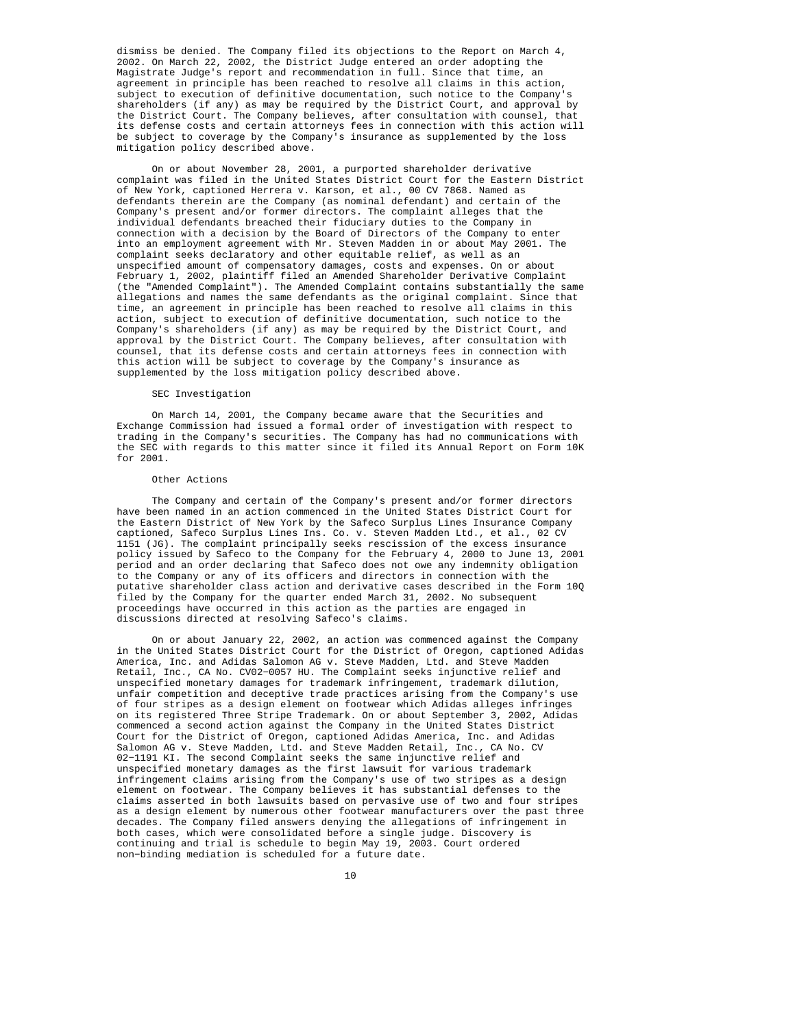dismiss be denied. The Company filed its objections to the Report on March 4, 2002. On March 22, 2002, the District Judge entered an order adopting the Magistrate Judge's report and recommendation in full. Since that time, an agreement in principle has been reached to resolve all claims in this action, subject to execution of definitive documentation, such notice to the Company's shareholders (if any) as may be required by the District Court, and approval by the District Court. The Company believes, after consultation with counsel, that its defense costs and certain attorneys fees in connection with this action will be subject to coverage by the Company's insurance as supplemented by the loss mitigation policy described above.

On or about November 28, 2001, a purported shareholder derivative complaint was filed in the United States District Court for the Eastern District of New York, captioned Herrera v. Karson, et al., 00 CV 7868. Named as defendants therein are the Company (as nominal defendant) and certain of the Company's present and/or former directors. The complaint alleges that the individual defendants breached their fiduciary duties to the Company in connection with a decision by the Board of Directors of the Company to enter into an employment agreement with Mr. Steven Madden in or about May 2001. The complaint seeks declaratory and other equitable relief, as well as an unspecified amount of compensatory damages, costs and expenses. On or about February 1, 2002, plaintiff filed an Amended Shareholder Derivative Complaint (the "Amended Complaint"). The Amended Complaint contains substantially the same allegations and names the same defendants as the original complaint. Since that time, an agreement in principle has been reached to resolve all claims in this action, subject to execution of definitive documentation, such notice to the Company's shareholders (if any) as may be required by the District Court, and approval by the District Court. The Company believes, after consultation with counsel, that its defense costs and certain attorneys fees in connection with this action will be subject to coverage by the Company's insurance as supplemented by the loss mitigation policy described above.

SEC Investigation

On March 14, 2001, the Company became aware that the Securities and Exchange Commission had issued a formal order of investigation with respect to trading in the Company's securities. The Company has had no communications with the SEC with regards to this matter since it filed its Annual Report on Form 10K for 2001.

Other Actions

The Company and certain of the Company's present and/or former directors have been named in an action commenced in the United States District Court for the Eastern District of New York by the Safeco Surplus Lines Insurance Company captioned, Safeco Surplus Lines Ins. Co. v. Steven Madden Ltd., et al., 02 CV 1151 (JG). The complaint principally seeks rescission of the excess insurance policy issued by Safeco to the Company for the February 4, 2000 to June 13, 2001 period and an order declaring that Safeco does not owe any indemnity obligation to the Company or any of its officers and directors in connection with the putative shareholder class action and derivative cases described in the Form 10Q filed by the Company for the quarter ended March 31, 2002. No subsequent proceedings have occurred in this action as the parties are engaged in discussions directed at resolving Safeco's claims.

On or about January 22, 2002, an action was commenced against the Company in the United States District Court for the District of Oregon, captioned Adidas America, Inc. and Adidas Salomon AG v. Steve Madden, Ltd. and Steve Madden Retail, Inc., CA No. CV02-0057 HU. The Complaint seeks injunctive relief and unspecified monetary damages for trademark infringement, trademark dilution, unfair competition and deceptive trade practices arising from the Company's use of four stripes as a design element on footwear which Adidas alleges infringes on its registered Three Stripe Trademark. On or about September 3, 2002, Adidas commenced a second action against the Company in the United States District Court for the District of Oregon, captioned Adidas America, Inc. and Adidas Salomon AG v. Steve Madden, Ltd. and Steve Madden Retail, Inc., CA No. CV 02-1191 KI. The second Complaint seeks the same injunctive relief and unspecified monetary damages as the first lawsuit for various trademark infringement claims arising from the Company's use of two stripes as a design element on footwear. The Company believes it has substantial defenses to the claims asserted in both lawsuits based on pervasive use of two and four stripes as a design element by numerous other footwear manufacturers over the past three decades. The Company filed answers denying the allegations of infringement in both cases, which were consolidated before a single judge. Discovery is continuing and trial is schedule to begin May 19, 2003. Court ordered non-binding mediation is scheduled for a future date.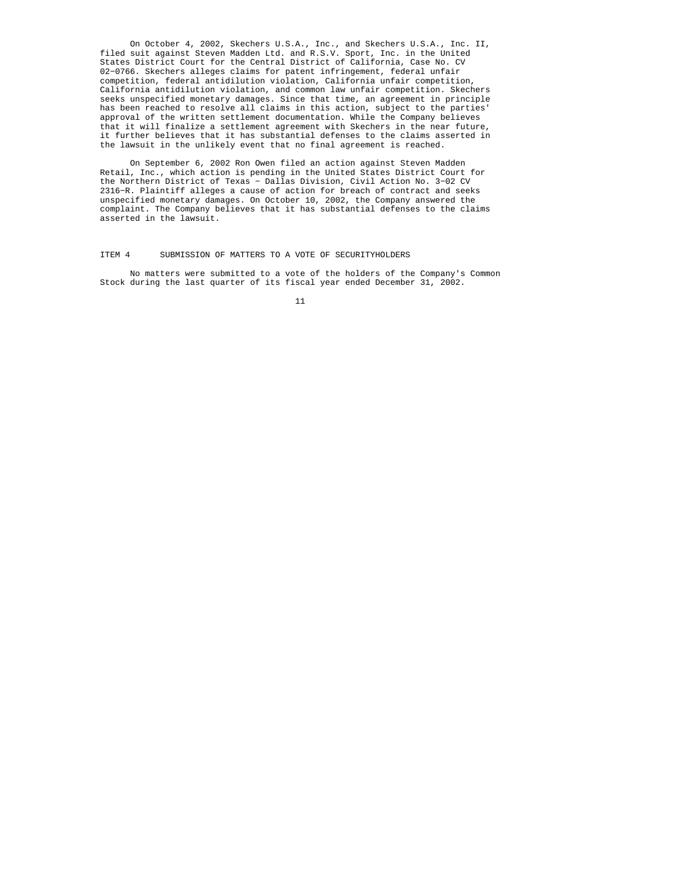On October 4, 2002, Skechers U.S.A., Inc., and Skechers U.S.A., Inc. II, filed suit against Steven Madden Ltd. and R.S.V. Sport, Inc. in the United States District Court for the Central District of California, Case No. CV 02-0766. Skechers alleges claims for patent infringement, federal unfair competition, federal antidilution violation, California unfair competition, California antidilution violation, and common law unfair competition. Skechers seeks unspecified monetary damages. Since that time, an agreement in principle has been reached to resolve all claims in this action, subject to the parties' approval of the written settlement documentation. While the Company believes that it will finalize a settlement agreement with Skechers in the near future, it further believes that it has substantial defenses to the claims asserted in the lawsuit in the unlikely event that no final agreement is reached.

On September 6, 2002 Ron Owen filed an action against Steven Madden Retail, Inc., which action is pending in the United States District Court for the Northern District of Texas - Dallas Division, Civil Action No. 3-02 CV 2316-R. Plaintiff alleges a cause of action for breach of contract and seeks unspecified monetary damages. On October 10, 2002, the Company answered the complaint. The Company believes that it has substantial defenses to the claims asserted in the lawsuit.

## ITEM 4 SUBMISSION OF MATTERS TO A VOTE OF SECURITYHOLDERS

No matters were submitted to a vote of the holders of the Company's Common Stock during the last quarter of its fiscal year ended December 31, 2002.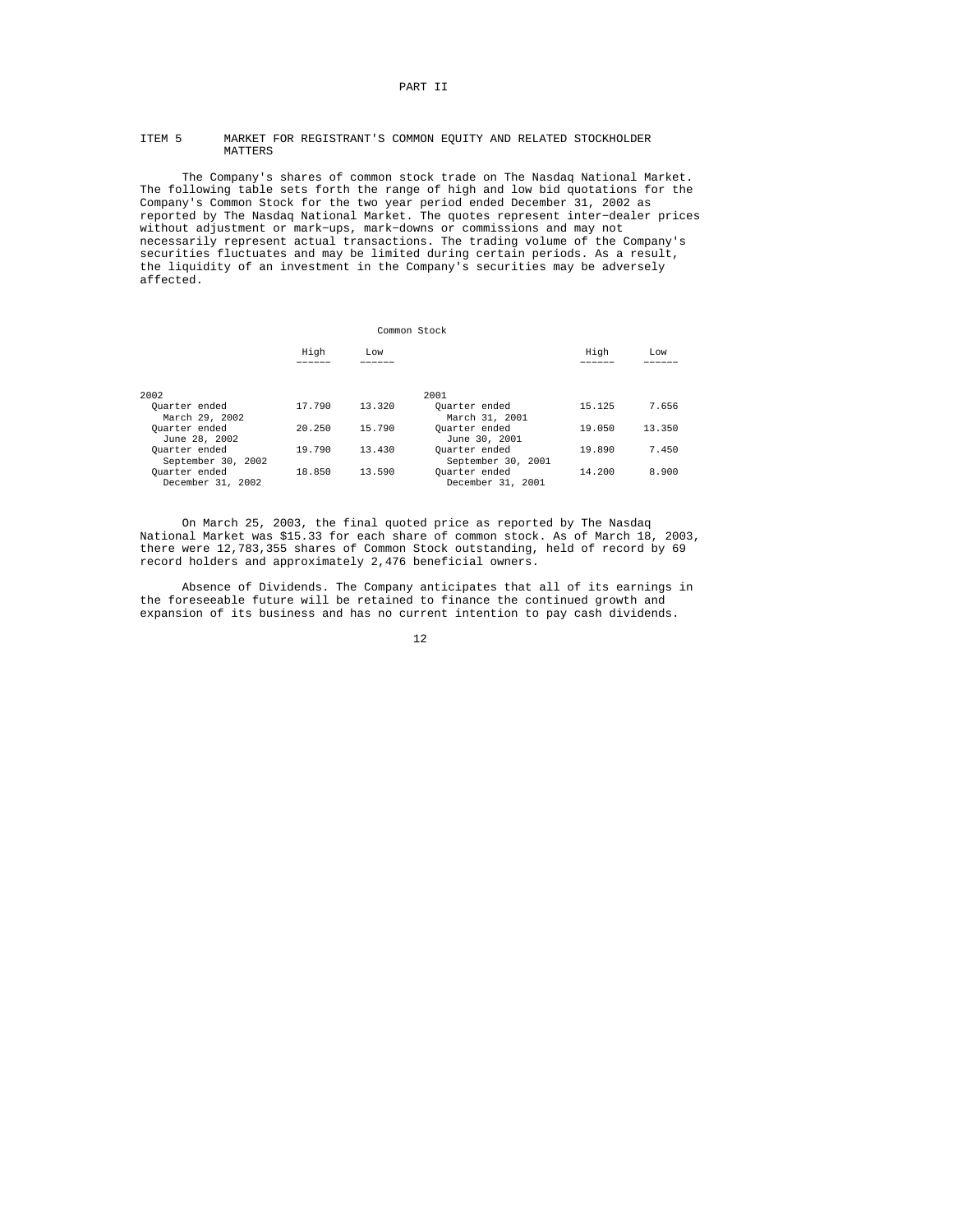# PART II

## ITEM 5 MARKET FOR REGISTRANT'S COMMON EQUITY AND RELATED STOCKHOLDER MATTERS

The Company's shares of common stock trade on The Nasdaq National Market. The following table sets forth the range of high and low bid quotations for the Company's Common Stock for the two year period ended December 31, 2002 as reported by The Nasdaq National Market. The quotes represent inter-dealer prices without adjustment or mark-ups, mark-downs or commissions and may not necessarily represent actual transactions. The trading volume of the Company's securities fluctuates and may be limited during certain periods. As a result, the liquidity of an investment in the Company's securities may be adversely affected.

Common Stock

| | High | Low | | High | Low |
|---|---|---|---|---|---|
| 2002 | | | 2001 | | |
| Quarter ended March 29, 2002 | 17.790 | 13.320 | Quarter ended March 31, 2001 | 15.125 | 7.656 |
| Quarter ended June 28, 2002 | 20.250 | 15.790 | Quarter ended June 30, 2001 | 19.050 | 13.350 |
| Quarter ended September 30, 2002 | 19.790 | 13.430 | Quarter ended September 30, 2001 | 19.890 | 7.450 |
| Quarter ended December 31, 2002 | 18.850 | 13.590 | Quarter ended December 31, 2001 | 14.200 | 8.900 |

On March 25, 2003, the final quoted price as reported by The Nasdaq National Market was $15.33 for each share of common stock. As of March 18, 2003, there were 12,783,355 shares of Common Stock outstanding, held of record by 69 record holders and approximately 2,476 beneficial owners.

Absence of Dividends. The Company anticipates that all of its earnings in the foreseeable future will be retained to finance the continued growth and expansion of its business and has no current intention to pay cash dividends.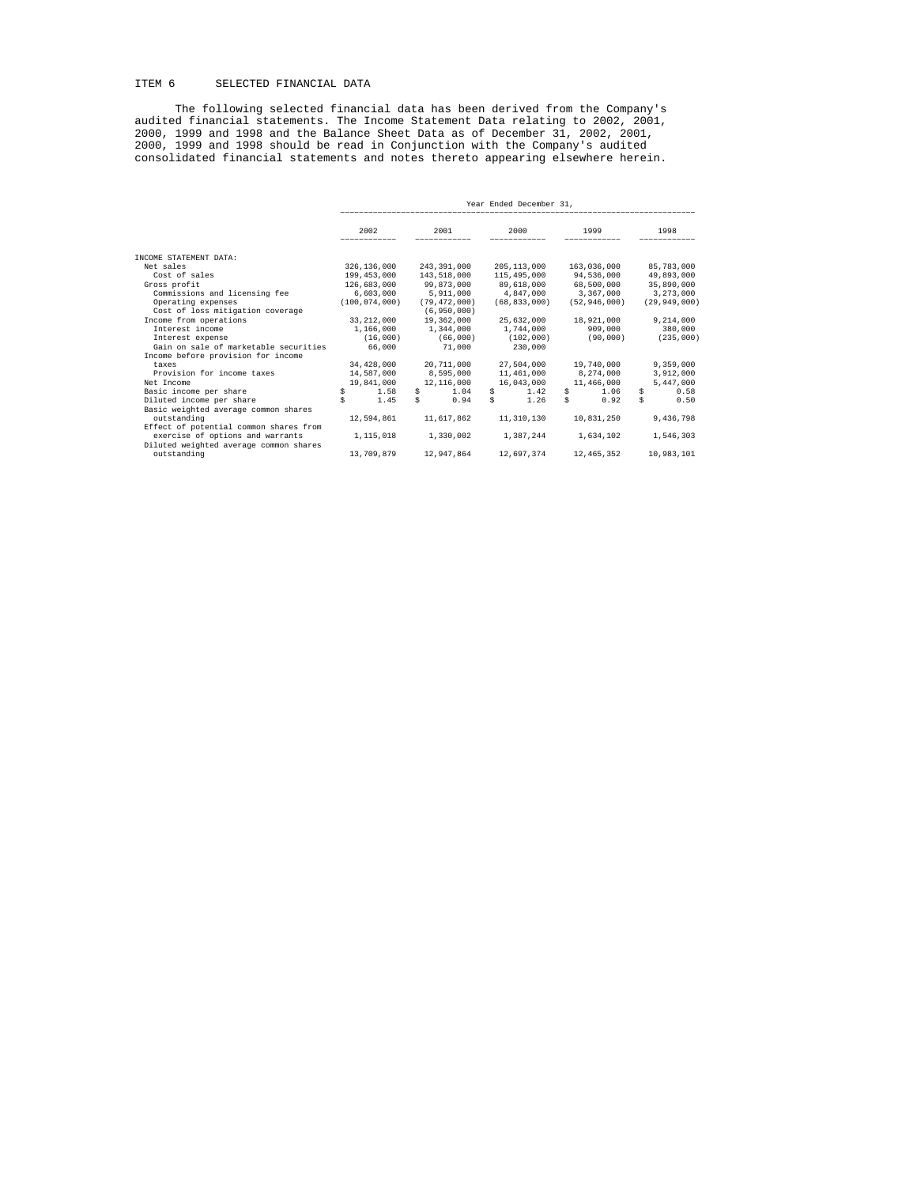ITEM 6 SELECTED FINANCIAL DATA

The following selected financial data has been derived from the Company's audited financial statements. The Income Statement Data relating to 2002, 2001, 2000, 1999 and 1998 and the Balance Sheet Data as of December 31, 2002, 2001, 2000, 1999 and 1998 should be read in Conjunction with the Company's audited consolidated financial statements and notes thereto appearing elsewhere herein.

| | Year Ended December 31, | | | | |
|---|---|---|---|---|---|
| | 2002 | 2001 | 2000 | 1999 | 1998 |
| INCOME STATEMENT DATA: | | | | | |
| Net sales | 326,136,000 | 243,391,000 | 205,113,000 | 163,036,000 | 85,783,000 |
| Cost of sales | 199,453,000 | 143,518,000 | 115,495,000 | 94,536,000 | 49,893,000 |
| Gross profit | 126,683,000 | 99,873,000 | 89,618,000 | 68,500,000 | 35,890,000 |
| Commissions and licensing fee | 6,603,000 | 5,911,000 | 4,847,000 | 3,367,000 | 3,273,000 |
| Operating expenses | (100,074,000) | (79,472,000) | (68,833,000) | (52,946,000) | (29,949,000) |
| Cost of loss mitigation coverage | | (6,950,000) | | | |
| Income from operations | 33,212,000 | 19,362,000 | 25,632,000 | 18,921,000 | 9,214,000 |
| Interest income | 1,166,000 | 1,344,000 | 1,744,000 | 909,000 | 380,000 |
| Interest expense | (16,000) | (66,000) | (102,000) | (90,000) | (235,000) |
| Gain on sale of marketable securities | 66,000 | 71,000 | 230,000 | | |
| Income before provision for income taxes | 34,428,000 | 20,711,000 | 27,504,000 | 19,740,000 | 9,359,000 |
| Provision for income taxes | 14,587,000 | 8,595,000 | 11,461,000 | 8,274,000 | 3,912,000 |
| Net Income | 19,841,000 | 12,116,000 | 16,043,000 | 11,466,000 | 5,447,000 |
| Basic income per share | $ 1.58 | $ 1.04 | $ 1.42 | $ 1.06 | $ 0.58 |
| Diluted income per share | $ 1.45 | $ 0.94 | $ 1.26 | $ 0.92 | $ 0.50 |
| Basic weighted average common shares outstanding | 12,594,861 | 11,617,862 | 11,310,130 | 10,831,250 | 9,436,798 |
| Effect of potential common shares from exercise of options and warrants | 1,115,018 | 1,330,002 | 1,387,244 | 1,634,102 | 1,546,303 |
| Diluted weighted average common shares outstanding | 13,709,879 | 12,947,864 | 12,697,374 | 12,465,352 | 10,983,101 |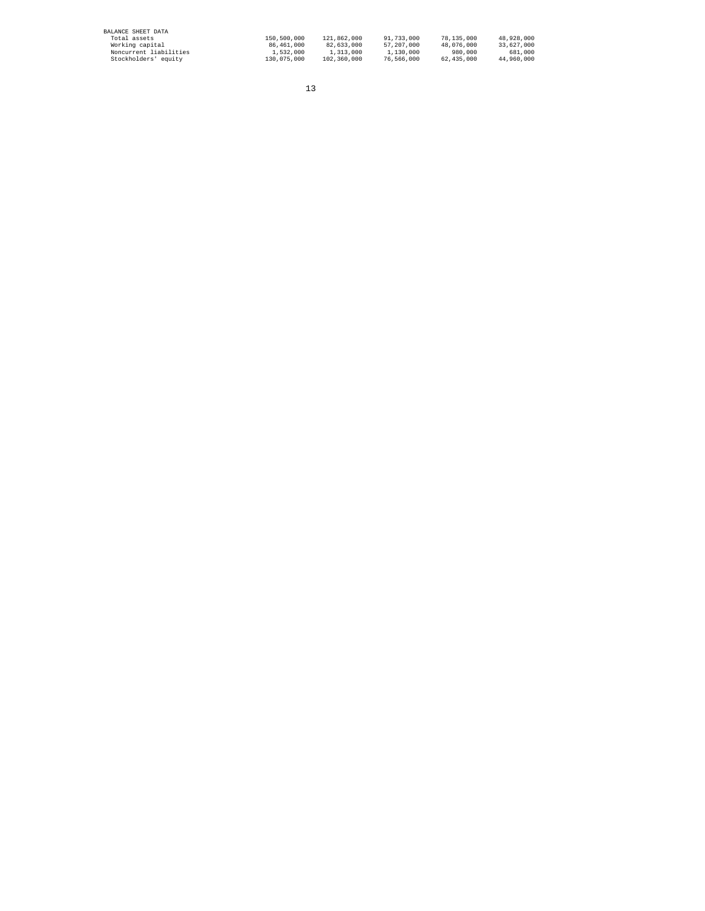| BALANCE SHEET DATA | | | | | |
|---|---|---|---|---|---|
| Total assets | 150,500,000 | 121,862,000 | 91,733,000 | 78,135,000 | 48,928,000 |
| Working capital | 86,461,000 | 82,633,000 | 57,207,000 | 48,076,000 | 33,627,000 |
| Noncurrent liabilities | 1,532,000 | 1,313,000 | 1,130,000 | 980,000 | 681,000 |
| Stockholders' equity | 130,075,000 | 102,360,000 | 76,566,000 | 62,435,000 | 44,960,000 |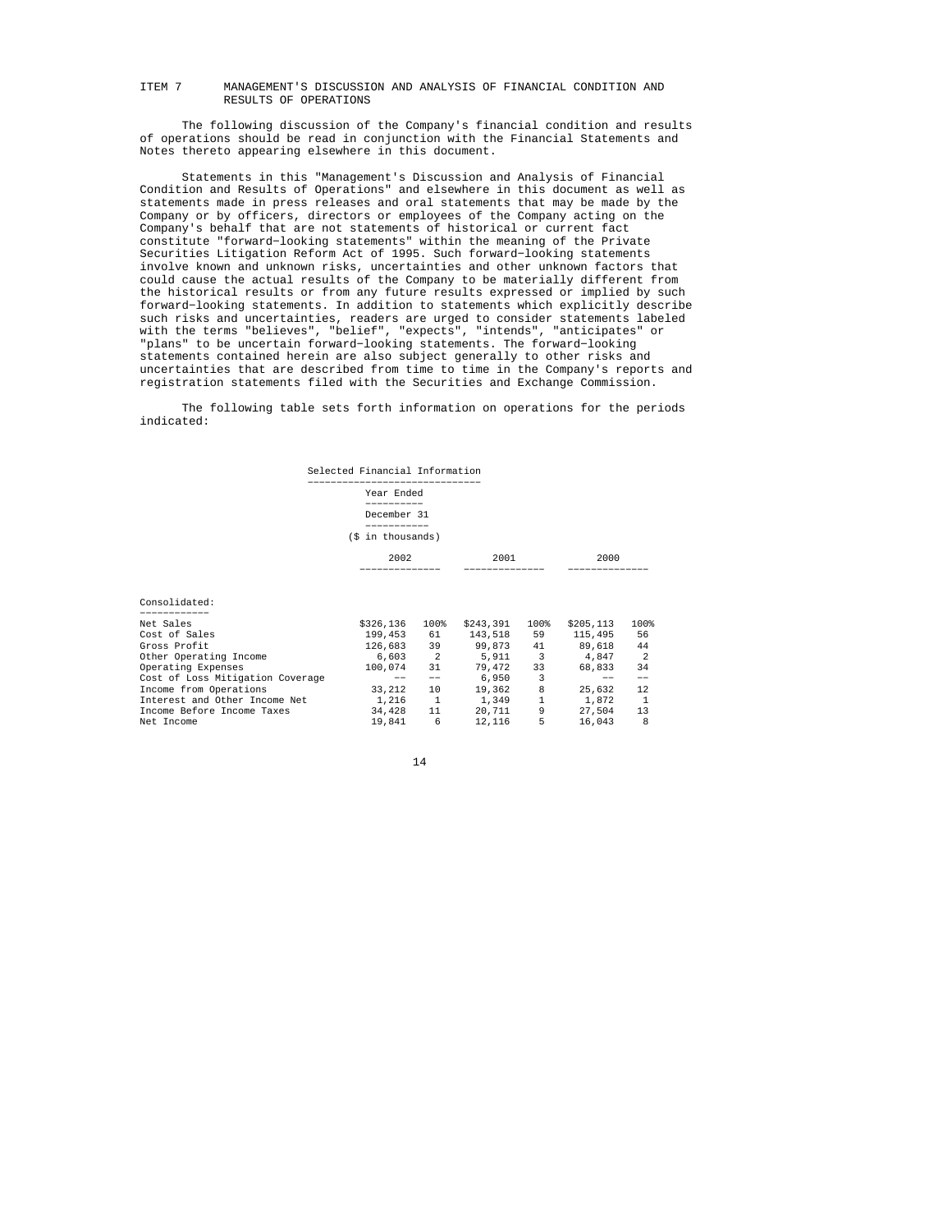## ITEM 7 MANAGEMENT'S DISCUSSION AND ANALYSIS OF FINANCIAL CONDITION AND RESULTS OF OPERATIONS

The following discussion of the Company's financial condition and results of operations should be read in conjunction with the Financial Statements and Notes thereto appearing elsewhere in this document.

Statements in this "Management's Discussion and Analysis of Financial Condition and Results of Operations" and elsewhere in this document as well as statements made in press releases and oral statements that may be made by the Company or by officers, directors or employees of the Company acting on the Company's behalf that are not statements of historical or current fact constitute "forward-looking statements" within the meaning of the Private Securities Litigation Reform Act of 1995. Such forward-looking statements involve known and unknown risks, uncertainties and other unknown factors that could cause the actual results of the Company to be materially different from the historical results or from any future results expressed or implied by such forward-looking statements. In addition to statements which explicitly describe such risks and uncertainties, readers are urged to consider statements labeled with the terms "believes", "belief", "expects", "intends", "anticipates" or "plans" to be uncertain forward-looking statements. The forward-looking statements contained herein are also subject generally to other risks and uncertainties that are described from time to time in the Company's reports and registration statements filed with the Securities and Exchange Commission.

The following table sets forth information on operations for the periods indicated:

Selected Financial Information

Year Ended December 31 ($ in thousands)

| | 2002 | | 2001 | | 2000 | |
|---|---|---|---|---|---|---|
| **Consolidated:** | | | | | | |
| Net Sales | $326,136 | 100% | $243,391 | 100% | $205,113 | 100% |
| Cost of Sales | 199,453 | 61 | 143,518 | 59 | 115,495 | 56 |
| Gross Profit | 126,683 | 39 | 99,873 | 41 | 89,618 | 44 |
| Other Operating Income | 6,603 | 2 | 5,911 | 3 | 4,847 | 2 |
| Operating Expenses | 100,074 | 31 | 79,472 | 33 | 68,833 | 34 |
| Cost of Loss Mitigation Coverage | -- | -- | 6,950 | 3 | -- | -- |
| Income from Operations | 33,212 | 10 | 19,362 | 8 | 25,632 | 12 |
| Interest and Other Income Net | 1,216 | 1 | 1,349 | 1 | 1,872 | 1 |
| Income Before Income Taxes | 34,428 | 11 | 20,711 | 9 | 27,504 | 13 |
| Net Income | 19,841 | 6 | 12,116 | 5 | 16,043 | 8 |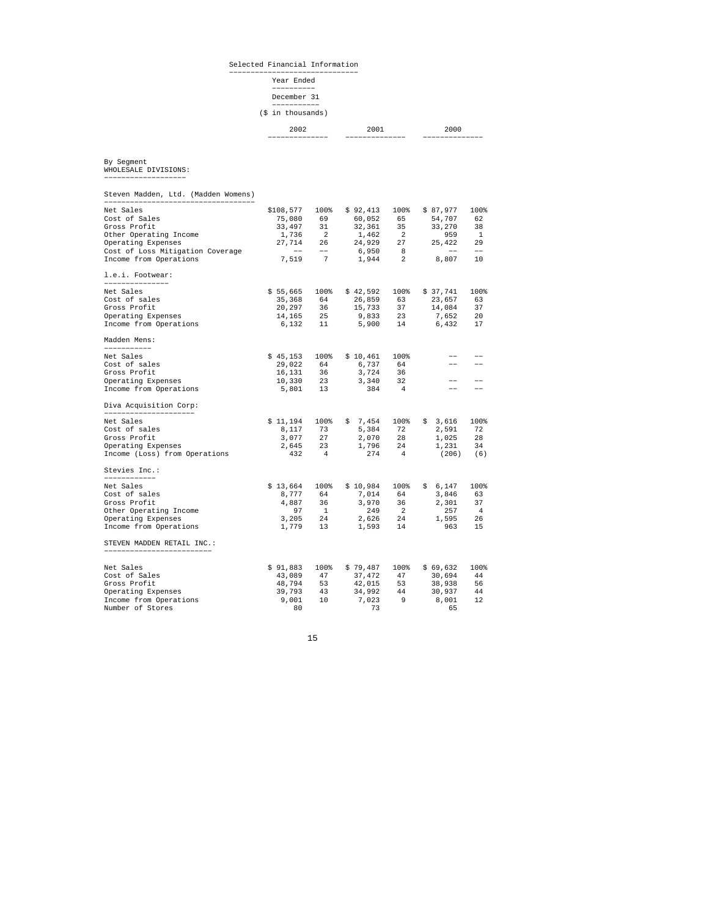Selected Financial Information

Year Ended

December 31

($ in thousands)

| | 2002 | | 2001 | | 2000 | |
|---|---|---|---|---|---|---|
| **By Segment** | | | | | | |
| **WHOLESALE DIVISIONS:** | | | | | | |
| **Steven Madden, Ltd. (Madden Womens)** | | | | | | |
| Net Sales | $108,577 | 100% | $ 92,413 | 100% | $ 87,977 | 100% |
| Cost of Sales | 75,080 | 69 | 60,052 | 65 | 54,707 | 62 |
| Gross Profit | 33,497 | 31 | 32,361 | 35 | 33,270 | 38 |
| Other Operating Income | 1,736 | 2 | 1,462 | 2 | 959 | 1 |
| Operating Expenses | 27,714 | 26 | 24,929 | 27 | 25,422 | 29 |
| Cost of Loss Mitigation Coverage | -- | -- | 6,950 | 8 | -- | -- |
| Income from Operations | 7,519 | 7 | 1,944 | 2 | 8,807 | 10 |
| **l.e.i. Footwear:** | | | | | | |
| Net Sales | $ 55,665 | 100% | $ 42,592 | 100% | $ 37,741 | 100% |
| Cost of sales | 35,368 | 64 | 26,859 | 63 | 23,657 | 63 |
| Gross Profit | 20,297 | 36 | 15,733 | 37 | 14,084 | 37 |
| Operating Expenses | 14,165 | 25 | 9,833 | 23 | 7,652 | 20 |
| Income from Operations | 6,132 | 11 | 5,900 | 14 | 6,432 | 17 |
| **Madden Mens:** | | | | | | |
| Net Sales | $ 45,153 | 100% | $ 10,461 | 100% | -- | -- |
| Cost of sales | 29,022 | 64 | 6,737 | 64 | -- | -- |
| Gross Profit | 16,131 | 36 | 3,724 | 36 | | |
| Operating Expenses | 10,330 | 23 | 3,340 | 32 | -- | -- |
| Income from Operations | 5,801 | 13 | 384 | 4 | -- | -- |
| **Diva Acquisition Corp:** | | | | | | |
| Net Sales | $ 11,194 | 100% | $ 7,454 | 100% | $ 3,616 | 100% |
| Cost of sales | 8,117 | 73 | 5,384 | 72 | 2,591 | 72 |
| Gross Profit | 3,077 | 27 | 2,070 | 28 | 1,025 | 28 |
| Operating Expenses | 2,645 | 23 | 1,796 | 24 | 1,231 | 34 |
| Income (Loss) from Operations | 432 | 4 | 274 | 4 | (206) | (6) |
| **Stevies Inc.:** | | | | | | |
| Net Sales | $ 13,664 | 100% | $ 10,984 | 100% | $ 6,147 | 100% |
| Cost of sales | 8,777 | 64 | 7,014 | 64 | 3,846 | 63 |
| Gross Profit | 4,887 | 36 | 3,970 | 36 | 2,301 | 37 |
| Other Operating Income | 97 | 1 | 249 | 2 | 257 | 4 |
| Operating Expenses | 3,205 | 24 | 2,626 | 24 | 1,595 | 26 |
| Income from Operations | 1,779 | 13 | 1,593 | 14 | 963 | 15 |
| **STEVEN MADDEN RETAIL INC.:** | | | | | | |
| Net Sales | $ 91,883 | 100% | $ 79,487 | 100% | $ 69,632 | 100% |
| Cost of Sales | 43,089 | 47 | 37,472 | 47 | 30,694 | 44 |
| Gross Profit | 48,794 | 53 | 42,015 | 53 | 38,938 | 56 |
| Operating Expenses | 39,793 | 43 | 34,992 | 44 | 30,937 | 44 |
| Income from Operations | 9,001 | 10 | 7,023 | 9 | 8,001 | 12 |
| Number of Stores | 80 | | 73 | | 65 | |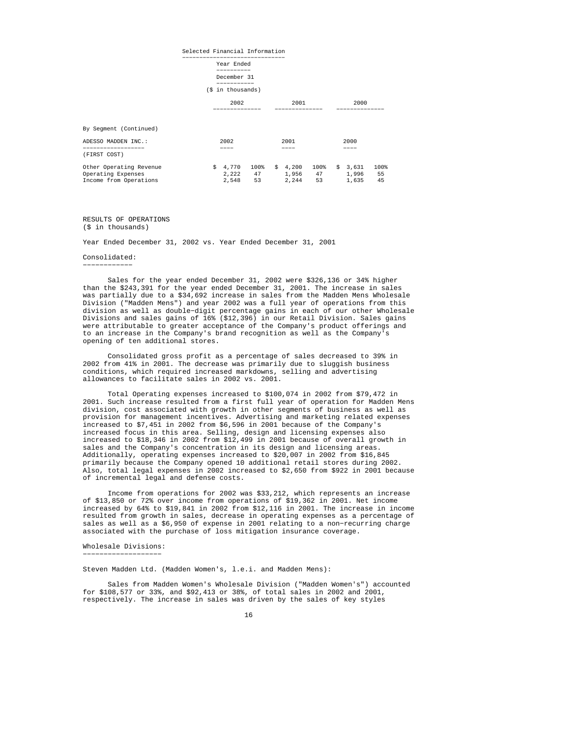Selected Financial Information

| | Year Ended December 31 ($ in thousands) | | | | | |
|---|---|---|---|---|---|---|
| | 2002 | | 2001 | | 2000 | |
| By Segment (Continued) | | | | | | |
| ADESSO MADDEN INC.: (FIRST COST) | 2002 | | 2001 | | 2000 | |
| Other Operating Revenue | $ 4,770 | 100% | $ 4,200 | 100% | $ 3,631 | 100% |
| Operating Expenses | 2,222 | 47 | 1,956 | 47 | 1,996 | 55 |
| Income from Operations | 2,548 | 53 | 2,244 | 53 | 1,635 | 45 |

RESULTS OF OPERATIONS
($ in thousands)

Year Ended December 31, 2002 vs. Year Ended December 31, 2001

Consolidated:

Sales for the year ended December 31, 2002 were $326,136 or 34% higher than the $243,391 for the year ended December 31, 2001. The increase in sales was partially due to a $34,692 increase in sales from the Madden Mens Wholesale Division ("Madden Mens") and year 2002 was a full year of operations from this division as well as double-digit percentage gains in each of our other Wholesale Divisions and sales gains of 16% ($12,396) in our Retail Division. Sales gains were attributable to greater acceptance of the Company's product offerings and to an increase in the Company's brand recognition as well as the Company's opening of ten additional stores.

Consolidated gross profit as a percentage of sales decreased to 39% in 2002 from 41% in 2001. The decrease was primarily due to sluggish business conditions, which required increased markdowns, selling and advertising allowances to facilitate sales in 2002 vs. 2001.

Total Operating expenses increased to $100,074 in 2002 from $79,472 in 2001. Such increase resulted from a first full year of operation for Madden Mens division, cost associated with growth in other segments of business as well as provision for management incentives. Advertising and marketing related expenses increased to $7,451 in 2002 from $6,596 in 2001 because of the Company's increased focus in this area. Selling, design and licensing expenses also increased to $18,346 in 2002 from $12,499 in 2001 because of overall growth in sales and the Company's concentration in its design and licensing areas. Additionally, operating expenses increased to $20,007 in 2002 from $16,845 primarily because the Company opened 10 additional retail stores during 2002. Also, total legal expenses in 2002 increased to $2,650 from $922 in 2001 because of incremental legal and defense costs.

Income from operations for 2002 was $33,212, which represents an increase of $13,850 or 72% over income from operations of $19,362 in 2001. Net income increased by 64% to $19,841 in 2002 from $12,116 in 2001. The increase in income resulted from growth in sales, decrease in operating expenses as a percentage of sales as well as a $6,950 of expense in 2001 relating to a non-recurring charge associated with the purchase of loss mitigation insurance coverage.

Wholesale Divisions:

Steven Madden Ltd. (Madden Women's, l.e.i. and Madden Mens):

Sales from Madden Women's Wholesale Division ("Madden Women's") accounted for $108,577 or 33%, and $92,413 or 38%, of total sales in 2002 and 2001, respectively. The increase in sales was driven by the sales of key styles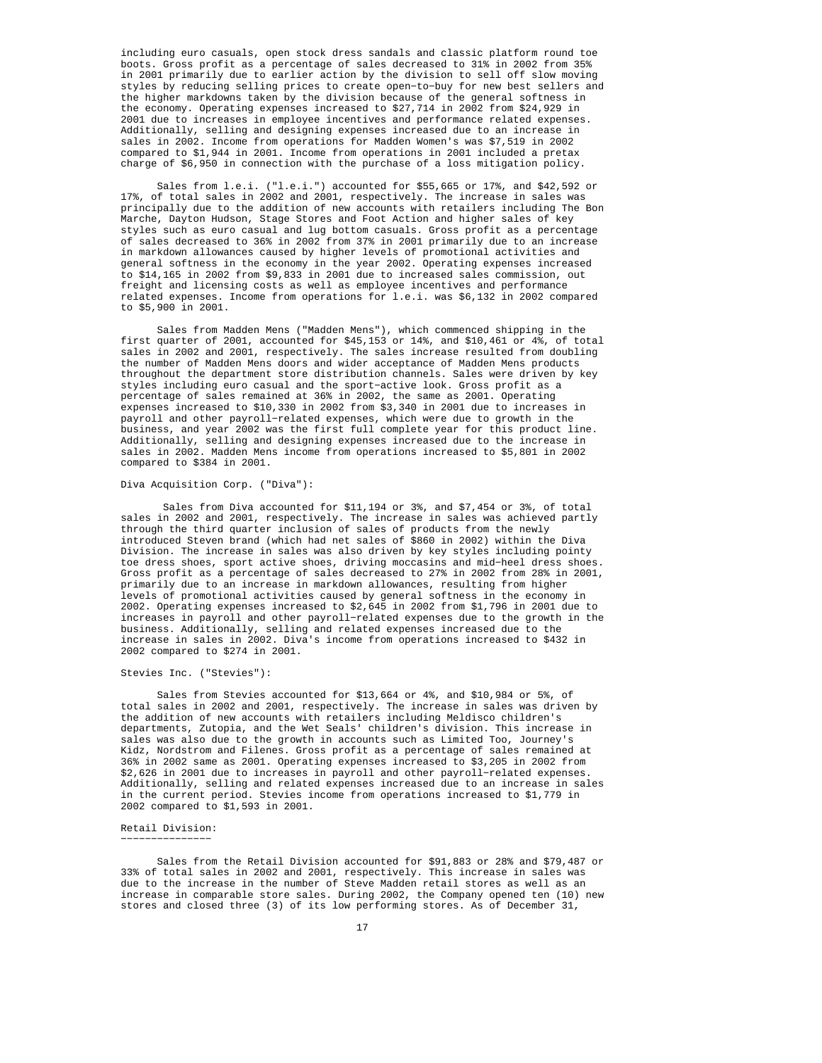including euro casuals, open stock dress sandals and classic platform round toe boots. Gross profit as a percentage of sales decreased to 31% in 2002 from 35% in 2001 primarily due to earlier action by the division to sell off slow moving styles by reducing selling prices to create open-to-buy for new best sellers and the higher markdowns taken by the division because of the general softness in the economy. Operating expenses increased to $27,714 in 2002 from $24,929 in 2001 due to increases in employee incentives and performance related expenses. Additionally, selling and designing expenses increased due to an increase in sales in 2002. Income from operations for Madden Women's was $7,519 in 2002 compared to $1,944 in 2001. Income from operations in 2001 included a pretax charge of $6,950 in connection with the purchase of a loss mitigation policy.

Sales from l.e.i. ("l.e.i.") accounted for $55,665 or 17%, and $42,592 or 17%, of total sales in 2002 and 2001, respectively. The increase in sales was principally due to the addition of new accounts with retailers including The Bon Marche, Dayton Hudson, Stage Stores and Foot Action and higher sales of key styles such as euro casual and lug bottom casuals. Gross profit as a percentage of sales decreased to 36% in 2002 from 37% in 2001 primarily due to an increase in markdown allowances caused by higher levels of promotional activities and general softness in the economy in the year 2002. Operating expenses increased to $14,165 in 2002 from $9,833 in 2001 due to increased sales commission, out freight and licensing costs as well as employee incentives and performance related expenses. Income from operations for l.e.i. was $6,132 in 2002 compared to $5,900 in 2001.

Sales from Madden Mens ("Madden Mens"), which commenced shipping in the first quarter of 2001, accounted for $45,153 or 14%, and $10,461 or 4%, of total sales in 2002 and 2001, respectively. The sales increase resulted from doubling the number of Madden Mens doors and wider acceptance of Madden Mens products throughout the department store distribution channels. Sales were driven by key styles including euro casual and the sport-active look. Gross profit as a percentage of sales remained at 36% in 2002, the same as 2001. Operating expenses increased to $10,330 in 2002 from $3,340 in 2001 due to increases in payroll and other payroll-related expenses, which were due to growth in the business, and year 2002 was the first full complete year for this product line. Additionally, selling and designing expenses increased due to the increase in sales in 2002. Madden Mens income from operations increased to $5,801 in 2002 compared to $384 in 2001.

Diva Acquisition Corp. ("Diva"):

Sales from Diva accounted for $11,194 or 3%, and $7,454 or 3%, of total sales in 2002 and 2001, respectively. The increase in sales was achieved partly through the third quarter inclusion of sales of products from the newly introduced Steven brand (which had net sales of $860 in 2002) within the Diva Division. The increase in sales was also driven by key styles including pointy toe dress shoes, sport active shoes, driving moccasins and mid-heel dress shoes. Gross profit as a percentage of sales decreased to 27% in 2002 from 28% in 2001, primarily due to an increase in markdown allowances, resulting from higher levels of promotional activities caused by general softness in the economy in 2002. Operating expenses increased to $2,645 in 2002 from $1,796 in 2001 due to increases in payroll and other payroll-related expenses due to the growth in the business. Additionally, selling and related expenses increased due to the increase in sales in 2002. Diva's income from operations increased to $432 in 2002 compared to $274 in 2001.

Stevies Inc. ("Stevies"):

Sales from Stevies accounted for $13,664 or 4%, and $10,984 or 5%, of total sales in 2002 and 2001, respectively. The increase in sales was driven by the addition of new accounts with retailers including Meldisco children's departments, Zutopia, and the Wet Seals' children's division. This increase in sales was also due to the growth in accounts such as Limited Too, Journey's Kidz, Nordstrom and Filenes. Gross profit as a percentage of sales remained at 36% in 2002 same as 2001. Operating expenses increased to $3,205 in 2002 from $2,626 in 2001 due to increases in payroll and other payroll-related expenses. Additionally, selling and related expenses increased due to an increase in sales in the current period. Stevies income from operations increased to $1,779 in 2002 compared to $1,593 in 2001.

Retail Division:

Sales from the Retail Division accounted for $91,883 or 28% and $79,487 or 33% of total sales in 2002 and 2001, respectively. This increase in sales was due to the increase in the number of Steve Madden retail stores as well as an increase in comparable store sales. During 2002, the Company opened ten (10) new stores and closed three (3) of its low performing stores. As of December 31,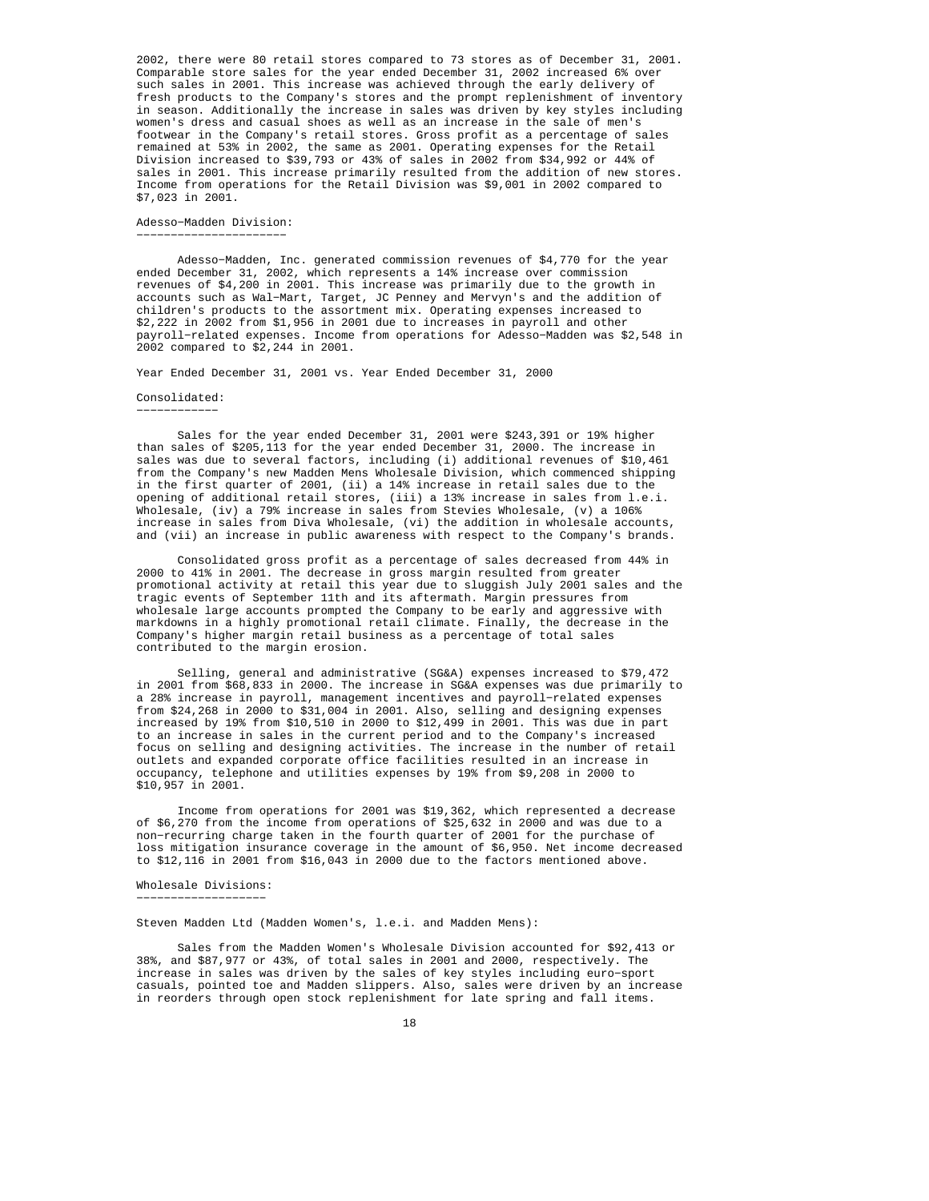2002, there were 80 retail stores compared to 73 stores as of December 31, 2001. Comparable store sales for the year ended December 31, 2002 increased 6% over such sales in 2001. This increase was achieved through the early delivery of fresh products to the Company's stores and the prompt replenishment of inventory in season. Additionally the increase in sales was driven by key styles including women's dress and casual shoes as well as an increase in the sale of men's footwear in the Company's retail stores. Gross profit as a percentage of sales remained at 53% in 2002, the same as 2001. Operating expenses for the Retail Division increased to $39,793 or 43% of sales in 2002 from $34,992 or 44% of sales in 2001. This increase primarily resulted from the addition of new stores. Income from operations for the Retail Division was $9,001 in 2002 compared to $7,023 in 2001.

Adesso-Madden Division:

Adesso-Madden, Inc. generated commission revenues of $4,770 for the year ended December 31, 2002, which represents a 14% increase over commission revenues of $4,200 in 2001. This increase was primarily due to the growth in accounts such as Wal-Mart, Target, JC Penney and Mervyn's and the addition of children's products to the assortment mix. Operating expenses increased to $2,222 in 2002 from $1,956 in 2001 due to increases in payroll and other payroll-related expenses. Income from operations for Adesso-Madden was $2,548 in 2002 compared to $2,244 in 2001.

Year Ended December 31, 2001 vs. Year Ended December 31, 2000

Consolidated:

Sales for the year ended December 31, 2001 were $243,391 or 19% higher than sales of $205,113 for the year ended December 31, 2000. The increase in sales was due to several factors, including (i) additional revenues of $10,461 from the Company's new Madden Mens Wholesale Division, which commenced shipping in the first quarter of 2001, (ii) a 14% increase in retail sales due to the opening of additional retail stores, (iii) a 13% increase in sales from l.e.i. Wholesale, (iv) a 79% increase in sales from Stevies Wholesale, (v) a 106% increase in sales from Diva Wholesale, (vi) the addition in wholesale accounts, and (vii) an increase in public awareness with respect to the Company's brands.

Consolidated gross profit as a percentage of sales decreased from 44% in 2000 to 41% in 2001. The decrease in gross margin resulted from greater promotional activity at retail this year due to sluggish July 2001 sales and the tragic events of September 11th and its aftermath. Margin pressures from wholesale large accounts prompted the Company to be early and aggressive with markdowns in a highly promotional retail climate. Finally, the decrease in the Company's higher margin retail business as a percentage of total sales contributed to the margin erosion.

Selling, general and administrative (SG&A) expenses increased to $79,472 in 2001 from $68,833 in 2000. The increase in SG&A expenses was due primarily to a 28% increase in payroll, management incentives and payroll-related expenses from $24,268 in 2000 to $31,004 in 2001. Also, selling and designing expenses increased by 19% from $10,510 in 2000 to $12,499 in 2001. This was due in part to an increase in sales in the current period and to the Company's increased focus on selling and designing activities. The increase in the number of retail outlets and expanded corporate office facilities resulted in an increase in occupancy, telephone and utilities expenses by 19% from $9,208 in 2000 to $10,957 in 2001.

Income from operations for 2001 was $19,362, which represented a decrease of $6,270 from the income from operations of $25,632 in 2000 and was due to a non-recurring charge taken in the fourth quarter of 2001 for the purchase of loss mitigation insurance coverage in the amount of $6,950. Net income decreased to $12,116 in 2001 from $16,043 in 2000 due to the factors mentioned above.

Wholesale Divisions:

Steven Madden Ltd (Madden Women's, l.e.i. and Madden Mens):

Sales from the Madden Women's Wholesale Division accounted for $92,413 or 38%, and $87,977 or 43%, of total sales in 2001 and 2000, respectively. The increase in sales was driven by the sales of key styles including euro-sport casuals, pointed toe and Madden slippers. Also, sales were driven by an increase in reorders through open stock replenishment for late spring and fall items.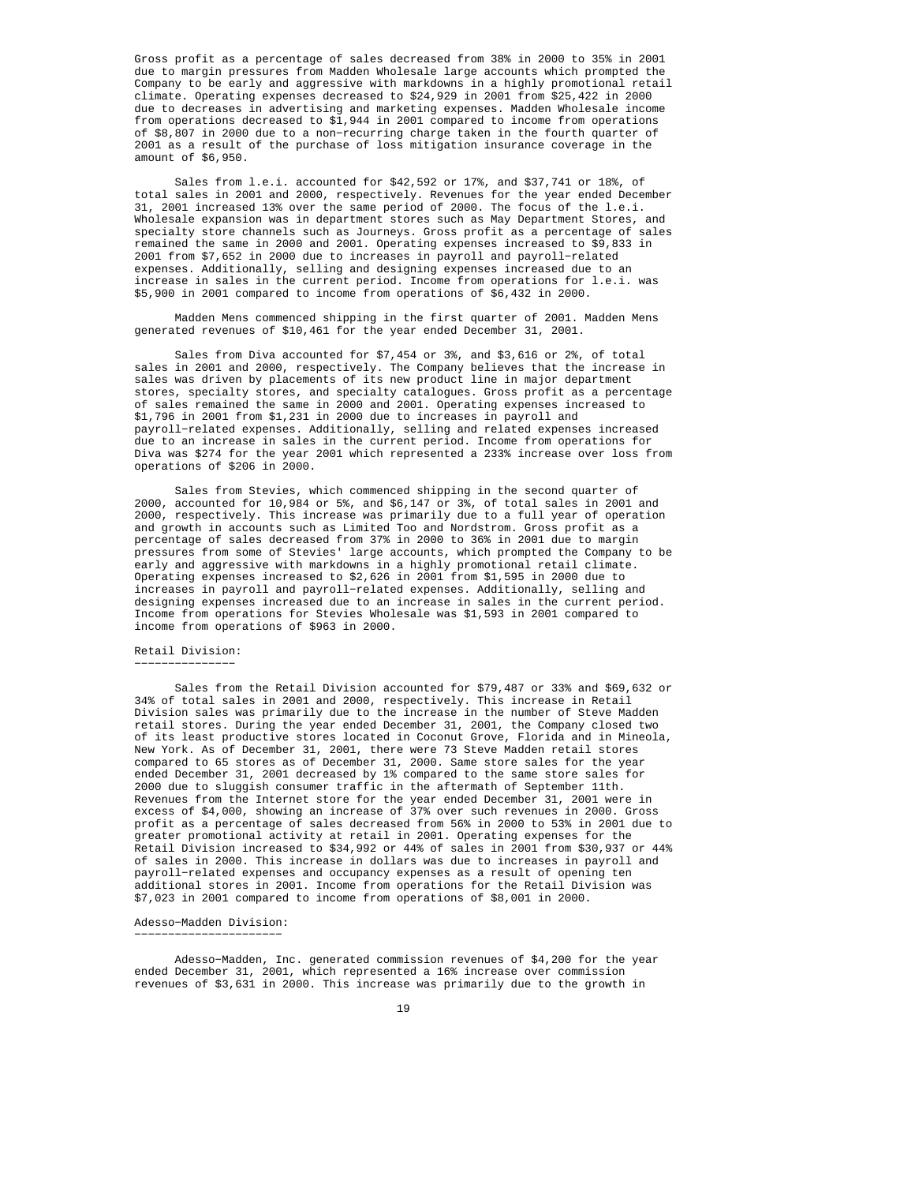Gross profit as a percentage of sales decreased from 38% in 2000 to 35% in 2001 due to margin pressures from Madden Wholesale large accounts which prompted the Company to be early and aggressive with markdowns in a highly promotional retail climate. Operating expenses decreased to $24,929 in 2001 from $25,422 in 2000 due to decreases in advertising and marketing expenses. Madden Wholesale income from operations decreased to $1,944 in 2001 compared to income from operations of $8,807 in 2000 due to a non-recurring charge taken in the fourth quarter of 2001 as a result of the purchase of loss mitigation insurance coverage in the amount of $6,950.

Sales from l.e.i. accounted for $42,592 or 17%, and $37,741 or 18%, of total sales in 2001 and 2000, respectively. Revenues for the year ended December 31, 2001 increased 13% over the same period of 2000. The focus of the l.e.i. Wholesale expansion was in department stores such as May Department Stores, and specialty store channels such as Journeys. Gross profit as a percentage of sales remained the same in 2000 and 2001. Operating expenses increased to $9,833 in 2001 from $7,652 in 2000 due to increases in payroll and payroll-related expenses. Additionally, selling and designing expenses increased due to an increase in sales in the current period. Income from operations for l.e.i. was $5,900 in 2001 compared to income from operations of $6,432 in 2000.

Madden Mens commenced shipping in the first quarter of 2001. Madden Mens generated revenues of $10,461 for the year ended December 31, 2001.

Sales from Diva accounted for $7,454 or 3%, and $3,616 or 2%, of total sales in 2001 and 2000, respectively. The Company believes that the increase in sales was driven by placements of its new product line in major department stores, specialty stores, and specialty catalogues. Gross profit as a percentage of sales remained the same in 2000 and 2001. Operating expenses increased to $1,796 in 2001 from $1,231 in 2000 due to increases in payroll and payroll-related expenses. Additionally, selling and related expenses increased due to an increase in sales in the current period. Income from operations for Diva was $274 for the year 2001 which represented a 233% increase over loss from operations of $206 in 2000.

Sales from Stevies, which commenced shipping in the second quarter of 2000, accounted for 10,984 or 5%, and $6,147 or 3%, of total sales in 2001 and 2000, respectively. This increase was primarily due to a full year of operation and growth in accounts such as Limited Too and Nordstrom. Gross profit as a percentage of sales decreased from 37% in 2000 to 36% in 2001 due to margin pressures from some of Stevies' large accounts, which prompted the Company to be early and aggressive with markdowns in a highly promotional retail climate. Operating expenses increased to $2,626 in 2001 from $1,595 in 2000 due to increases in payroll and payroll-related expenses. Additionally, selling and designing expenses increased due to an increase in sales in the current period. Income from operations for Stevies Wholesale was $1,593 in 2001 compared to income from operations of $963 in 2000.

## Retail Division:

Sales from the Retail Division accounted for $79,487 or 33% and $69,632 or 34% of total sales in 2001 and 2000, respectively. This increase in Retail Division sales was primarily due to the increase in the number of Steve Madden retail stores. During the year ended December 31, 2001, the Company closed two of its least productive stores located in Coconut Grove, Florida and in Mineola, New York. As of December 31, 2001, there were 73 Steve Madden retail stores compared to 65 stores as of December 31, 2000. Same store sales for the year ended December 31, 2001 decreased by 1% compared to the same store sales for 2000 due to sluggish consumer traffic in the aftermath of September 11th. Revenues from the Internet store for the year ended December 31, 2001 were in excess of $4,000, showing an increase of 37% over such revenues in 2000. Gross profit as a percentage of sales decreased from 56% in 2000 to 53% in 2001 due to greater promotional activity at retail in 2001. Operating expenses for the Retail Division increased to $34,992 or 44% of sales in 2001 from $30,937 or 44% of sales in 2000. This increase in dollars was due to increases in payroll and payroll-related expenses and occupancy expenses as a result of opening ten additional stores in 2001. Income from operations for the Retail Division was $7,023 in 2001 compared to income from operations of $8,001 in 2000.

## Adesso-Madden Division:

Adesso-Madden, Inc. generated commission revenues of $4,200 for the year ended December 31, 2001, which represented a 16% increase over commission revenues of $3,631 in 2000. This increase was primarily due to the growth in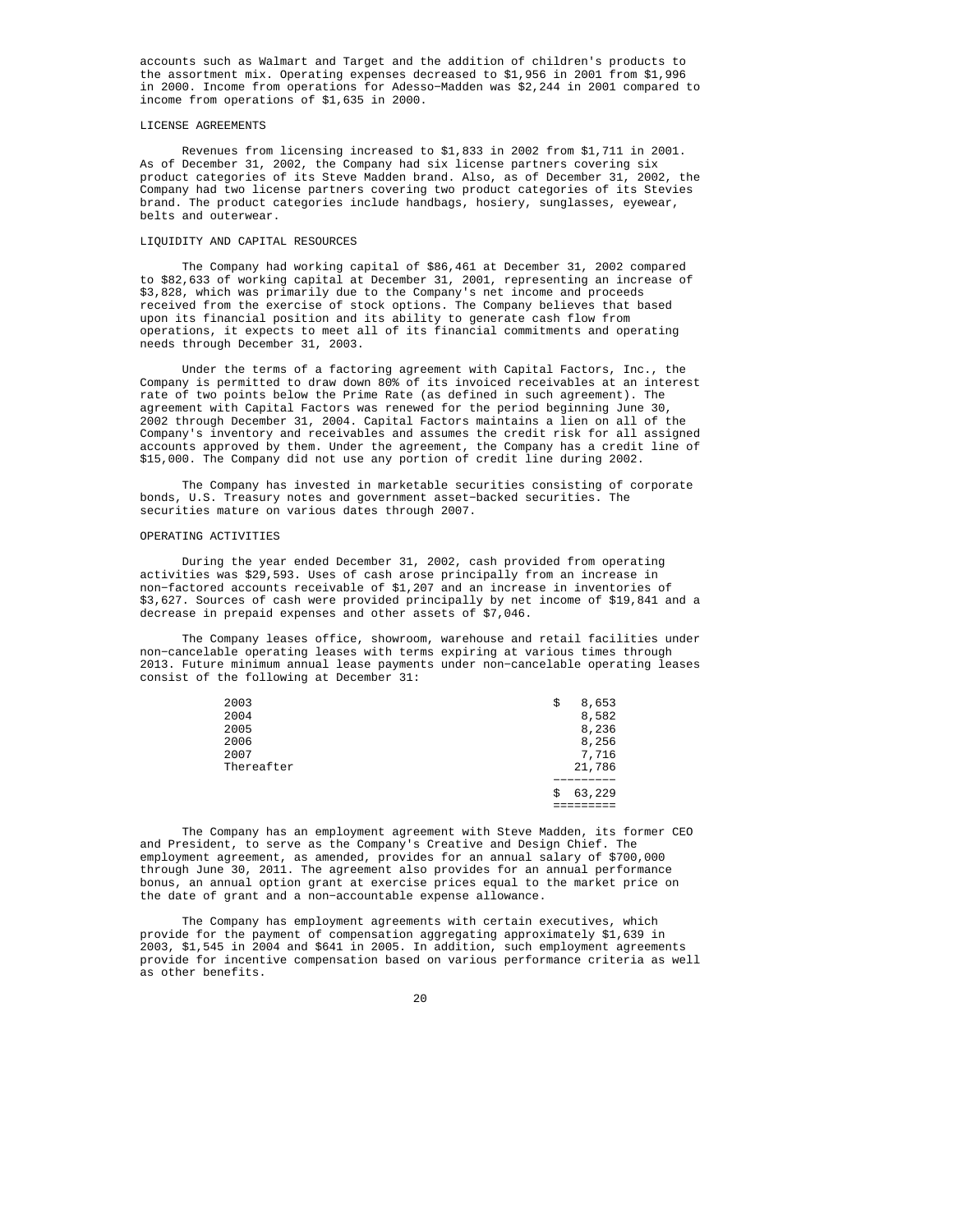accounts such as Walmart and Target and the addition of children's products to the assortment mix. Operating expenses decreased to $1,956 in 2001 from $1,996 in 2000. Income from operations for Adesso-Madden was $2,244 in 2001 compared to income from operations of $1,635 in 2000.

## LICENSE AGREEMENTS

Revenues from licensing increased to $1,833 in 2002 from $1,711 in 2001. As of December 31, 2002, the Company had six license partners covering six product categories of its Steve Madden brand. Also, as of December 31, 2002, the Company had two license partners covering two product categories of its Stevies brand. The product categories include handbags, hosiery, sunglasses, eyewear, belts and outerwear.

## LIQUIDITY AND CAPITAL RESOURCES

The Company had working capital of $86,461 at December 31, 2002 compared to $82,633 of working capital at December 31, 2001, representing an increase of $3,828, which was primarily due to the Company's net income and proceeds received from the exercise of stock options. The Company believes that based upon its financial position and its ability to generate cash flow from operations, it expects to meet all of its financial commitments and operating needs through December 31, 2003.

Under the terms of a factoring agreement with Capital Factors, Inc., the Company is permitted to draw down 80% of its invoiced receivables at an interest rate of two points below the Prime Rate (as defined in such agreement). The agreement with Capital Factors was renewed for the period beginning June 30, 2002 through December 31, 2004. Capital Factors maintains a lien on all of the Company's inventory and receivables and assumes the credit risk for all assigned accounts approved by them. Under the agreement, the Company has a credit line of $15,000. The Company did not use any portion of credit line during 2002.

The Company has invested in marketable securities consisting of corporate bonds, U.S. Treasury notes and government asset-backed securities. The securities mature on various dates through 2007.

## OPERATING ACTIVITIES

During the year ended December 31, 2002, cash provided from operating activities was $29,593. Uses of cash arose principally from an increase in non-factored accounts receivable of $1,207 and an increase in inventories of $3,627. Sources of cash were provided principally by net income of $19,841 and a decrease in prepaid expenses and other assets of $7,046.

The Company leases office, showroom, warehouse and retail facilities under non-cancelable operating leases with terms expiring at various times through 2013. Future minimum annual lease payments under non-cancelable operating leases consist of the following at December 31:

| | |
|---|---|
| 2003 | $ 8,653 |
| 2004 | 8,582 |
| 2005 | 8,236 |
| 2006 | 8,256 |
| 2007 | 7,716 |
| Thereafter | 21,786 |
| | $ 63,229 |

The Company has an employment agreement with Steve Madden, its former CEO and President, to serve as the Company's Creative and Design Chief. The employment agreement, as amended, provides for an annual salary of $700,000 through June 30, 2011. The agreement also provides for an annual performance bonus, an annual option grant at exercise prices equal to the market price on the date of grant and a non-accountable expense allowance.

The Company has employment agreements with certain executives, which provide for the payment of compensation aggregating approximately $1,639 in 2003, $1,545 in 2004 and $641 in 2005. In addition, such employment agreements provide for incentive compensation based on various performance criteria as well as other benefits.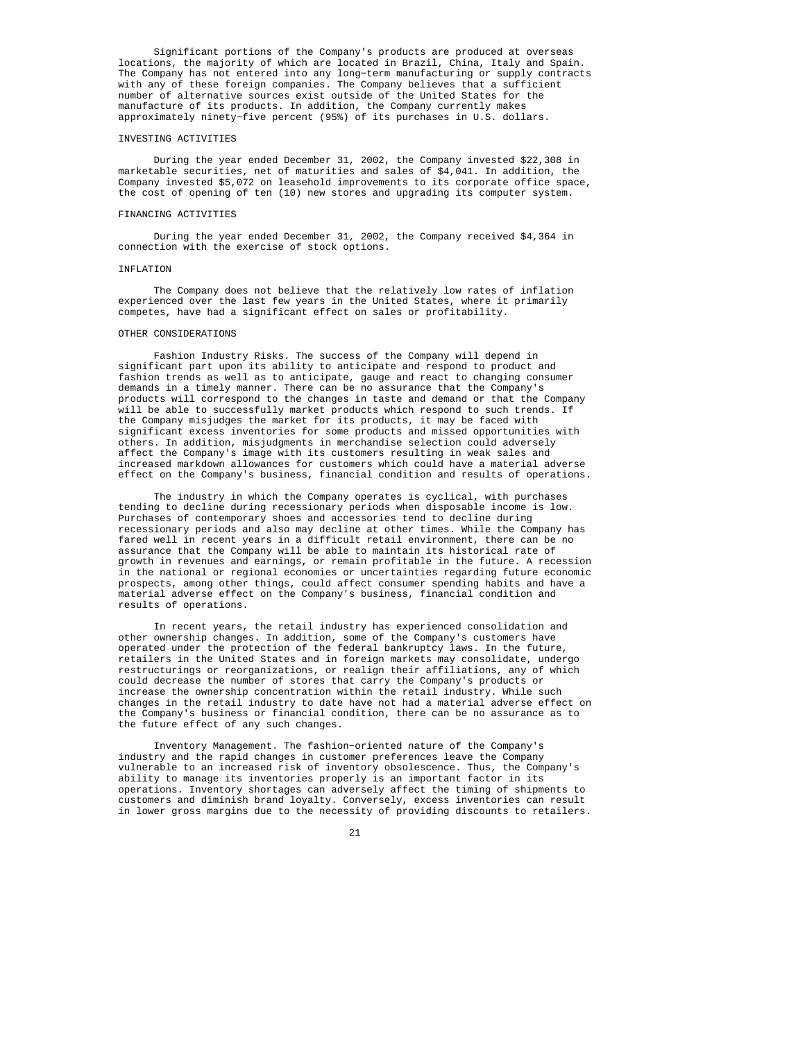Significant portions of the Company's products are produced at overseas locations, the majority of which are located in Brazil, China, Italy and Spain. The Company has not entered into any long-term manufacturing or supply contracts with any of these foreign companies. The Company believes that a sufficient number of alternative sources exist outside of the United States for the manufacture of its products. In addition, the Company currently makes approximately ninety-five percent (95%) of its purchases in U.S. dollars.

### INVESTING ACTIVITIES

During the year ended December 31, 2002, the Company invested $22,308 in marketable securities, net of maturities and sales of $4,041. In addition, the Company invested $5,072 on leasehold improvements to its corporate office space, the cost of opening of ten (10) new stores and upgrading its computer system.

### FINANCING ACTIVITIES

During the year ended December 31, 2002, the Company received $4,364 in connection with the exercise of stock options.

### INFLATION

The Company does not believe that the relatively low rates of inflation experienced over the last few years in the United States, where it primarily competes, have had a significant effect on sales or profitability.

### OTHER CONSIDERATIONS

Fashion Industry Risks. The success of the Company will depend in significant part upon its ability to anticipate and respond to product and fashion trends as well as to anticipate, gauge and react to changing consumer demands in a timely manner. There can be no assurance that the Company's products will correspond to the changes in taste and demand or that the Company will be able to successfully market products which respond to such trends. If the Company misjudges the market for its products, it may be faced with significant excess inventories for some products and missed opportunities with others. In addition, misjudgments in merchandise selection could adversely affect the Company's image with its customers resulting in weak sales and increased markdown allowances for customers which could have a material adverse effect on the Company's business, financial condition and results of operations.

The industry in which the Company operates is cyclical, with purchases tending to decline during recessionary periods when disposable income is low. Purchases of contemporary shoes and accessories tend to decline during recessionary periods and also may decline at other times. While the Company has fared well in recent years in a difficult retail environment, there can be no assurance that the Company will be able to maintain its historical rate of growth in revenues and earnings, or remain profitable in the future. A recession in the national or regional economies or uncertainties regarding future economic prospects, among other things, could affect consumer spending habits and have a material adverse effect on the Company's business, financial condition and results of operations.

In recent years, the retail industry has experienced consolidation and other ownership changes. In addition, some of the Company's customers have operated under the protection of the federal bankruptcy laws. In the future, retailers in the United States and in foreign markets may consolidate, undergo restructurings or reorganizations, or realign their affiliations, any of which could decrease the number of stores that carry the Company's products or increase the ownership concentration within the retail industry. While such changes in the retail industry to date have not had a material adverse effect on the Company's business or financial condition, there can be no assurance as to the future effect of any such changes.

Inventory Management. The fashion-oriented nature of the Company's industry and the rapid changes in customer preferences leave the Company vulnerable to an increased risk of inventory obsolescence. Thus, the Company's ability to manage its inventories properly is an important factor in its operations. Inventory shortages can adversely affect the timing of shipments to customers and diminish brand loyalty. Conversely, excess inventories can result in lower gross margins due to the necessity of providing discounts to retailers.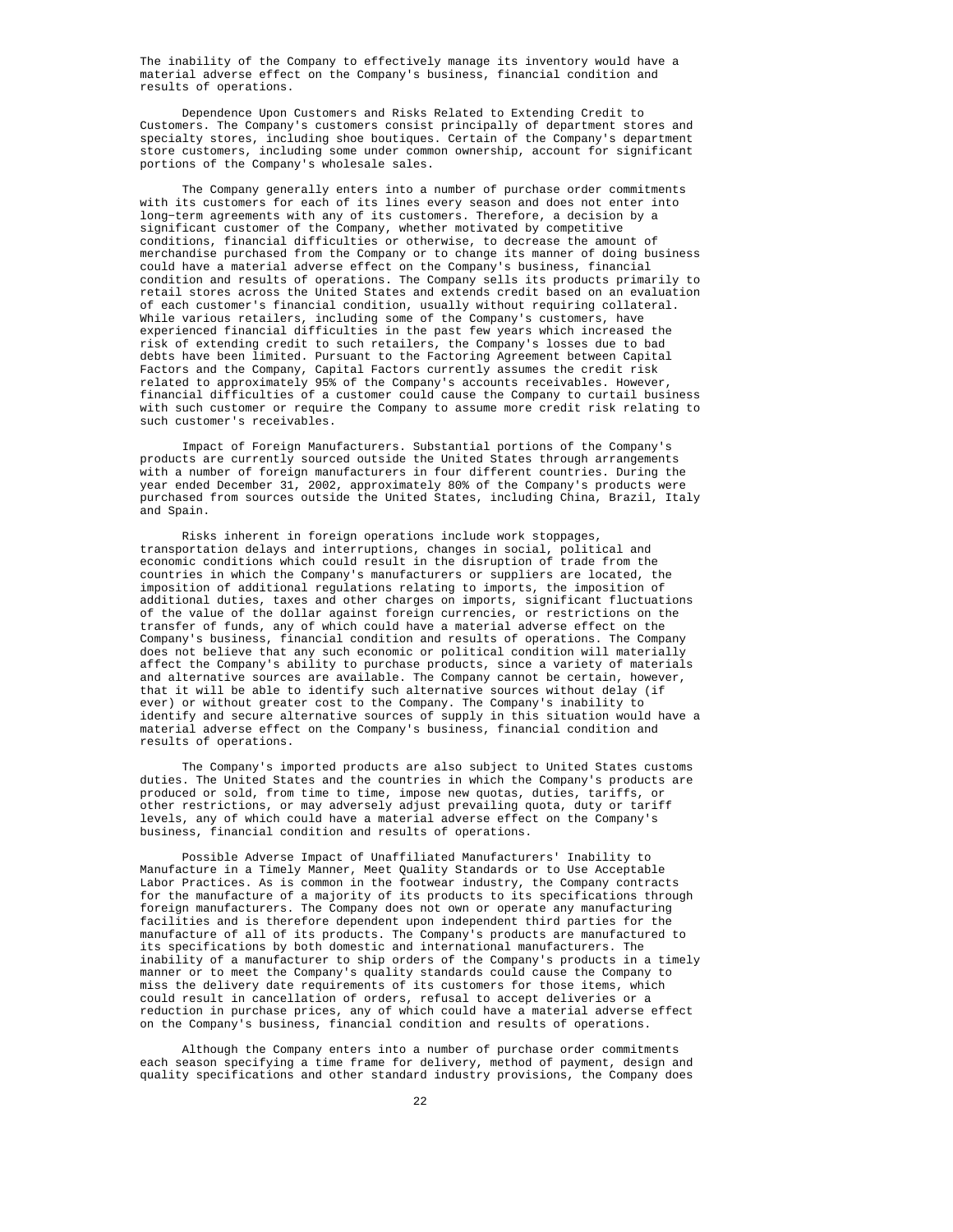The inability of the Company to effectively manage its inventory would have a material adverse effect on the Company's business, financial condition and results of operations.

Dependence Upon Customers and Risks Related to Extending Credit to Customers. The Company's customers consist principally of department stores and specialty stores, including shoe boutiques. Certain of the Company's department store customers, including some under common ownership, account for significant portions of the Company's wholesale sales.

The Company generally enters into a number of purchase order commitments with its customers for each of its lines every season and does not enter into long-term agreements with any of its customers. Therefore, a decision by a significant customer of the Company, whether motivated by competitive conditions, financial difficulties or otherwise, to decrease the amount of merchandise purchased from the Company or to change its manner of doing business could have a material adverse effect on the Company's business, financial condition and results of operations. The Company sells its products primarily to retail stores across the United States and extends credit based on an evaluation of each customer's financial condition, usually without requiring collateral. While various retailers, including some of the Company's customers, have experienced financial difficulties in the past few years which increased the risk of extending credit to such retailers, the Company's losses due to bad debts have been limited. Pursuant to the Factoring Agreement between Capital Factors and the Company, Capital Factors currently assumes the credit risk related to approximately 95% of the Company's accounts receivables. However, financial difficulties of a customer could cause the Company to curtail business with such customer or require the Company to assume more credit risk relating to such customer's receivables.

Impact of Foreign Manufacturers. Substantial portions of the Company's products are currently sourced outside the United States through arrangements with a number of foreign manufacturers in four different countries. During the year ended December 31, 2002, approximately 80% of the Company's products were purchased from sources outside the United States, including China, Brazil, Italy and Spain.

Risks inherent in foreign operations include work stoppages, transportation delays and interruptions, changes in social, political and economic conditions which could result in the disruption of trade from the countries in which the Company's manufacturers or suppliers are located, the imposition of additional regulations relating to imports, the imposition of additional duties, taxes and other charges on imports, significant fluctuations of the value of the dollar against foreign currencies, or restrictions on the transfer of funds, any of which could have a material adverse effect on the Company's business, financial condition and results of operations. The Company does not believe that any such economic or political condition will materially affect the Company's ability to purchase products, since a variety of materials and alternative sources are available. The Company cannot be certain, however, that it will be able to identify such alternative sources without delay (if ever) or without greater cost to the Company. The Company's inability to identify and secure alternative sources of supply in this situation would have a material adverse effect on the Company's business, financial condition and results of operations.

The Company's imported products are also subject to United States customs duties. The United States and the countries in which the Company's products are produced or sold, from time to time, impose new quotas, duties, tariffs, or other restrictions, or may adversely adjust prevailing quota, duty or tariff levels, any of which could have a material adverse effect on the Company's business, financial condition and results of operations.

Possible Adverse Impact of Unaffiliated Manufacturers' Inability to Manufacture in a Timely Manner, Meet Quality Standards or to Use Acceptable Labor Practices. As is common in the footwear industry, the Company contracts for the manufacture of a majority of its products to its specifications through foreign manufacturers. The Company does not own or operate any manufacturing facilities and is therefore dependent upon independent third parties for the manufacture of all of its products. The Company's products are manufactured to its specifications by both domestic and international manufacturers. The inability of a manufacturer to ship orders of the Company's products in a timely manner or to meet the Company's quality standards could cause the Company to miss the delivery date requirements of its customers for those items, which could result in cancellation of orders, refusal to accept deliveries or a reduction in purchase prices, any of which could have a material adverse effect on the Company's business, financial condition and results of operations.

Although the Company enters into a number of purchase order commitments each season specifying a time frame for delivery, method of payment, design and quality specifications and other standard industry provisions, the Company does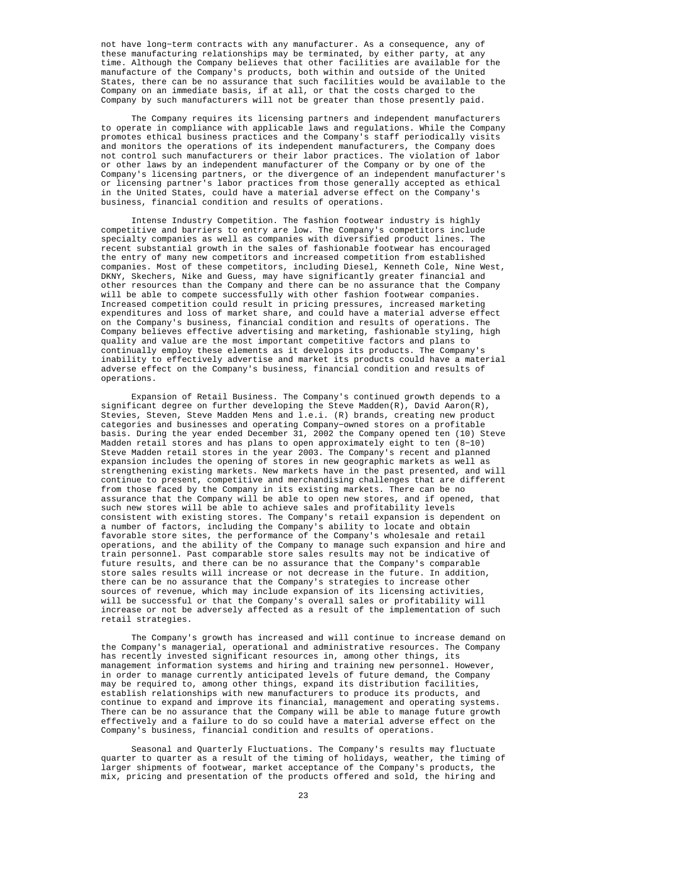not have long-term contracts with any manufacturer. As a consequence, any of these manufacturing relationships may be terminated, by either party, at any time. Although the Company believes that other facilities are available for the manufacture of the Company's products, both within and outside of the United States, there can be no assurance that such facilities would be available to the Company on an immediate basis, if at all, or that the costs charged to the Company by such manufacturers will not be greater than those presently paid.

The Company requires its licensing partners and independent manufacturers to operate in compliance with applicable laws and regulations. While the Company promotes ethical business practices and the Company's staff periodically visits and monitors the operations of its independent manufacturers, the Company does not control such manufacturers or their labor practices. The violation of labor or other laws by an independent manufacturer of the Company or by one of the Company's licensing partners, or the divergence of an independent manufacturer's or licensing partner's labor practices from those generally accepted as ethical in the United States, could have a material adverse effect on the Company's business, financial condition and results of operations.

Intense Industry Competition. The fashion footwear industry is highly competitive and barriers to entry are low. The Company's competitors include specialty companies as well as companies with diversified product lines. The recent substantial growth in the sales of fashionable footwear has encouraged the entry of many new competitors and increased competition from established companies. Most of these competitors, including Diesel, Kenneth Cole, Nine West, DKNY, Skechers, Nike and Guess, may have significantly greater financial and other resources than the Company and there can be no assurance that the Company will be able to compete successfully with other fashion footwear companies. Increased competition could result in pricing pressures, increased marketing expenditures and loss of market share, and could have a material adverse effect on the Company's business, financial condition and results of operations. The Company believes effective advertising and marketing, fashionable styling, high quality and value are the most important competitive factors and plans to continually employ these elements as it develops its products. The Company's inability to effectively advertise and market its products could have a material adverse effect on the Company's business, financial condition and results of operations.

Expansion of Retail Business. The Company's continued growth depends to a significant degree on further developing the Steve Madden(R), David Aaron(R), Stevies, Steven, Steve Madden Mens and l.e.i. (R) brands, creating new product categories and businesses and operating Company-owned stores on a profitable basis. During the year ended December 31, 2002 the Company opened ten (10) Steve Madden retail stores and has plans to open approximately eight to ten (8-10) Steve Madden retail stores in the year 2003. The Company's recent and planned expansion includes the opening of stores in new geographic markets as well as strengthening existing markets. New markets have in the past presented, and will continue to present, competitive and merchandising challenges that are different from those faced by the Company in its existing markets. There can be no assurance that the Company will be able to open new stores, and if opened, that such new stores will be able to achieve sales and profitability levels consistent with existing stores. The Company's retail expansion is dependent on a number of factors, including the Company's ability to locate and obtain favorable store sites, the performance of the Company's wholesale and retail operations, and the ability of the Company to manage such expansion and hire and train personnel. Past comparable store sales results may not be indicative of future results, and there can be no assurance that the Company's comparable store sales results will increase or not decrease in the future. In addition, there can be no assurance that the Company's strategies to increase other sources of revenue, which may include expansion of its licensing activities, will be successful or that the Company's overall sales or profitability will increase or not be adversely affected as a result of the implementation of such retail strategies.

The Company's growth has increased and will continue to increase demand on the Company's managerial, operational and administrative resources. The Company has recently invested significant resources in, among other things, its management information systems and hiring and training new personnel. However, in order to manage currently anticipated levels of future demand, the Company may be required to, among other things, expand its distribution facilities, establish relationships with new manufacturers to produce its products, and continue to expand and improve its financial, management and operating systems. There can be no assurance that the Company will be able to manage future growth effectively and a failure to do so could have a material adverse effect on the Company's business, financial condition and results of operations.

Seasonal and Quarterly Fluctuations. The Company's results may fluctuate quarter to quarter as a result of the timing of holidays, weather, the timing of larger shipments of footwear, market acceptance of the Company's products, the mix, pricing and presentation of the products offered and sold, the hiring and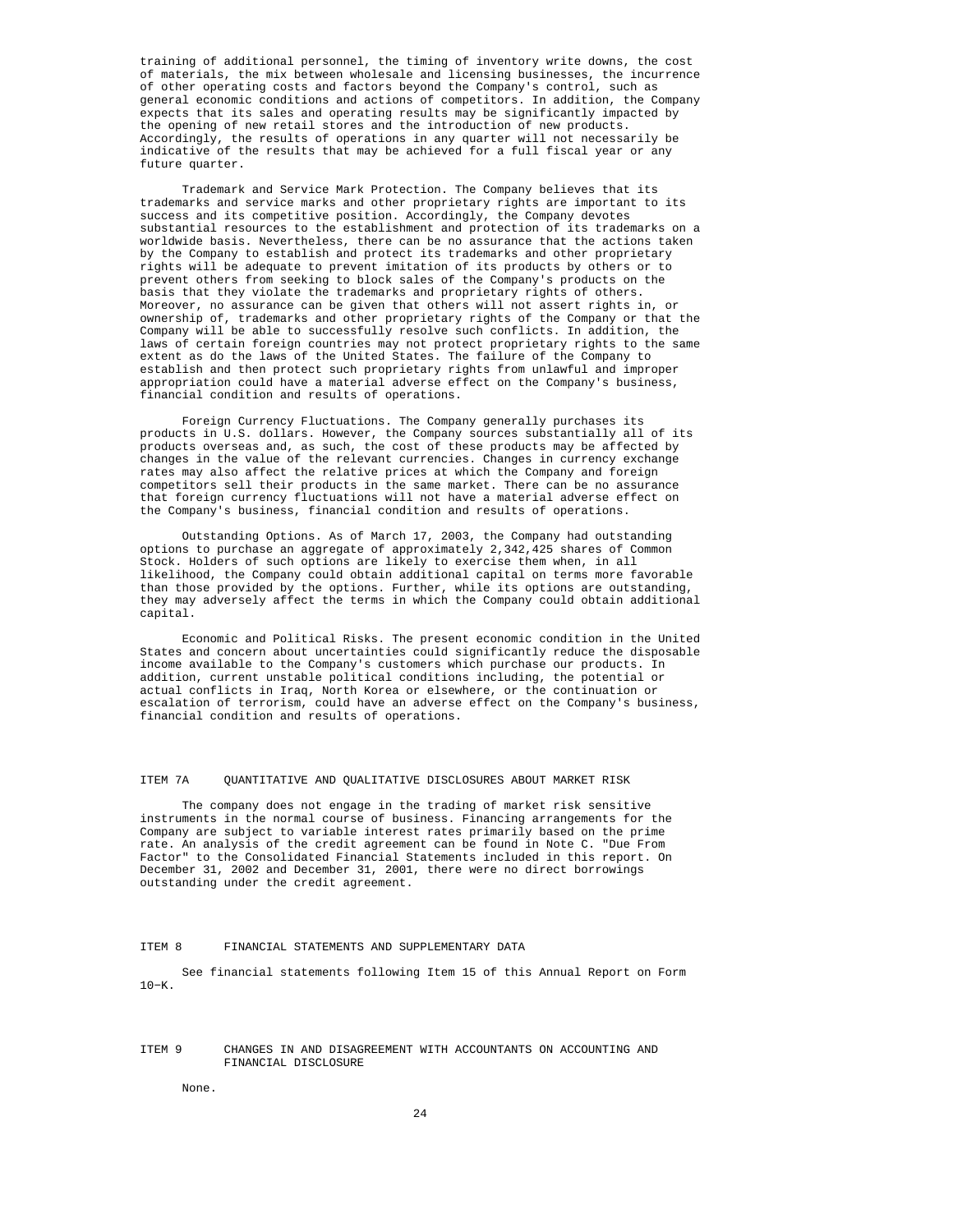training of additional personnel, the timing of inventory write downs, the cost of materials, the mix between wholesale and licensing businesses, the incurrence of other operating costs and factors beyond the Company's control, such as general economic conditions and actions of competitors. In addition, the Company expects that its sales and operating results may be significantly impacted by the opening of new retail stores and the introduction of new products. Accordingly, the results of operations in any quarter will not necessarily be indicative of the results that may be achieved for a full fiscal year or any future quarter.

Trademark and Service Mark Protection. The Company believes that its trademarks and service marks and other proprietary rights are important to its success and its competitive position. Accordingly, the Company devotes substantial resources to the establishment and protection of its trademarks on a worldwide basis. Nevertheless, there can be no assurance that the actions taken by the Company to establish and protect its trademarks and other proprietary rights will be adequate to prevent imitation of its products by others or to prevent others from seeking to block sales of the Company's products on the basis that they violate the trademarks and proprietary rights of others. Moreover, no assurance can be given that others will not assert rights in, or ownership of, trademarks and other proprietary rights of the Company or that the Company will be able to successfully resolve such conflicts. In addition, the laws of certain foreign countries may not protect proprietary rights to the same extent as do the laws of the United States. The failure of the Company to establish and then protect such proprietary rights from unlawful and improper appropriation could have a material adverse effect on the Company's business, financial condition and results of operations.

Foreign Currency Fluctuations. The Company generally purchases its products in U.S. dollars. However, the Company sources substantially all of its products overseas and, as such, the cost of these products may be affected by changes in the value of the relevant currencies. Changes in currency exchange rates may also affect the relative prices at which the Company and foreign competitors sell their products in the same market. There can be no assurance that foreign currency fluctuations will not have a material adverse effect on the Company's business, financial condition and results of operations.

Outstanding Options. As of March 17, 2003, the Company had outstanding options to purchase an aggregate of approximately 2,342,425 shares of Common Stock. Holders of such options are likely to exercise them when, in all likelihood, the Company could obtain additional capital on terms more favorable than those provided by the options. Further, while its options are outstanding, they may adversely affect the terms in which the Company could obtain additional capital.

Economic and Political Risks. The present economic condition in the United States and concern about uncertainties could significantly reduce the disposable income available to the Company's customers which purchase our products. In addition, current unstable political conditions including, the potential or actual conflicts in Iraq, North Korea or elsewhere, or the continuation or escalation of terrorism, could have an adverse effect on the Company's business, financial condition and results of operations.

## ITEM 7A QUANTITATIVE AND QUALITATIVE DISCLOSURES ABOUT MARKET RISK

The company does not engage in the trading of market risk sensitive instruments in the normal course of business. Financing arrangements for the Company are subject to variable interest rates primarily based on the prime rate. An analysis of the credit agreement can be found in Note C. "Due From Factor" to the Consolidated Financial Statements included in this report. On December 31, 2002 and December 31, 2001, there were no direct borrowings outstanding under the credit agreement.

## ITEM 8 FINANCIAL STATEMENTS AND SUPPLEMENTARY DATA

See financial statements following Item 15 of this Annual Report on Form 10-K.

## ITEM 9 CHANGES IN AND DISAGREEMENT WITH ACCOUNTANTS ON ACCOUNTING AND FINANCIAL DISCLOSURE

None.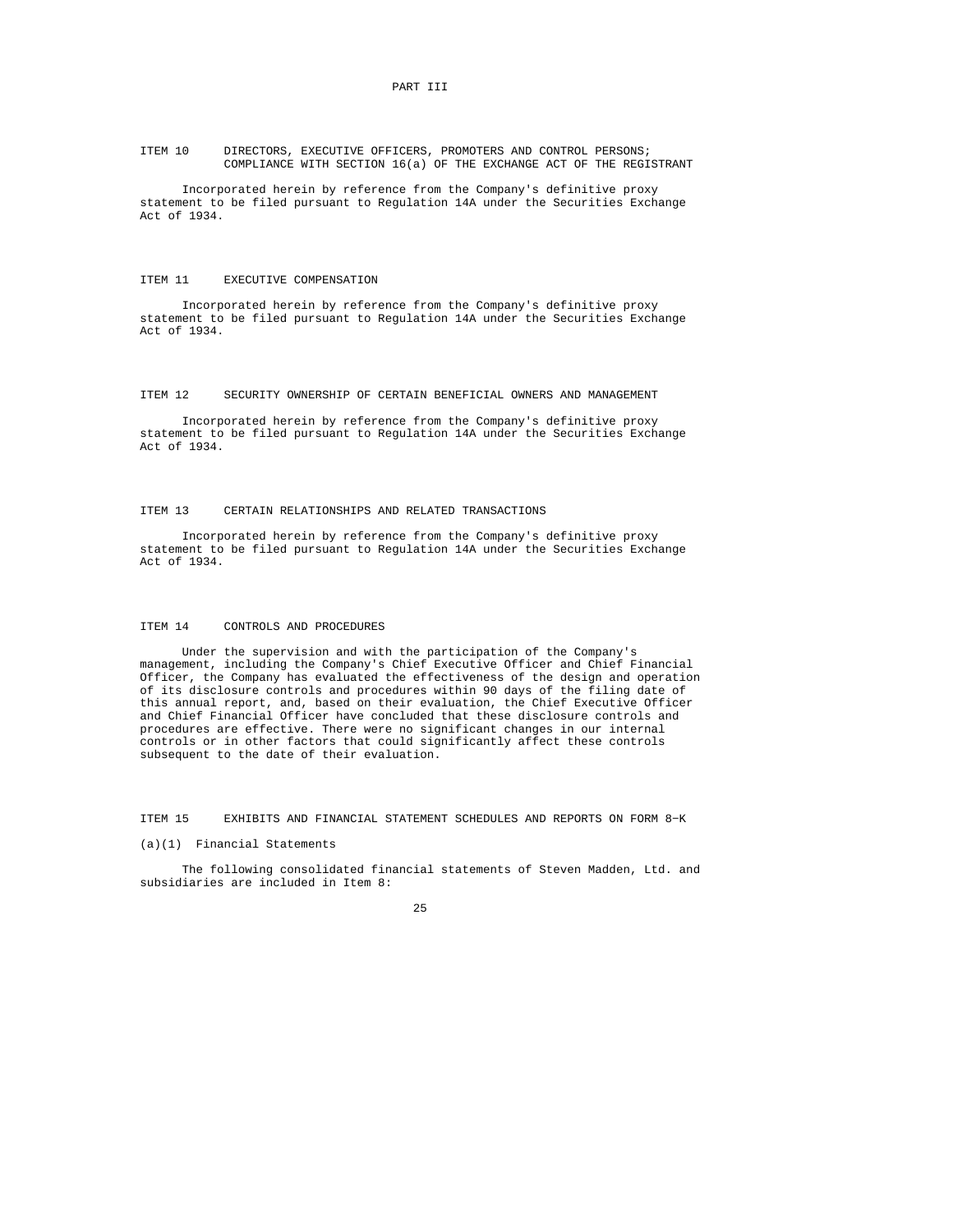# PART III

## ITEM 10 DIRECTORS, EXECUTIVE OFFICERS, PROMOTERS AND CONTROL PERSONS; COMPLIANCE WITH SECTION 16(a) OF THE EXCHANGE ACT OF THE REGISTRANT

Incorporated herein by reference from the Company's definitive proxy statement to be filed pursuant to Regulation 14A under the Securities Exchange Act of 1934.

## ITEM 11 EXECUTIVE COMPENSATION

Incorporated herein by reference from the Company's definitive proxy statement to be filed pursuant to Regulation 14A under the Securities Exchange Act of 1934.

## ITEM 12 SECURITY OWNERSHIP OF CERTAIN BENEFICIAL OWNERS AND MANAGEMENT

Incorporated herein by reference from the Company's definitive proxy statement to be filed pursuant to Regulation 14A under the Securities Exchange Act of 1934.

## ITEM 13 CERTAIN RELATIONSHIPS AND RELATED TRANSACTIONS

Incorporated herein by reference from the Company's definitive proxy statement to be filed pursuant to Regulation 14A under the Securities Exchange Act of 1934.

## ITEM 14 CONTROLS AND PROCEDURES

Under the supervision and with the participation of the Company's management, including the Company's Chief Executive Officer and Chief Financial Officer, the Company has evaluated the effectiveness of the design and operation of its disclosure controls and procedures within 90 days of the filing date of this annual report, and, based on their evaluation, the Chief Executive Officer and Chief Financial Officer have concluded that these disclosure controls and procedures are effective. There were no significant changes in our internal controls or in other factors that could significantly affect these controls subsequent to the date of their evaluation.

## ITEM 15 EXHIBITS AND FINANCIAL STATEMENT SCHEDULES AND REPORTS ON FORM 8-K

(a)(1) Financial Statements

The following consolidated financial statements of Steven Madden, Ltd. and subsidiaries are included in Item 8: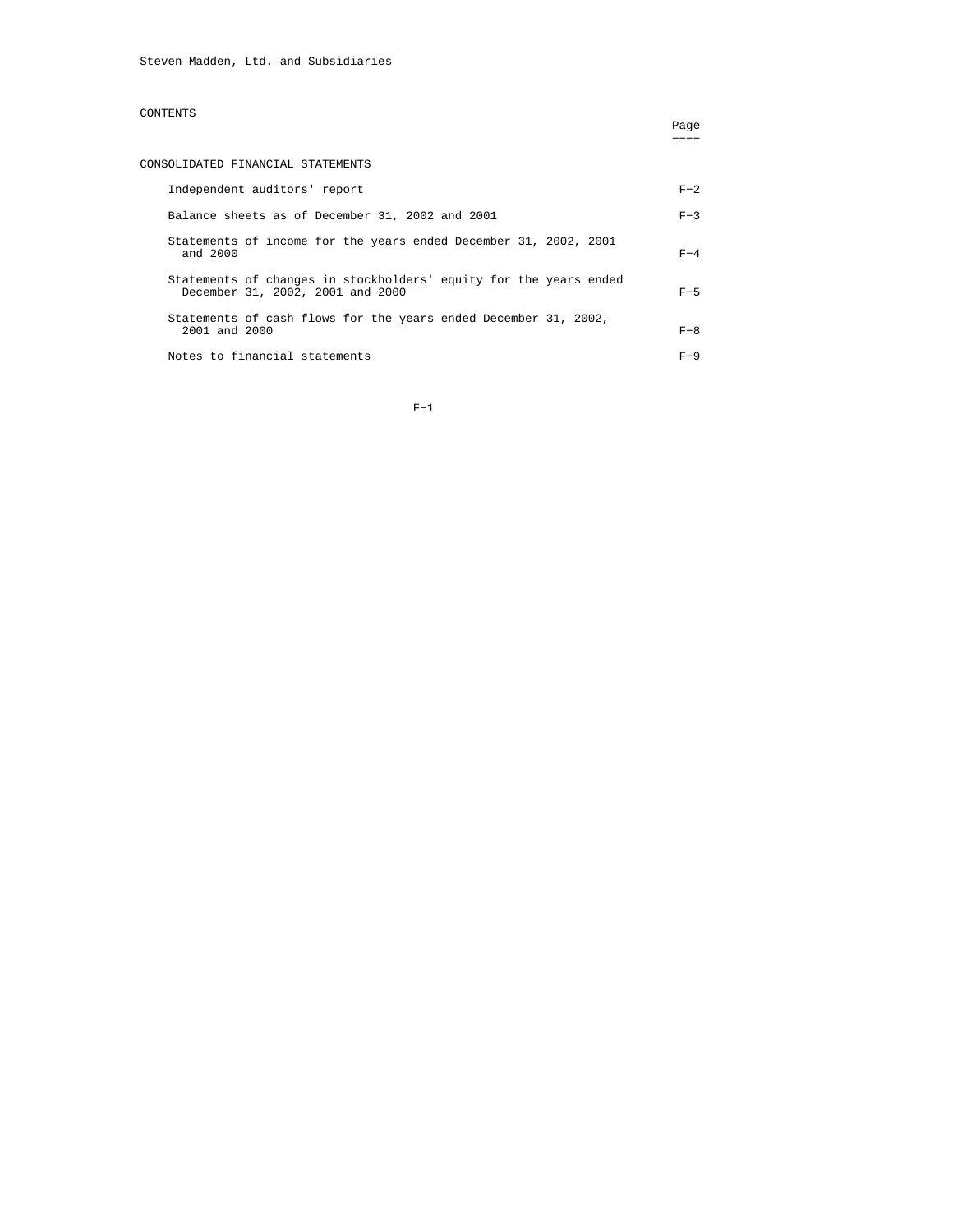Steven Madden, Ltd. and Subsidiaries

## CONTENTS

| | Page |
|---|---|
| CONSOLIDATED FINANCIAL STATEMENTS | |
| Independent auditors' report | F-2 |
| Balance sheets as of December 31, 2002 and 2001 | F-3 |
| Statements of income for the years ended December 31, 2002, 2001 and 2000 | F-4 |
| Statements of changes in stockholders' equity for the years ended December 31, 2002, 2001 and 2000 | F-5 |
| Statements of cash flows for the years ended December 31, 2002, 2001 and 2000 | F-8 |
| Notes to financial statements | F-9 |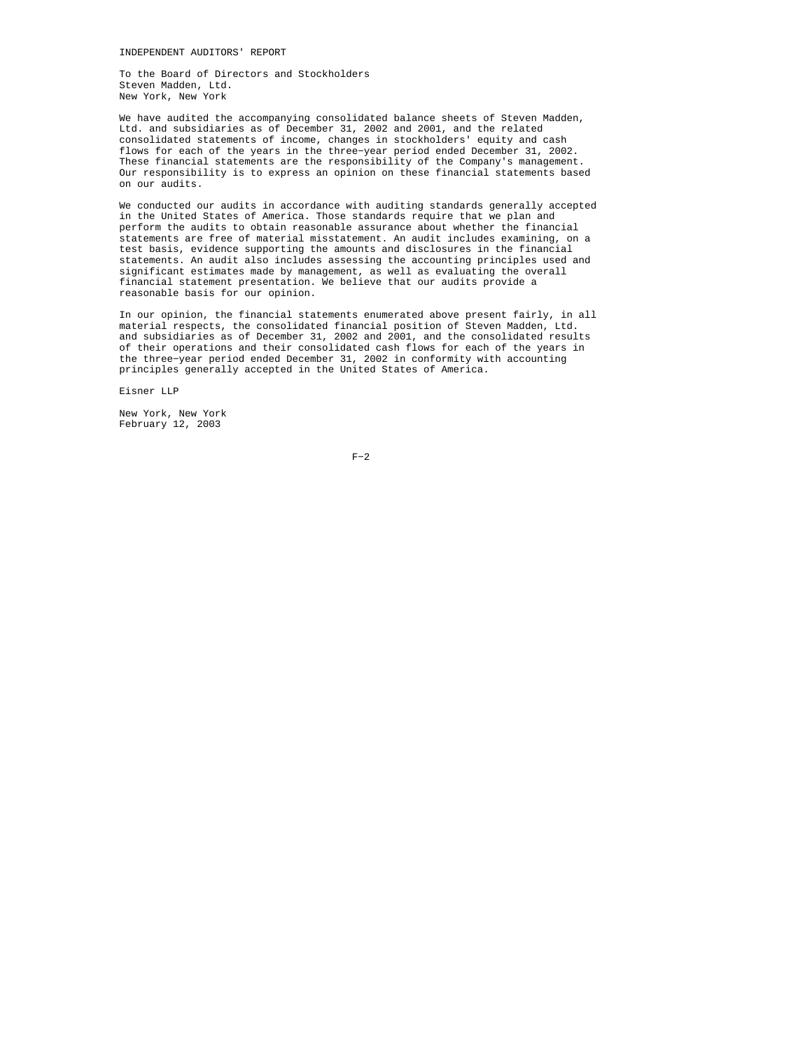# INDEPENDENT AUDITORS' REPORT

To the Board of Directors and Stockholders
Steven Madden, Ltd.
New York, New York

We have audited the accompanying consolidated balance sheets of Steven Madden, Ltd. and subsidiaries as of December 31, 2002 and 2001, and the related consolidated statements of income, changes in stockholders' equity and cash flows for each of the years in the three-year period ended December 31, 2002. These financial statements are the responsibility of the Company's management. Our responsibility is to express an opinion on these financial statements based on our audits.

We conducted our audits in accordance with auditing standards generally accepted in the United States of America. Those standards require that we plan and perform the audits to obtain reasonable assurance about whether the financial statements are free of material misstatement. An audit includes examining, on a test basis, evidence supporting the amounts and disclosures in the financial statements. An audit also includes assessing the accounting principles used and significant estimates made by management, as well as evaluating the overall financial statement presentation. We believe that our audits provide a reasonable basis for our opinion.

In our opinion, the financial statements enumerated above present fairly, in all material respects, the consolidated financial position of Steven Madden, Ltd. and subsidiaries as of December 31, 2002 and 2001, and the consolidated results of their operations and their consolidated cash flows for each of the years in the three-year period ended December 31, 2002 in conformity with accounting principles generally accepted in the United States of America.

Eisner LLP

New York, New York
February 12, 2003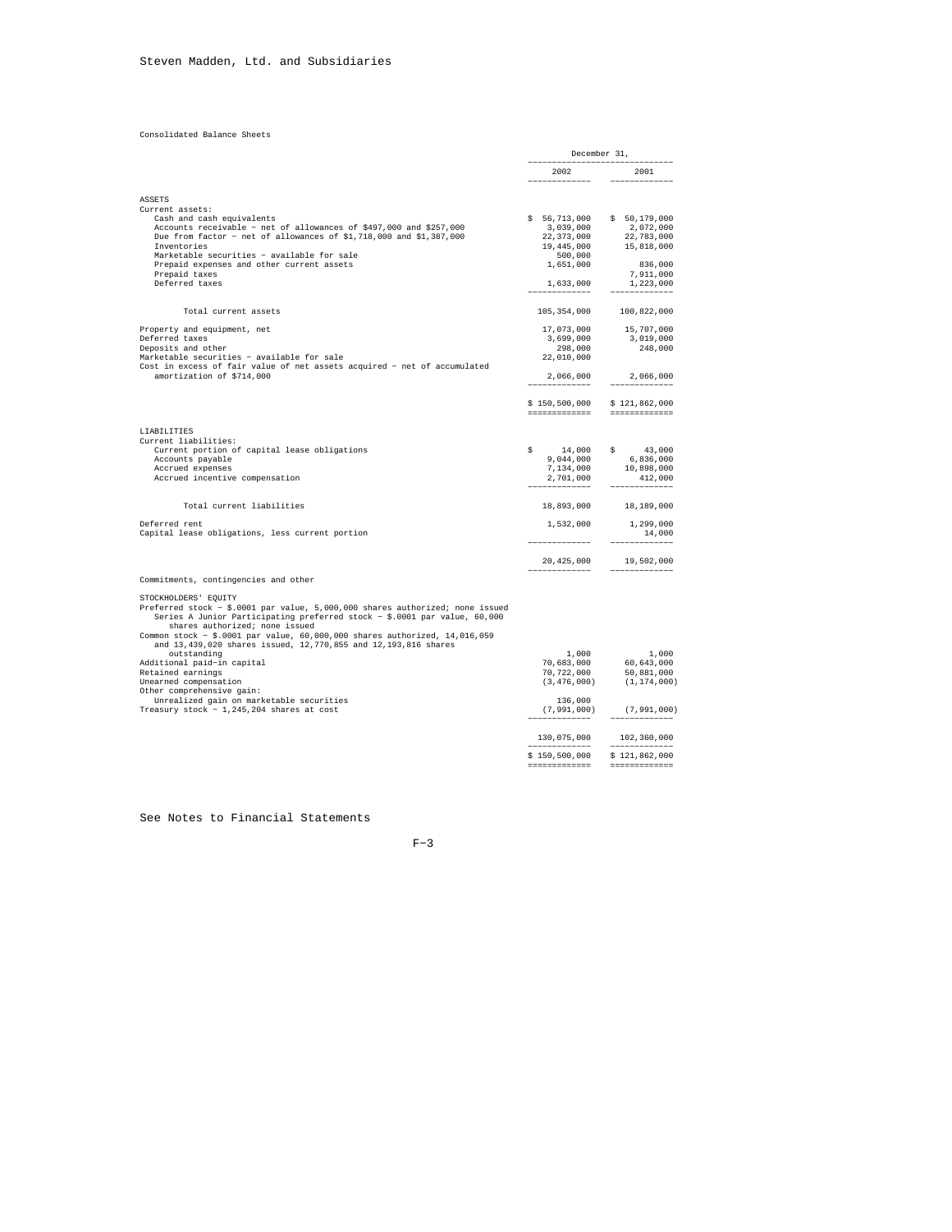Steven Madden, Ltd. and Subsidiaries

Consolidated Balance Sheets

| | December 31, | |
|---|---|---|
| | 2002 | 2001 |
| **ASSETS** | | |
| Current assets: | | |
| Cash and cash equivalents | $ 56,713,000 | $ 50,179,000 |
| Accounts receivable - net of allowances of $497,000 and $257,000 | 3,039,000 | 2,072,000 |
| Due from factor - net of allowances of $1,718,000 and $1,387,000 | 22,373,000 | 22,783,000 |
| Inventories | 19,445,000 | 15,818,000 |
| Marketable securities - available for sale | 500,000 | |
| Prepaid expenses and other current assets | 1,651,000 | 836,000 |
| Prepaid taxes | | 7,911,000 |
| Deferred taxes | 1,633,000 | 1,223,000 |
| Total current assets | 105,354,000 | 100,822,000 |
| Property and equipment, net | 17,073,000 | 15,707,000 |
| Deferred taxes | 3,699,000 | 3,019,000 |
| Deposits and other | 298,000 | 248,000 |
| Marketable securities - available for sale | 22,010,000 | |
| Cost in excess of fair value of net assets acquired - net of accumulated amortization of $714,000 | 2,066,000 | 2,066,000 |
| | $ 150,500,000 | $ 121,862,000 |
| **LIABILITIES** | | |
| Current liabilities: | | |
| Current portion of capital lease obligations | $ 14,000 | $ 43,000 |
| Accounts payable | 9,044,000 | 6,836,000 |
| Accrued expenses | 7,134,000 | 10,898,000 |
| Accrued incentive compensation | 2,701,000 | 412,000 |
| Total current liabilities | 18,893,000 | 18,189,000 |
| Deferred rent | 1,532,000 | 1,299,000 |
| Capital lease obligations, less current portion | | 14,000 |
| | 20,425,000 | 19,502,000 |
| Commitments, contingencies and other | | |
| **STOCKHOLDERS' EQUITY** | | |
| Preferred stock - $.0001 par value, 5,000,000 shares authorized; none issued | | |
| Series A Junior Participating preferred stock - $.0001 par value, 60,000 shares authorized; none issued | | |
| Common stock - $.0001 par value, 60,000,000 shares authorized, 14,016,059 and 13,439,020 shares issued, 12,770,855 and 12,193,816 shares outstanding | 1,000 | 1,000 |
| Additional paid-in capital | 70,683,000 | 60,643,000 |
| Retained earnings | 70,722,000 | 50,881,000 |
| Unearned compensation | (3,476,000) | (1,174,000) |
| Other comprehensive gain: | | |
| Unrealized gain on marketable securities | 136,000 | |
| Treasury stock - 1,245,204 shares at cost | (7,991,000) | (7,991,000) |
| | 130,075,000 | 102,360,000 |
| | $ 150,500,000 | $ 121,862,000 |

See Notes to Financial Statements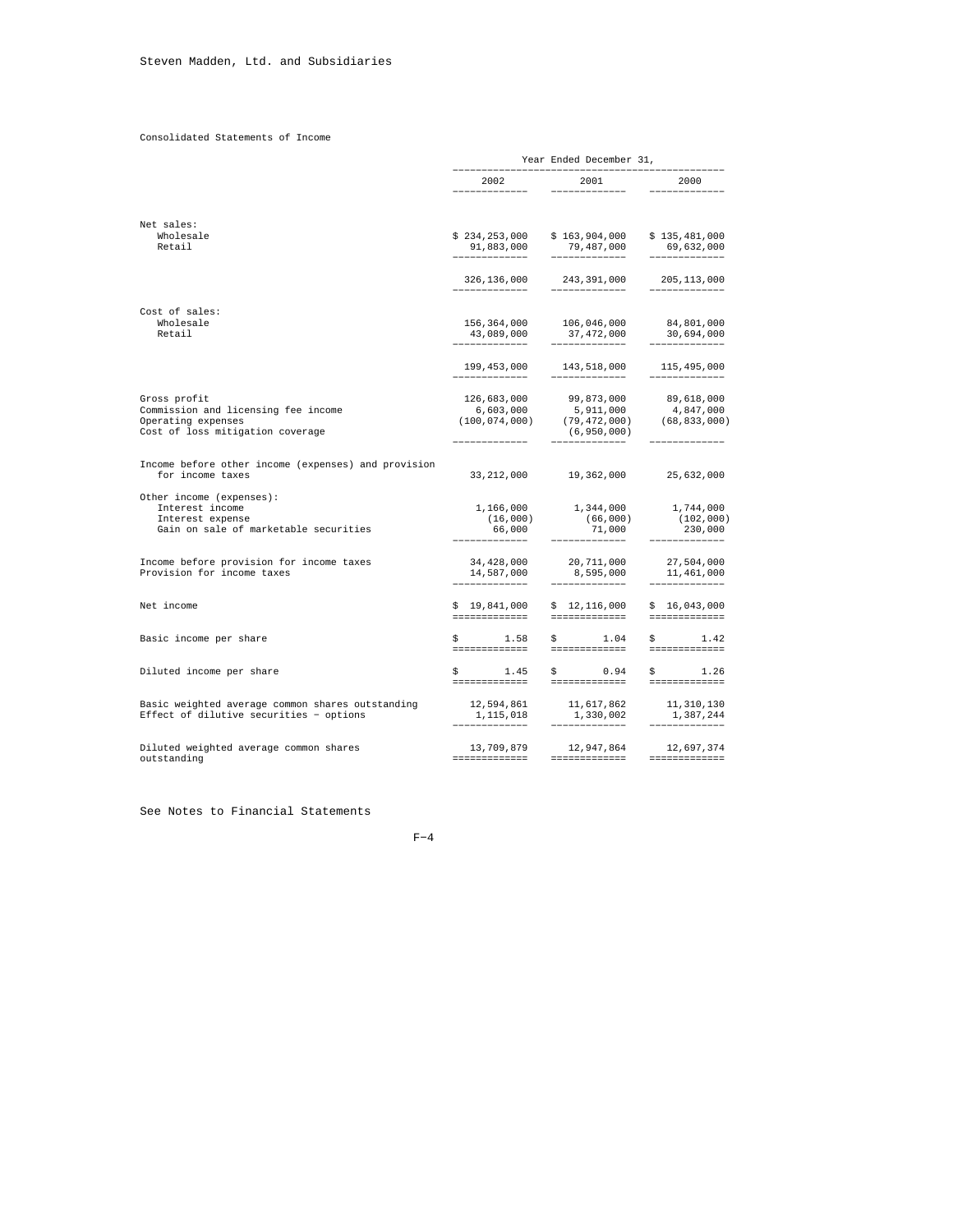Steven Madden, Ltd. and Subsidiaries

## Consolidated Statements of Income

| | Year Ended December 31, | | |
|---|---|---|---|
| | 2002 | 2001 | 2000 |
| **Net sales:** | | | |
| Wholesale | $ 234,253,000 | $ 163,904,000 | $ 135,481,000 |
| Retail | 91,883,000 | 79,487,000 | 69,632,000 |
| | 326,136,000 | 243,391,000 | 205,113,000 |
| **Cost of sales:** | | | |
| Wholesale | 156,364,000 | 106,046,000 | 84,801,000 |
| Retail | 43,089,000 | 37,472,000 | 30,694,000 |
| | 199,453,000 | 143,518,000 | 115,495,000 |
| Gross profit | 126,683,000 | 99,873,000 | 89,618,000 |
| Commission and licensing fee income | 6,603,000 | 5,911,000 | 4,847,000 |
| Operating expenses | (100,074,000) | (79,472,000) | (68,833,000) |
| Cost of loss mitigation coverage | | (6,950,000) | |
| Income before other income (expenses) and provision for income taxes | 33,212,000 | 19,362,000 | 25,632,000 |
| **Other income (expenses):** | | | |
| Interest income | 1,166,000 | 1,344,000 | 1,744,000 |
| Interest expense | (16,000) | (66,000) | (102,000) |
| Gain on sale of marketable securities | 66,000 | 71,000 | 230,000 |
| Income before provision for income taxes | 34,428,000 | 20,711,000 | 27,504,000 |
| Provision for income taxes | 14,587,000 | 8,595,000 | 11,461,000 |
| Net income | $ 19,841,000 | $ 12,116,000 | $ 16,043,000 |
| Basic income per share | $ 1.58 | $ 1.04 | $ 1.42 |
| Diluted income per share | $ 1.45 | $ 0.94 | $ 1.26 |
| Basic weighted average common shares outstanding | 12,594,861 | 11,617,862 | 11,310,130 |
| Effect of dilutive securities - options | 1,115,018 | 1,330,002 | 1,387,244 |
| Diluted weighted average common shares outstanding | 13,709,879 | 12,947,864 | 12,697,374 |

See Notes to Financial Statements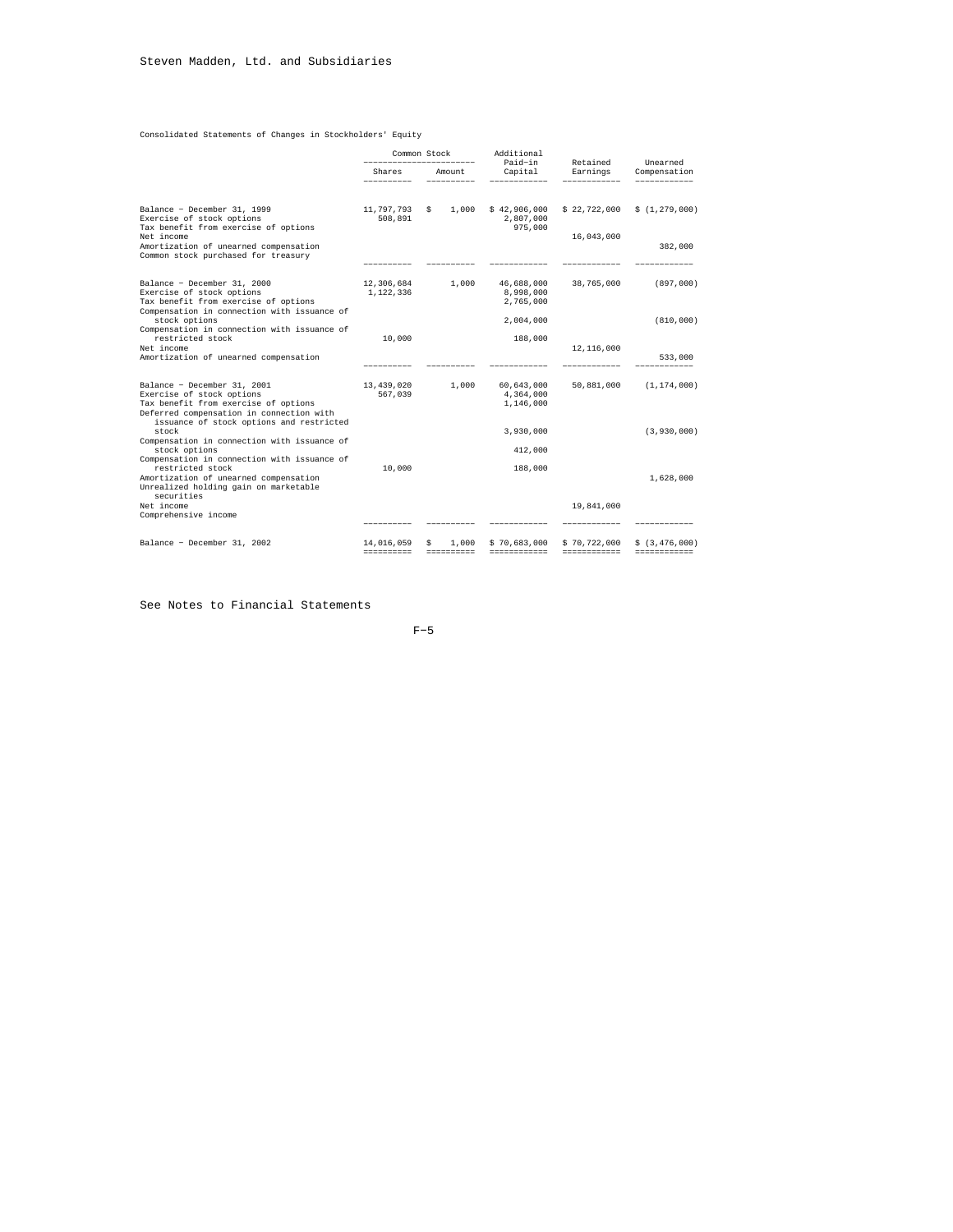Steven Madden, Ltd. and Subsidiaries

Consolidated Statements of Changes in Stockholders' Equity

| | Common Stock | | Additional Paid-in | Retained | Unearned |
|---|---|---|---|---|---|
| | Shares | Amount | Capital | Earnings | Compensation |
| Balance - December 31, 1999 | 11,797,793 | $ 1,000 | $ 42,906,000 | $ 22,722,000 | $ (1,279,000) |
| Exercise of stock options | 508,891 | | 2,807,000 | | |
| Tax benefit from exercise of options | | | 975,000 | | |
| Net income | | | | 16,043,000 | |
| Amortization of unearned compensation | | | | | 382,000 |
| Common stock purchased for treasury | | | | | |
| Balance - December 31, 2000 | 12,306,684 | 1,000 | 46,688,000 | 38,765,000 | (897,000) |
| Exercise of stock options | 1,122,336 | | 8,998,000 | | |
| Tax benefit from exercise of options | | | 2,765,000 | | |
| Compensation in connection with issuance of stock options | | | 2,004,000 | | (810,000) |
| Compensation in connection with issuance of restricted stock | 10,000 | | 188,000 | | |
| Net income | | | | 12,116,000 | |
| Amortization of unearned compensation | | | | | 533,000 |
| Balance - December 31, 2001 | 13,439,020 | 1,000 | 60,643,000 | 50,881,000 | (1,174,000) |
| Exercise of stock options | 567,039 | | 4,364,000 | | |
| Tax benefit from exercise of options | | | 1,146,000 | | |
| Deferred compensation in connection with issuance of stock options and restricted stock | | | 3,930,000 | | (3,930,000) |
| Compensation in connection with issuance of stock options | | | 412,000 | | |
| Compensation in connection with issuance of restricted stock | 10,000 | | 188,000 | | |
| Amortization of unearned compensation | | | | | 1,628,000 |
| Unrealized holding gain on marketable securities | | | | | |
| Net income | | | | 19,841,000 | |
| Comprehensive income | | | | | |
| Balance - December 31, 2002 | 14,016,059 | $ 1,000 | $ 70,683,000 | $ 70,722,000 | $ (3,476,000) |

See Notes to Financial Statements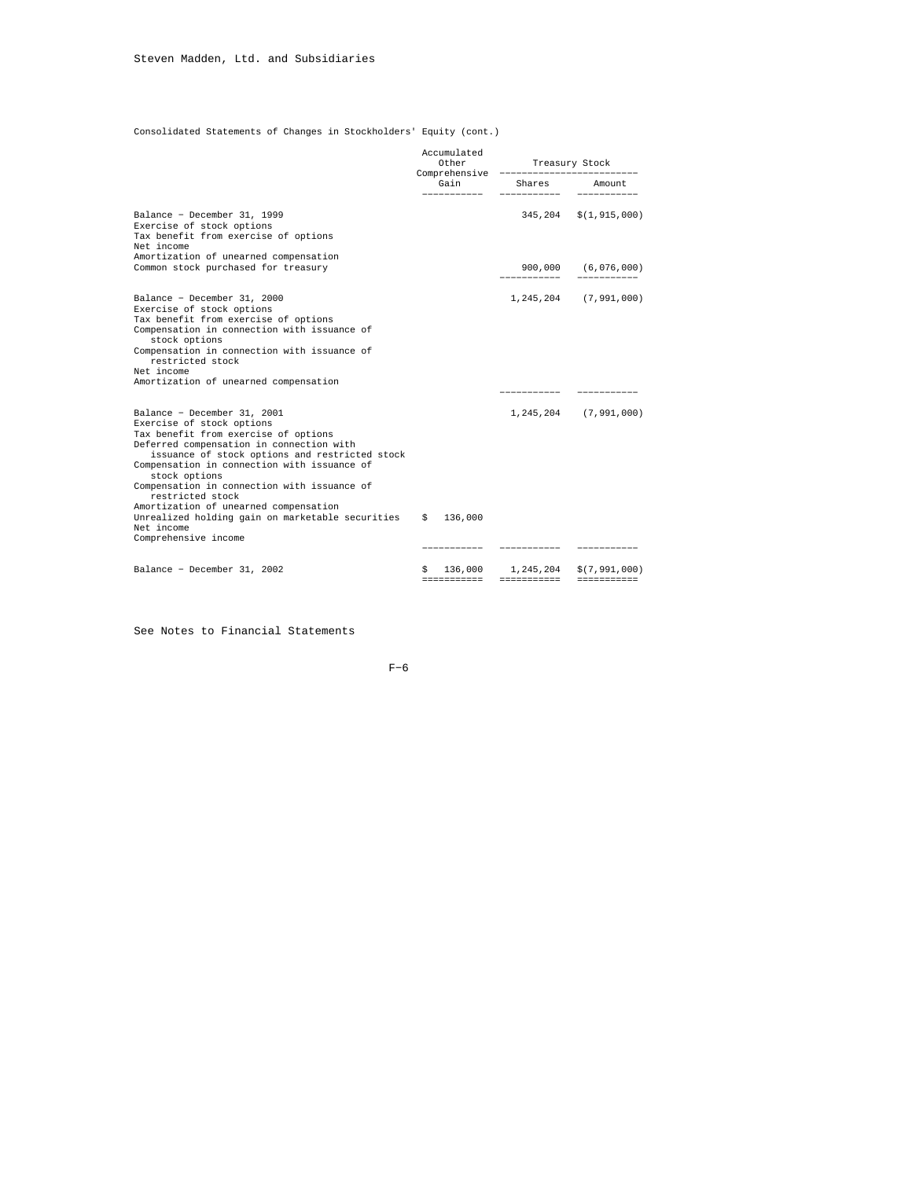Steven Madden, Ltd. and Subsidiaries

Consolidated Statements of Changes in Stockholders' Equity (cont.)

| | Accumulated Other Comprehensive Gain | Treasury Stock | |
|---|---|---|---|
| | | Shares | Amount |
| Balance - December 31, 1999 | | 345,204 | $(1,915,000) |
| Exercise of stock options | | | |
| Tax benefit from exercise of options | | | |
| Net income | | | |
| Amortization of unearned compensation | | | |
| Common stock purchased for treasury | | 900,000 | (6,076,000) |
| Balance - December 31, 2000 | | 1,245,204 | (7,991,000) |
| Exercise of stock options | | | |
| Tax benefit from exercise of options | | | |
| Compensation in connection with issuance of stock options | | | |
| Compensation in connection with issuance of restricted stock | | | |
| Net income | | | |
| Amortization of unearned compensation | | | |
| Balance - December 31, 2001 | | 1,245,204 | (7,991,000) |
| Exercise of stock options | | | |
| Tax benefit from exercise of options | | | |
| Deferred compensation in connection with issuance of stock options and restricted stock | | | |
| Compensation in connection with issuance of stock options | | | |
| Compensation in connection with issuance of restricted stock | | | |
| Amortization of unearned compensation | | | |
| Unrealized holding gain on marketable securities | $ 136,000 | | |
| Net income | | | |
| Comprehensive income | | | |
| Balance - December 31, 2002 | $ 136,000 | 1,245,204 | $(7,991,000) |

See Notes to Financial Statements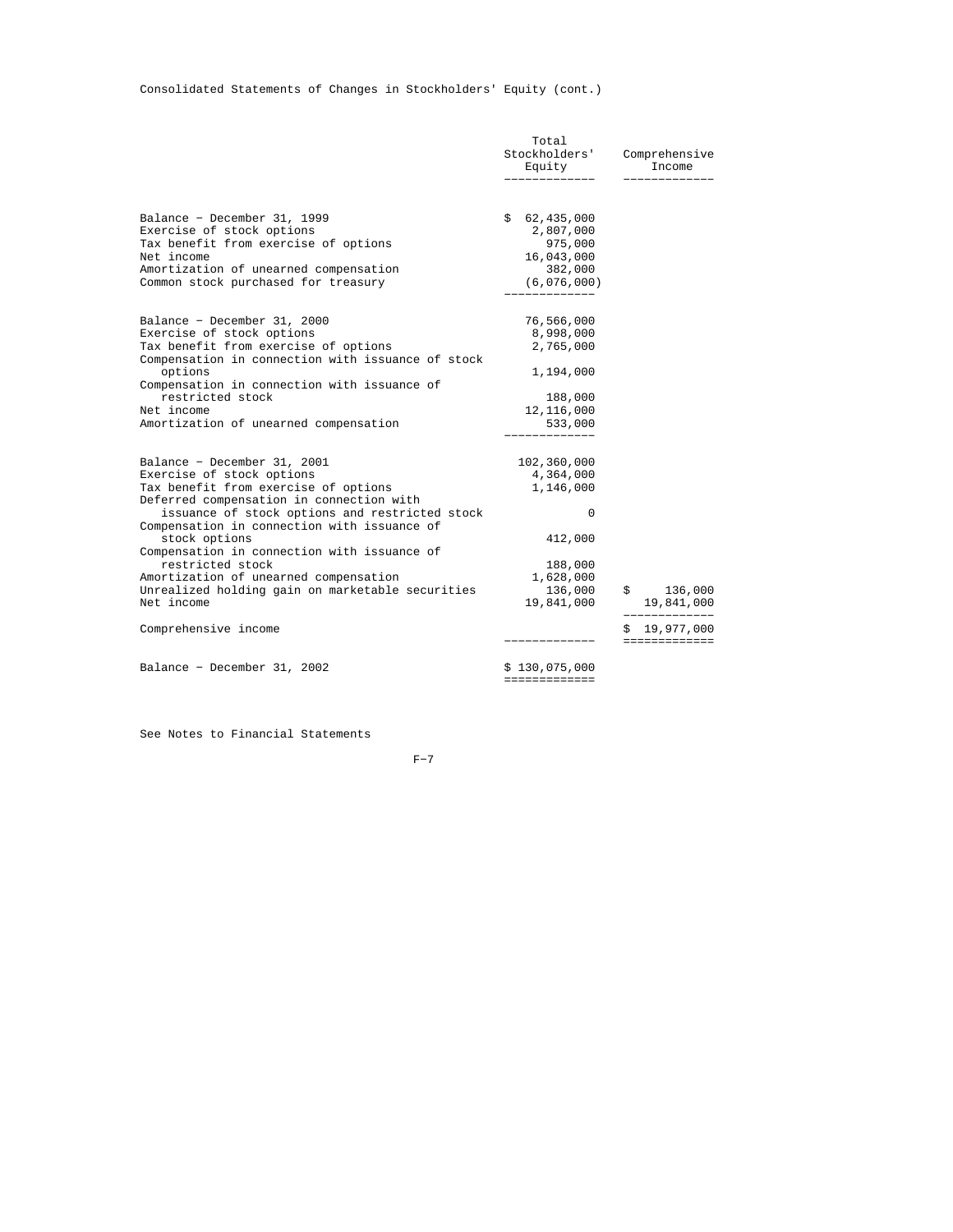Consolidated Statements of Changes in Stockholders' Equity (cont.)

| | Total Stockholders' Equity | Comprehensive Income |
|---|---|---|
| Balance - December 31, 1999 | $ 62,435,000 | |
| Exercise of stock options | 2,807,000 | |
| Tax benefit from exercise of options | 975,000 | |
| Net income | 16,043,000 | |
| Amortization of unearned compensation | 382,000 | |
| Common stock purchased for treasury | (6,076,000) | |
| Balance - December 31, 2000 | 76,566,000 | |
| Exercise of stock options | 8,998,000 | |
| Tax benefit from exercise of options | 2,765,000 | |
| Compensation in connection with issuance of stock options | 1,194,000 | |
| Compensation in connection with issuance of restricted stock | 188,000 | |
| Net income | 12,116,000 | |
| Amortization of unearned compensation | 533,000 | |
| Balance - December 31, 2001 | 102,360,000 | |
| Exercise of stock options | 4,364,000 | |
| Tax benefit from exercise of options | 1,146,000 | |
| Deferred compensation in connection with issuance of stock options and restricted stock | 0 | |
| Compensation in connection with issuance of stock options | 412,000 | |
| Compensation in connection with issuance of restricted stock | 188,000 | |
| Amortization of unearned compensation | 1,628,000 | |
| Unrealized holding gain on marketable securities | 136,000 | $ 136,000 |
| Net income | 19,841,000 | 19,841,000 |
| Comprehensive income | | $ 19,977,000 |
| Balance - December 31, 2002 | $ 130,075,000 | |

See Notes to Financial Statements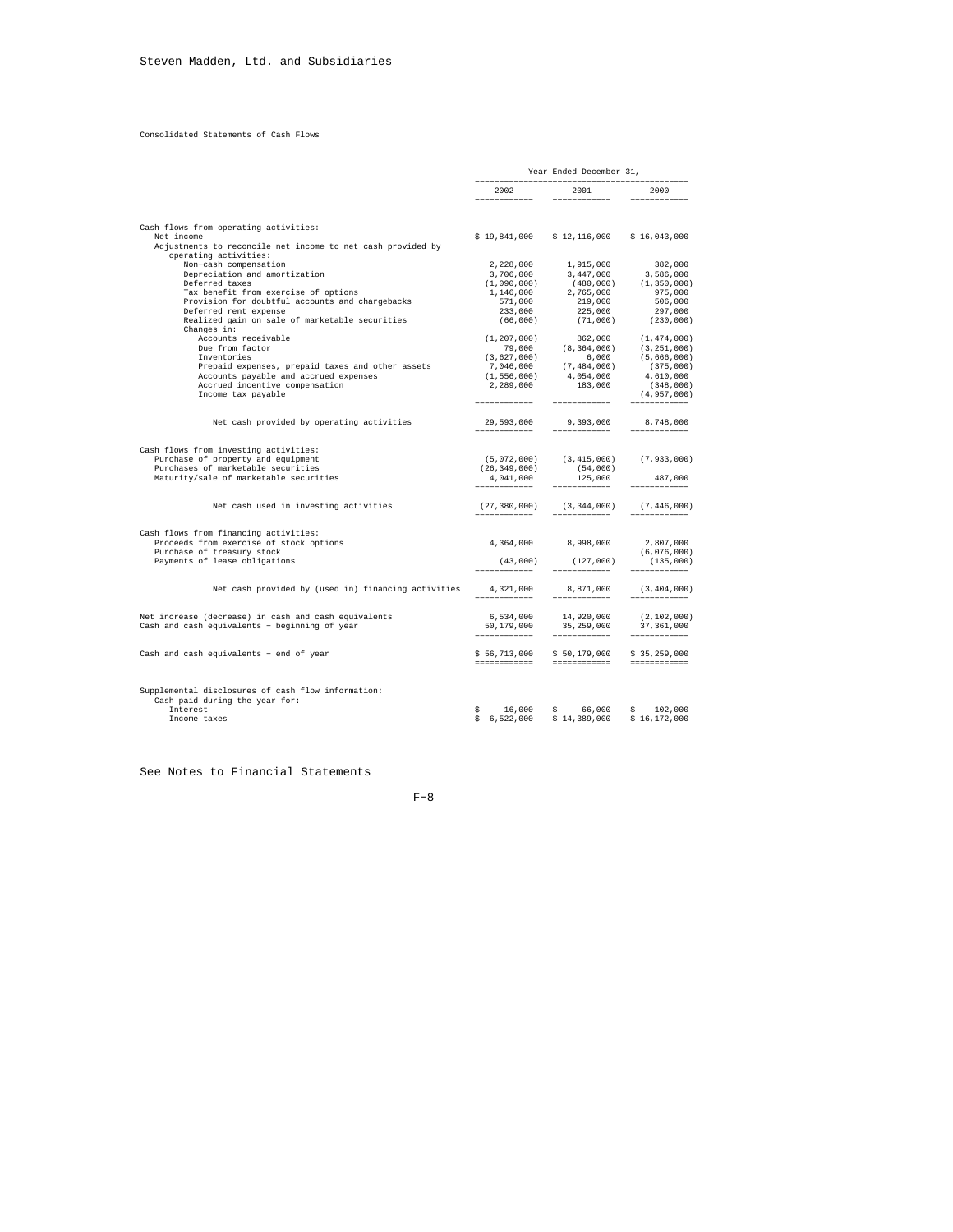Steven Madden, Ltd. and Subsidiaries

Consolidated Statements of Cash Flows

| | Year Ended December 31, | | |
|---|---|---|---|
| | 2002 | 2001 | 2000 |
| Cash flows from operating activities: | | | |
| Net income | $ 19,841,000 | $ 12,116,000 | $ 16,043,000 |
| Adjustments to reconcile net income to net cash provided by operating activities: | | | |
| Non-cash compensation | 2,228,000 | 1,915,000 | 382,000 |
| Depreciation and amortization | 3,706,000 | 3,447,000 | 3,586,000 |
| Deferred taxes | (1,090,000) | (480,000) | (1,350,000) |
| Tax benefit from exercise of options | 1,146,000 | 2,765,000 | 975,000 |
| Provision for doubtful accounts and chargebacks | 571,000 | 219,000 | 506,000 |
| Deferred rent expense | 233,000 | 225,000 | 297,000 |
| Realized gain on sale of marketable securities | (66,000) | (71,000) | (230,000) |
| Changes in: | | | |
| Accounts receivable | (1,207,000) | 862,000 | (1,474,000) |
| Due from factor | 79,000 | (8,364,000) | (3,251,000) |
| Inventories | (3,627,000) | 6,000 | (5,666,000) |
| Prepaid expenses, prepaid taxes and other assets | 7,046,000 | (7,484,000) | (375,000) |
| Accounts payable and accrued expenses | (1,556,000) | 4,054,000 | 4,610,000 |
| Accrued incentive compensation | 2,289,000 | 183,000 | (348,000) |
| Income tax payable | | | (4,957,000) |
| Net cash provided by operating activities | 29,593,000 | 9,393,000 | 8,748,000 |
| Cash flows from investing activities: | | | |
| Purchase of property and equipment | (5,072,000) | (3,415,000) | (7,933,000) |
| Purchases of marketable securities | (26,349,000) | (54,000) | |
| Maturity/sale of marketable securities | 4,041,000 | 125,000 | 487,000 |
| Net cash used in investing activities | (27,380,000) | (3,344,000) | (7,446,000) |
| Cash flows from financing activities: | | | |
| Proceeds from exercise of stock options | 4,364,000 | 8,998,000 | 2,807,000 |
| Purchase of treasury stock | | | (6,076,000) |
| Payments of lease obligations | (43,000) | (127,000) | (135,000) |
| Net cash provided by (used in) financing activities | 4,321,000 | 8,871,000 | (3,404,000) |
| Net increase (decrease) in cash and cash equivalents | 6,534,000 | 14,920,000 | (2,102,000) |
| Cash and cash equivalents - beginning of year | 50,179,000 | 35,259,000 | 37,361,000 |
| Cash and cash equivalents - end of year | $ 56,713,000 | $ 50,179,000 | $ 35,259,000 |
| Supplemental disclosures of cash flow information: | | | |
| Cash paid during the year for: | | | |
| Interest | $ 16,000 | $ 66,000 | $ 102,000 |
| Income taxes | $ 6,522,000 | $ 14,389,000 | $ 16,172,000 |

See Notes to Financial Statements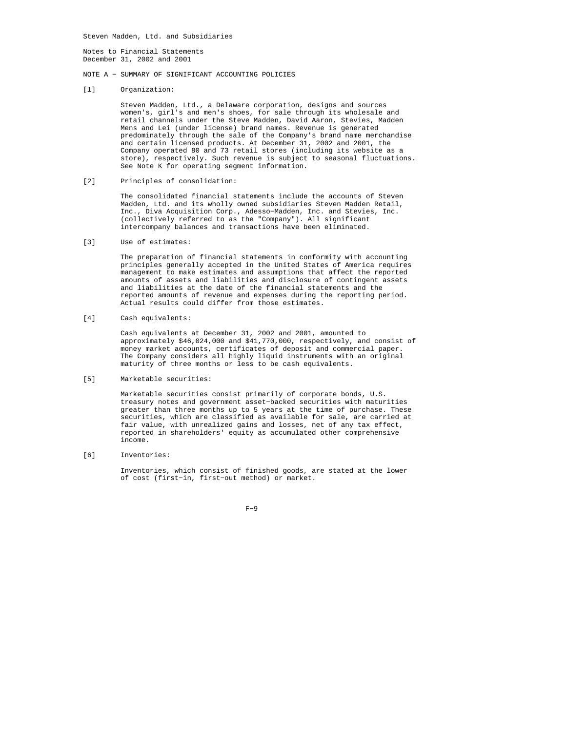Steven Madden, Ltd. and Subsidiaries

Notes to Financial Statements
December 31, 2002 and 2001

## NOTE A - SUMMARY OF SIGNIFICANT ACCOUNTING POLICIES

[1] Organization:

Steven Madden, Ltd., a Delaware corporation, designs and sources women's, girl's and men's shoes, for sale through its wholesale and retail channels under the Steve Madden, David Aaron, Stevies, Madden Mens and Lei (under license) brand names. Revenue is generated predominately through the sale of the Company's brand name merchandise and certain licensed products. At December 31, 2002 and 2001, the Company operated 80 and 73 retail stores (including its website as a store), respectively. Such revenue is subject to seasonal fluctuations. See Note K for operating segment information.

[2] Principles of consolidation:

The consolidated financial statements include the accounts of Steven Madden, Ltd. and its wholly owned subsidiaries Steven Madden Retail, Inc., Diva Acquisition Corp., Adesso-Madden, Inc. and Stevies, Inc. (collectively referred to as the "Company"). All significant intercompany balances and transactions have been eliminated.

[3] Use of estimates:

The preparation of financial statements in conformity with accounting principles generally accepted in the United States of America requires management to make estimates and assumptions that affect the reported amounts of assets and liabilities and disclosure of contingent assets and liabilities at the date of the financial statements and the reported amounts of revenue and expenses during the reporting period. Actual results could differ from those estimates.

[4] Cash equivalents:

Cash equivalents at December 31, 2002 and 2001, amounted to approximately $46,024,000 and $41,770,000, respectively, and consist of money market accounts, certificates of deposit and commercial paper. The Company considers all highly liquid instruments with an original maturity of three months or less to be cash equivalents.

[5] Marketable securities:

Marketable securities consist primarily of corporate bonds, U.S. treasury notes and government asset-backed securities with maturities greater than three months up to 5 years at the time of purchase. These securities, which are classified as available for sale, are carried at fair value, with unrealized gains and losses, net of any tax effect, reported in shareholders' equity as accumulated other comprehensive income.

[6] Inventories:

Inventories, which consist of finished goods, are stated at the lower of cost (first-in, first-out method) or market.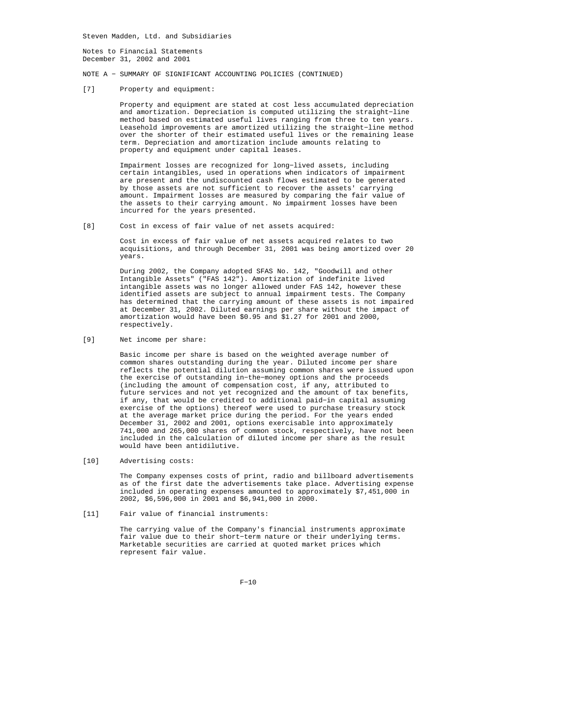Steven Madden, Ltd. and Subsidiaries

Notes to Financial Statements
December 31, 2002 and 2001

NOTE A - SUMMARY OF SIGNIFICANT ACCOUNTING POLICIES (CONTINUED)

[7] Property and equipment:

Property and equipment are stated at cost less accumulated depreciation and amortization. Depreciation is computed utilizing the straight-line method based on estimated useful lives ranging from three to ten years. Leasehold improvements are amortized utilizing the straight-line method over the shorter of their estimated useful lives or the remaining lease term. Depreciation and amortization include amounts relating to property and equipment under capital leases.

Impairment losses are recognized for long-lived assets, including certain intangibles, used in operations when indicators of impairment are present and the undiscounted cash flows estimated to be generated by those assets are not sufficient to recover the assets' carrying amount. Impairment losses are measured by comparing the fair value of the assets to their carrying amount. No impairment losses have been incurred for the years presented.

[8] Cost in excess of fair value of net assets acquired:

Cost in excess of fair value of net assets acquired relates to two acquisitions, and through December 31, 2001 was being amortized over 20 years.

During 2002, the Company adopted SFAS No. 142, "Goodwill and other Intangible Assets" ("FAS 142"). Amortization of indefinite lived intangible assets was no longer allowed under FAS 142, however these identified assets are subject to annual impairment tests. The Company has determined that the carrying amount of these assets is not impaired at December 31, 2002. Diluted earnings per share without the impact of amortization would have been $0.95 and $1.27 for 2001 and 2000, respectively.

[9] Net income per share:

Basic income per share is based on the weighted average number of common shares outstanding during the year. Diluted income per share reflects the potential dilution assuming common shares were issued upon the exercise of outstanding in-the-money options and the proceeds (including the amount of compensation cost, if any, attributed to future services and not yet recognized and the amount of tax benefits, if any, that would be credited to additional paid-in capital assuming exercise of the options) thereof were used to purchase treasury stock at the average market price during the period. For the years ended December 31, 2002 and 2001, options exercisable into approximately 741,000 and 265,000 shares of common stock, respectively, have not been included in the calculation of diluted income per share as the result would have been antidilutive.

[10] Advertising costs:

The Company expenses costs of print, radio and billboard advertisements as of the first date the advertisements take place. Advertising expense included in operating expenses amounted to approximately $7,451,000 in 2002, $6,596,000 in 2001 and $6,941,000 in 2000.

[11] Fair value of financial instruments:

The carrying value of the Company's financial instruments approximate fair value due to their short-term nature or their underlying terms. Marketable securities are carried at quoted market prices which represent fair value.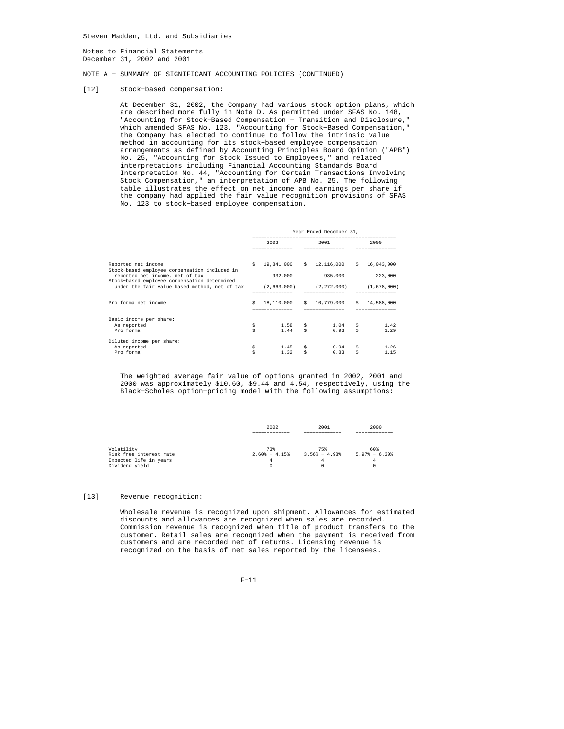Steven Madden, Ltd. and Subsidiaries

Notes to Financial Statements
December 31, 2002 and 2001

NOTE A - SUMMARY OF SIGNIFICANT ACCOUNTING POLICIES (CONTINUED)

[12] Stock-based compensation:

At December 31, 2002, the Company had various stock option plans, which are described more fully in Note D. As permitted under SFAS No. 148, "Accounting for Stock-Based Compensation - Transition and Disclosure," which amended SFAS No. 123, "Accounting for Stock-Based Compensation," the Company has elected to continue to follow the intrinsic value method in accounting for its stock-based employee compensation arrangements as defined by Accounting Principles Board Opinion ("APB") No. 25, "Accounting for Stock Issued to Employees," and related interpretations including Financial Accounting Standards Board Interpretation No. 44, "Accounting for Certain Transactions Involving Stock Compensation," an interpretation of APB No. 25. The following table illustrates the effect on net income and earnings per share if the company had applied the fair value recognition provisions of SFAS No. 123 to stock-based employee compensation.

| | Year Ended December 31, | | |
|---|---|---|---|
| | 2002 | 2001 | 2000 |
| Reported net income | $ 19,841,000 | $ 12,116,000 | $ 16,043,000 |
| Stock-based employee compensation included in reported net income, net of tax | 932,000 | 935,000 | 223,000 |
| Stock-based employee compensation determined under the fair value based method, net of tax | (2,663,000) | (2,272,000) | (1,678,000) |
| Pro forma net income | $ 18,110,000 | $ 10,779,000 | $ 14,588,000 |
| Basic income per share: | | | |
| As reported | $ 1.58 | $ 1.04 | $ 1.42 |
| Pro forma | $ 1.44 | $ 0.93 | $ 1.29 |
| Diluted income per share: | | | |
| As reported | $ 1.45 | $ 0.94 | $ 1.26 |
| Pro forma | $ 1.32 | $ 0.83 | $ 1.15 |

The weighted average fair value of options granted in 2002, 2001 and 2000 was approximately $10.60, $9.44 and 4.54, respectively, using the Black-Scholes option-pricing model with the following assumptions:

| | 2002 | 2001 | 2000 |
|---|---|---|---|
| Volatility | 73% | 75% | 60% |
| Risk free interest rate | 2.60% - 4.15% | 3.56% - 4.98% | 5.97% - 6.30% |
| Expected life in years | 4 | 4 | 4 |
| Dividend yield | 0 | 0 | 0 |

[13] Revenue recognition:

Wholesale revenue is recognized upon shipment. Allowances for estimated discounts and allowances are recognized when sales are recorded. Commission revenue is recognized when title of product transfers to the customer. Retail sales are recognized when the payment is received from customers and are recorded net of returns. Licensing revenue is recognized on the basis of net sales reported by the licensees.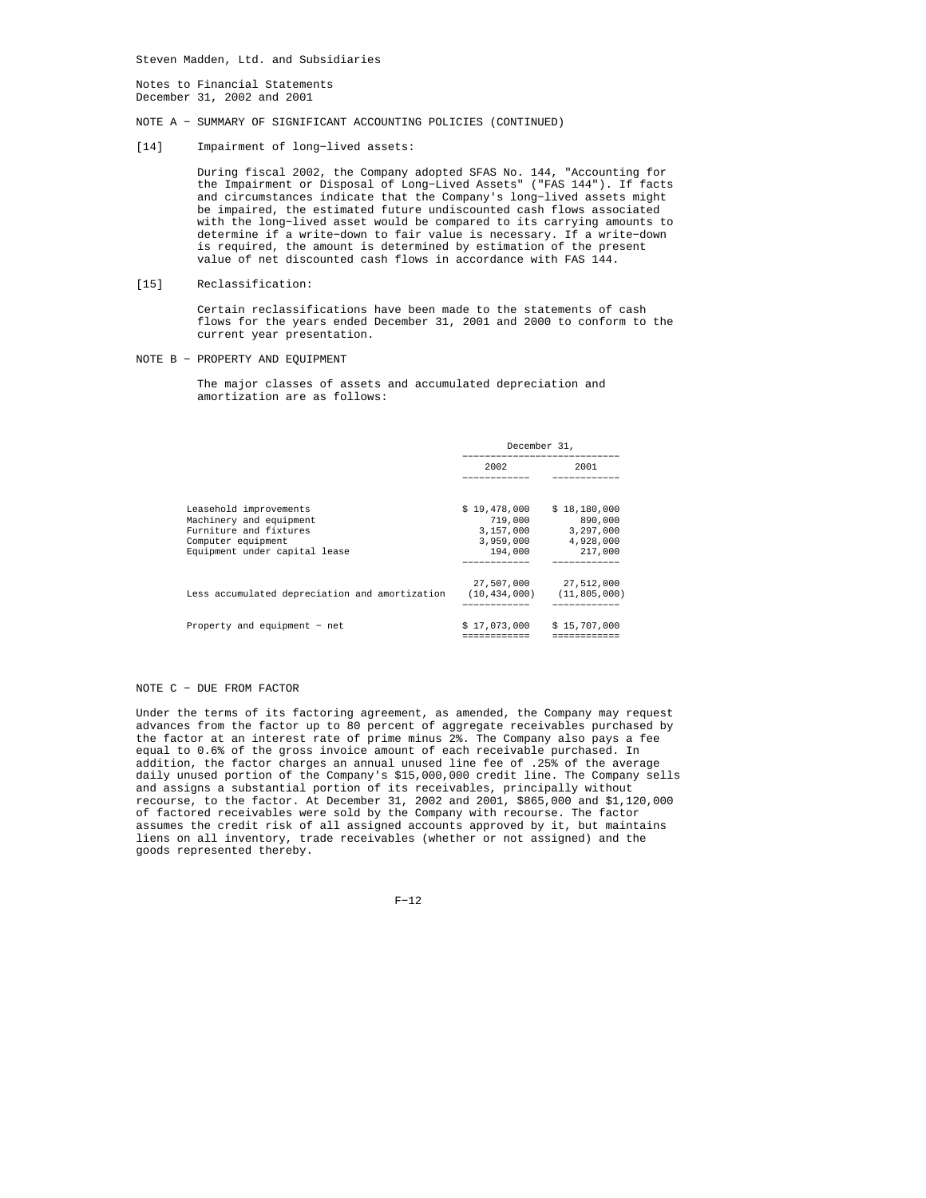Steven Madden, Ltd. and Subsidiaries

Notes to Financial Statements
December 31, 2002 and 2001

NOTE A - SUMMARY OF SIGNIFICANT ACCOUNTING POLICIES (CONTINUED)

[14] Impairment of long-lived assets:

During fiscal 2002, the Company adopted SFAS No. 144, "Accounting for the Impairment or Disposal of Long-Lived Assets" ("FAS 144"). If facts and circumstances indicate that the Company's long-lived assets might be impaired, the estimated future undiscounted cash flows associated with the long-lived asset would be compared to its carrying amounts to determine if a write-down to fair value is necessary. If a write-down is required, the amount is determined by estimation of the present value of net discounted cash flows in accordance with FAS 144.

[15] Reclassification:

Certain reclassifications have been made to the statements of cash flows for the years ended December 31, 2001 and 2000 to conform to the current year presentation.

NOTE B - PROPERTY AND EQUIPMENT

The major classes of assets and accumulated depreciation and amortization are as follows:

| | December 31, | |
|---|---|---|
| | 2002 | 2001 |
| Leasehold improvements | $ 19,478,000 | $ 18,180,000 |
| Machinery and equipment | 719,000 | 890,000 |
| Furniture and fixtures | 3,157,000 | 3,297,000 |
| Computer equipment | 3,959,000 | 4,928,000 |
| Equipment under capital lease | 194,000 | 217,000 |
| | 27,507,000 | 27,512,000 |
| Less accumulated depreciation and amortization | (10,434,000) | (11,805,000) |
| Property and equipment - net | $ 17,073,000 | $ 15,707,000 |

NOTE C - DUE FROM FACTOR

Under the terms of its factoring agreement, as amended, the Company may request advances from the factor up to 80 percent of aggregate receivables purchased by the factor at an interest rate of prime minus 2%. The Company also pays a fee equal to 0.6% of the gross invoice amount of each receivable purchased. In addition, the factor charges an annual unused line fee of .25% of the average daily unused portion of the Company's $15,000,000 credit line. The Company sells and assigns a substantial portion of its receivables, principally without recourse, to the factor. At December 31, 2002 and 2001, $865,000 and $1,120,000 of factored receivables were sold by the Company with recourse. The factor assumes the credit risk of all assigned accounts approved by it, but maintains liens on all inventory, trade receivables (whether or not assigned) and the goods represented thereby.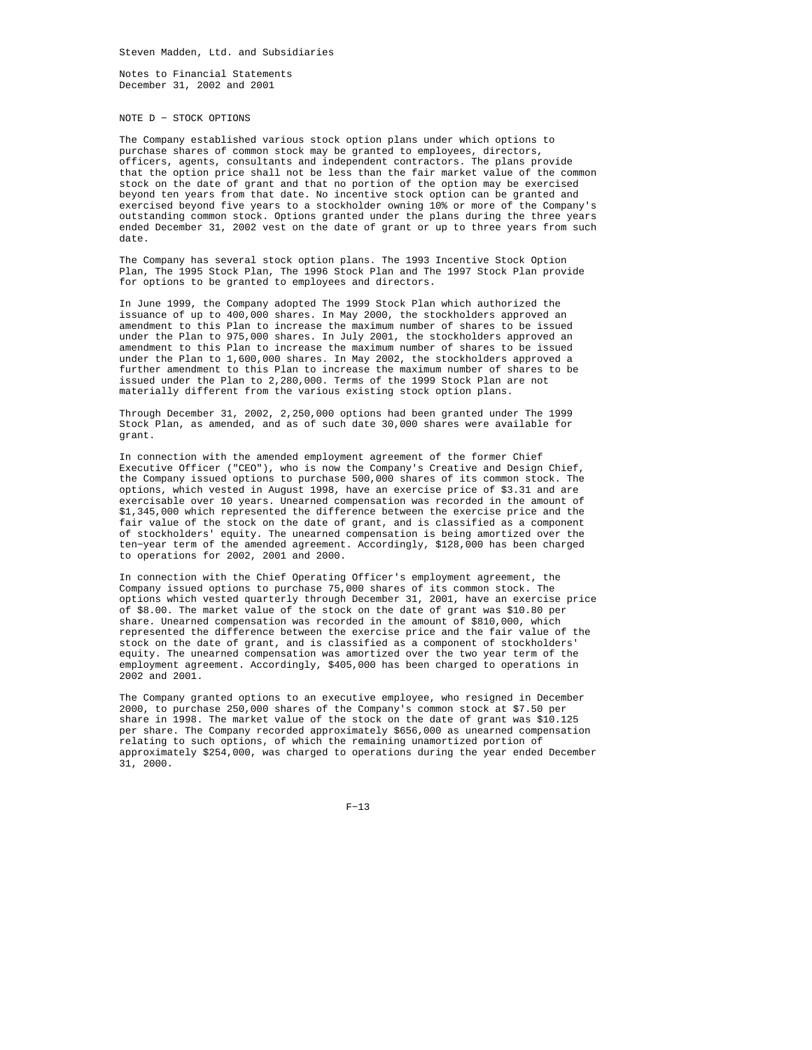Steven Madden, Ltd. and Subsidiaries

Notes to Financial Statements
December 31, 2002 and 2001

NOTE D - STOCK OPTIONS

The Company established various stock option plans under which options to purchase shares of common stock may be granted to employees, directors, officers, agents, consultants and independent contractors. The plans provide that the option price shall not be less than the fair market value of the common stock on the date of grant and that no portion of the option may be exercised beyond ten years from that date. No incentive stock option can be granted and exercised beyond five years to a stockholder owning 10% or more of the Company's outstanding common stock. Options granted under the plans during the three years ended December 31, 2002 vest on the date of grant or up to three years from such date.

The Company has several stock option plans. The 1993 Incentive Stock Option Plan, The 1995 Stock Plan, The 1996 Stock Plan and The 1997 Stock Plan provide for options to be granted to employees and directors.

In June 1999, the Company adopted The 1999 Stock Plan which authorized the issuance of up to 400,000 shares. In May 2000, the stockholders approved an amendment to this Plan to increase the maximum number of shares to be issued under the Plan to 975,000 shares. In July 2001, the stockholders approved an amendment to this Plan to increase the maximum number of shares to be issued under the Plan to 1,600,000 shares. In May 2002, the stockholders approved a further amendment to this Plan to increase the maximum number of shares to be issued under the Plan to 2,280,000. Terms of the 1999 Stock Plan are not materially different from the various existing stock option plans.

Through December 31, 2002, 2,250,000 options had been granted under The 1999 Stock Plan, as amended, and as of such date 30,000 shares were available for grant.

In connection with the amended employment agreement of the former Chief Executive Officer ("CEO"), who is now the Company's Creative and Design Chief, the Company issued options to purchase 500,000 shares of its common stock. The options, which vested in August 1998, have an exercise price of $3.31 and are exercisable over 10 years. Unearned compensation was recorded in the amount of $1,345,000 which represented the difference between the exercise price and the fair value of the stock on the date of grant, and is classified as a component of stockholders' equity. The unearned compensation is being amortized over the ten-year term of the amended agreement. Accordingly, $128,000 has been charged to operations for 2002, 2001 and 2000.

In connection with the Chief Operating Officer's employment agreement, the Company issued options to purchase 75,000 shares of its common stock. The options which vested quarterly through December 31, 2001, have an exercise price of $8.00. The market value of the stock on the date of grant was $10.80 per share. Unearned compensation was recorded in the amount of $810,000, which represented the difference between the exercise price and the fair value of the stock on the date of grant, and is classified as a component of stockholders' equity. The unearned compensation was amortized over the two year term of the employment agreement. Accordingly, $405,000 has been charged to operations in 2002 and 2001.

The Company granted options to an executive employee, who resigned in December 2000, to purchase 250,000 shares of the Company's common stock at $7.50 per share in 1998. The market value of the stock on the date of grant was $10.125 per share. The Company recorded approximately $656,000 as unearned compensation relating to such options, of which the remaining unamortized portion of approximately $254,000, was charged to operations during the year ended December 31, 2000.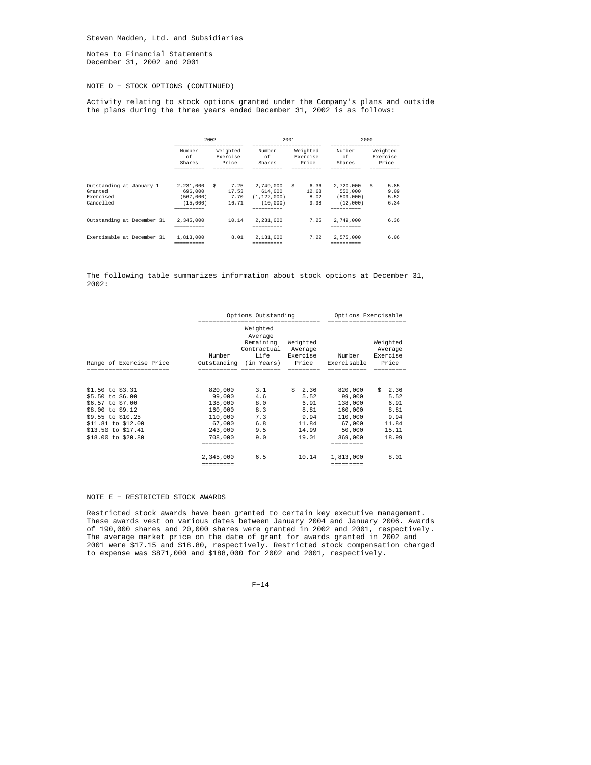Steven Madden, Ltd. and Subsidiaries

Notes to Financial Statements
December 31, 2002 and 2001

NOTE D - STOCK OPTIONS (CONTINUED)

Activity relating to stock options granted under the Company's plans and outside the plans during the three years ended December 31, 2002 is as follows:

| | 2002 | | 2001 | | 2000 | |
|---|---|---|---|---|---|---|
| | Number of Shares | Weighted Exercise Price | Number of Shares | Weighted Exercise Price | Number of Shares | Weighted Exercise Price |
| Outstanding at January 1 | 2,231,000 | $ 7.25 | 2,749,000 | $ 6.36 | 2,720,000 | $ 5.85 |
| Granted | 696,000 | 17.53 | 614,000 | 12.68 | 550,000 | 9.09 |
| Exercised | (567,000) | 7.70 | (1,122,000) | 8.02 | (509,000) | 5.52 |
| Cancelled | (15,000) | 16.71 | (10,000) | 9.98 | (12,000) | 6.34 |
| Outstanding at December 31 | 2,345,000 | 10.14 | 2,231,000 | 7.25 | 2,749,000 | 6.36 |
| Exercisable at December 31 | 1,813,000 | 8.01 | 2,131,000 | 7.22 | 2,575,000 | 6.06 |

The following table summarizes information about stock options at December 31, 2002:

| | Options Outstanding | | | Options Exercisable | |
|---|---|---|---|---|---|
| Range of Exercise Price | Number Outstanding | Weighted Average Remaining Contractual Life (in Years) | Weighted Average Exercise Price | Number Exercisable | Weighted Average Exercise Price |
| $1.50 to $3.31 | 820,000 | 3.1 | $ 2.36 | 820,000 | $ 2.36 |
| $5.50 to $6.00 | 99,000 | 4.6 | 5.52 | 99,000 | 5.52 |
| $6.57 to $7.00 | 138,000 | 8.0 | 6.91 | 138,000 | 6.91 |
| $8.00 to $9.12 | 160,000 | 8.3 | 8.81 | 160,000 | 8.81 |
| $9.55 to $10.25 | 110,000 | 7.3 | 9.94 | 110,000 | 9.94 |
| $11.81 to $12.00 | 67,000 | 6.8 | 11.84 | 67,000 | 11.84 |
| $13.50 to $17.41 | 243,000 | 9.5 | 14.99 | 50,000 | 15.11 |
| $18.00 to $20.80 | 708,000 | 9.0 | 19.01 | 369,000 | 18.99 |
| | 2,345,000 | 6.5 | 10.14 | 1,813,000 | 8.01 |

NOTE E - RESTRICTED STOCK AWARDS

Restricted stock awards have been granted to certain key executive management. These awards vest on various dates between January 2004 and January 2006. Awards of 190,000 shares and 20,000 shares were granted in 2002 and 2001, respectively. The average market price on the date of grant for awards granted in 2002 and 2001 were $17.15 and $18.80, respectively. Restricted stock compensation charged to expense was $871,000 and $188,000 for 2002 and 2001, respectively.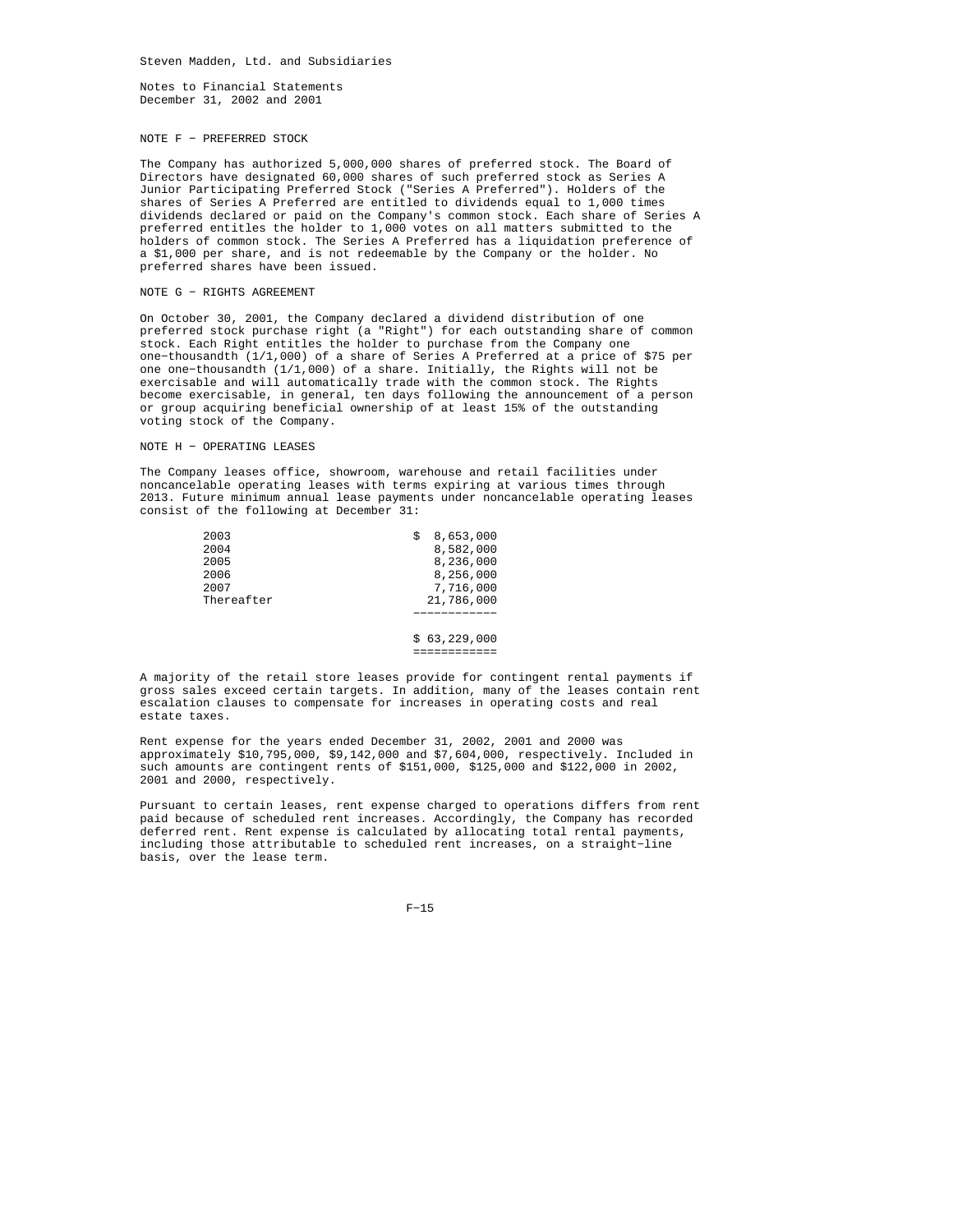Steven Madden, Ltd. and Subsidiaries

Notes to Financial Statements
December 31, 2002 and 2001

NOTE F - PREFERRED STOCK

The Company has authorized 5,000,000 shares of preferred stock. The Board of Directors have designated 60,000 shares of such preferred stock as Series A Junior Participating Preferred Stock ("Series A Preferred"). Holders of the shares of Series A Preferred are entitled to dividends equal to 1,000 times dividends declared or paid on the Company's common stock. Each share of Series A preferred entitles the holder to 1,000 votes on all matters submitted to the holders of common stock. The Series A Preferred has a liquidation preference of a $1,000 per share, and is not redeemable by the Company or the holder. No preferred shares have been issued.

NOTE G - RIGHTS AGREEMENT

On October 30, 2001, the Company declared a dividend distribution of one preferred stock purchase right (a "Right") for each outstanding share of common stock. Each Right entitles the holder to purchase from the Company one one-thousandth (1/1,000) of a share of Series A Preferred at a price of $75 per one one-thousandth (1/1,000) of a share. Initially, the Rights will not be exercisable and will automatically trade with the common stock. The Rights become exercisable, in general, ten days following the announcement of a person or group acquiring beneficial ownership of at least 15% of the outstanding voting stock of the Company.

NOTE H - OPERATING LEASES

The Company leases office, showroom, warehouse and retail facilities under noncancelable operating leases with terms expiring at various times through 2013. Future minimum annual lease payments under noncancelable operating leases consist of the following at December 31:

| | |
|---|---|
| 2003 | $ 8,653,000 |
| 2004 | 8,582,000 |
| 2005 | 8,236,000 |
| 2006 | 8,256,000 |
| 2007 | 7,716,000 |
| Thereafter | 21,786,000 |
| | $ 63,229,000 |

A majority of the retail store leases provide for contingent rental payments if gross sales exceed certain targets. In addition, many of the leases contain rent escalation clauses to compensate for increases in operating costs and real estate taxes.

Rent expense for the years ended December 31, 2002, 2001 and 2000 was approximately $10,795,000, $9,142,000 and $7,604,000, respectively. Included in such amounts are contingent rents of $151,000, $125,000 and $122,000 in 2002, 2001 and 2000, respectively.

Pursuant to certain leases, rent expense charged to operations differs from rent paid because of scheduled rent increases. Accordingly, the Company has recorded deferred rent. Rent expense is calculated by allocating total rental payments, including those attributable to scheduled rent increases, on a straight-line basis, over the lease term.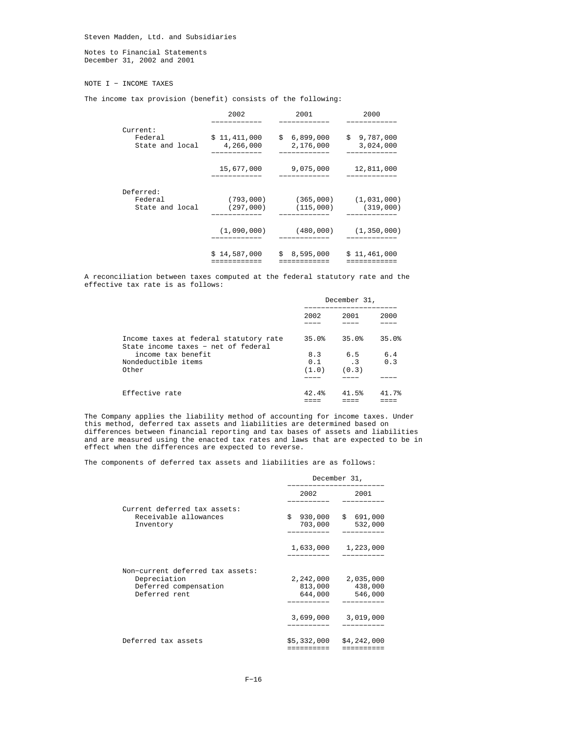Steven Madden, Ltd. and Subsidiaries

Notes to Financial Statements
December 31, 2002 and 2001

## NOTE I - INCOME TAXES

The income tax provision (benefit) consists of the following:

| | 2002 | 2001 | 2000 |
|---|---|---|---|
| Current: | | | |
| Federal | $ 11,411,000 | $ 6,899,000 | $ 9,787,000 |
| State and local | 4,266,000 | 2,176,000 | 3,024,000 |
| | 15,677,000 | 9,075,000 | 12,811,000 |
| Deferred: | | | |
| Federal | (793,000) | (365,000) | (1,031,000) |
| State and local | (297,000) | (115,000) | (319,000) |
| | (1,090,000) | (480,000) | (1,350,000) |
| | $ 14,587,000 | $ 8,595,000 | $ 11,461,000 |

A reconciliation between taxes computed at the federal statutory rate and the effective tax rate is as follows:

| | December 31, | | |
|---|---|---|---|
| | 2002 | 2001 | 2000 |
| Income taxes at federal statutory rate | 35.0% | 35.0% | 35.0% |
| State income taxes - net of federal income tax benefit | 8.3 | 6.5 | 6.4 |
| Nondeductible items | 0.1 | .3 | 0.3 |
| Other | (1.0) | (0.3) | |
| Effective rate | 42.4% | 41.5% | 41.7% |

The Company applies the liability method of accounting for income taxes. Under this method, deferred tax assets and liabilities are determined based on differences between financial reporting and tax bases of assets and liabilities and are measured using the enacted tax rates and laws that are expected to be in effect when the differences are expected to reverse.

The components of deferred tax assets and liabilities are as follows:

| | December 31, | |
|---|---|---|
| | 2002 | 2001 |
| Current deferred tax assets: | | |
| Receivable allowances | $ 930,000 | $ 691,000 |
| Inventory | 703,000 | 532,000 |
| | 1,633,000 | 1,223,000 |
| Non-current deferred tax assets: | | |
| Depreciation | 2,242,000 | 2,035,000 |
| Deferred compensation | 813,000 | 438,000 |
| Deferred rent | 644,000 | 546,000 |
| | 3,699,000 | 3,019,000 |
| Deferred tax assets | $5,332,000 | $4,242,000 |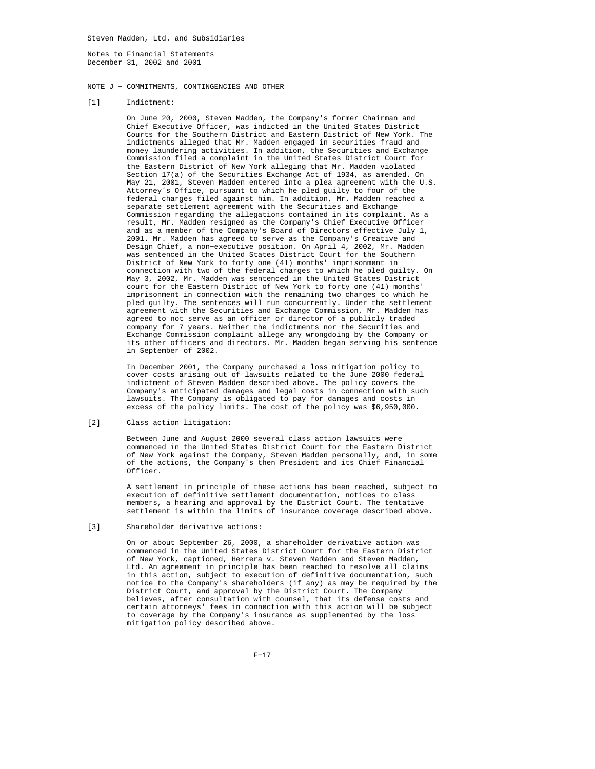Steven Madden, Ltd. and Subsidiaries

Notes to Financial Statements
December 31, 2002 and 2001

NOTE J - COMMITMENTS, CONTINGENCIES AND OTHER

[1] Indictment:

On June 20, 2000, Steven Madden, the Company's former Chairman and Chief Executive Officer, was indicted in the United States District Courts for the Southern District and Eastern District of New York. The indictments alleged that Mr. Madden engaged in securities fraud and money laundering activities. In addition, the Securities and Exchange Commission filed a complaint in the United States District Court for the Eastern District of New York alleging that Mr. Madden violated Section 17(a) of the Securities Exchange Act of 1934, as amended. On May 21, 2001, Steven Madden entered into a plea agreement with the U.S. Attorney's Office, pursuant to which he pled guilty to four of the federal charges filed against him. In addition, Mr. Madden reached a separate settlement agreement with the Securities and Exchange Commission regarding the allegations contained in its complaint. As a result, Mr. Madden resigned as the Company's Chief Executive Officer and as a member of the Company's Board of Directors effective July 1, 2001. Mr. Madden has agreed to serve as the Company's Creative and Design Chief, a non-executive position. On April 4, 2002, Mr. Madden was sentenced in the United States District Court for the Southern District of New York to forty one (41) months' imprisonment in connection with two of the federal charges to which he pled guilty. On May 3, 2002, Mr. Madden was sentenced in the United States District court for the Eastern District of New York to forty one (41) months' imprisonment in connection with the remaining two charges to which he pled guilty. The sentences will run concurrently. Under the settlement agreement with the Securities and Exchange Commission, Mr. Madden has agreed to not serve as an officer or director of a publicly traded company for 7 years. Neither the indictments nor the Securities and Exchange Commission complaint allege any wrongdoing by the Company or its other officers and directors. Mr. Madden began serving his sentence in September of 2002.

In December 2001, the Company purchased a loss mitigation policy to cover costs arising out of lawsuits related to the June 2000 federal indictment of Steven Madden described above. The policy covers the Company's anticipated damages and legal costs in connection with such lawsuits. The Company is obligated to pay for damages and costs in excess of the policy limits. The cost of the policy was $6,950,000.

[2] Class action litigation:

Between June and August 2000 several class action lawsuits were commenced in the United States District Court for the Eastern District of New York against the Company, Steven Madden personally, and, in some of the actions, the Company's then President and its Chief Financial Officer.

A settlement in principle of these actions has been reached, subject to execution of definitive settlement documentation, notices to class members, a hearing and approval by the District Court. The tentative settlement is within the limits of insurance coverage described above.

[3] Shareholder derivative actions:

On or about September 26, 2000, a shareholder derivative action was commenced in the United States District Court for the Eastern District of New York, captioned, Herrera v. Steven Madden and Steven Madden, Ltd. An agreement in principle has been reached to resolve all claims in this action, subject to execution of definitive documentation, such notice to the Company's shareholders (if any) as may be required by the District Court, and approval by the District Court. The Company believes, after consultation with counsel, that its defense costs and certain attorneys' fees in connection with this action will be subject to coverage by the Company's insurance as supplemented by the loss mitigation policy described above.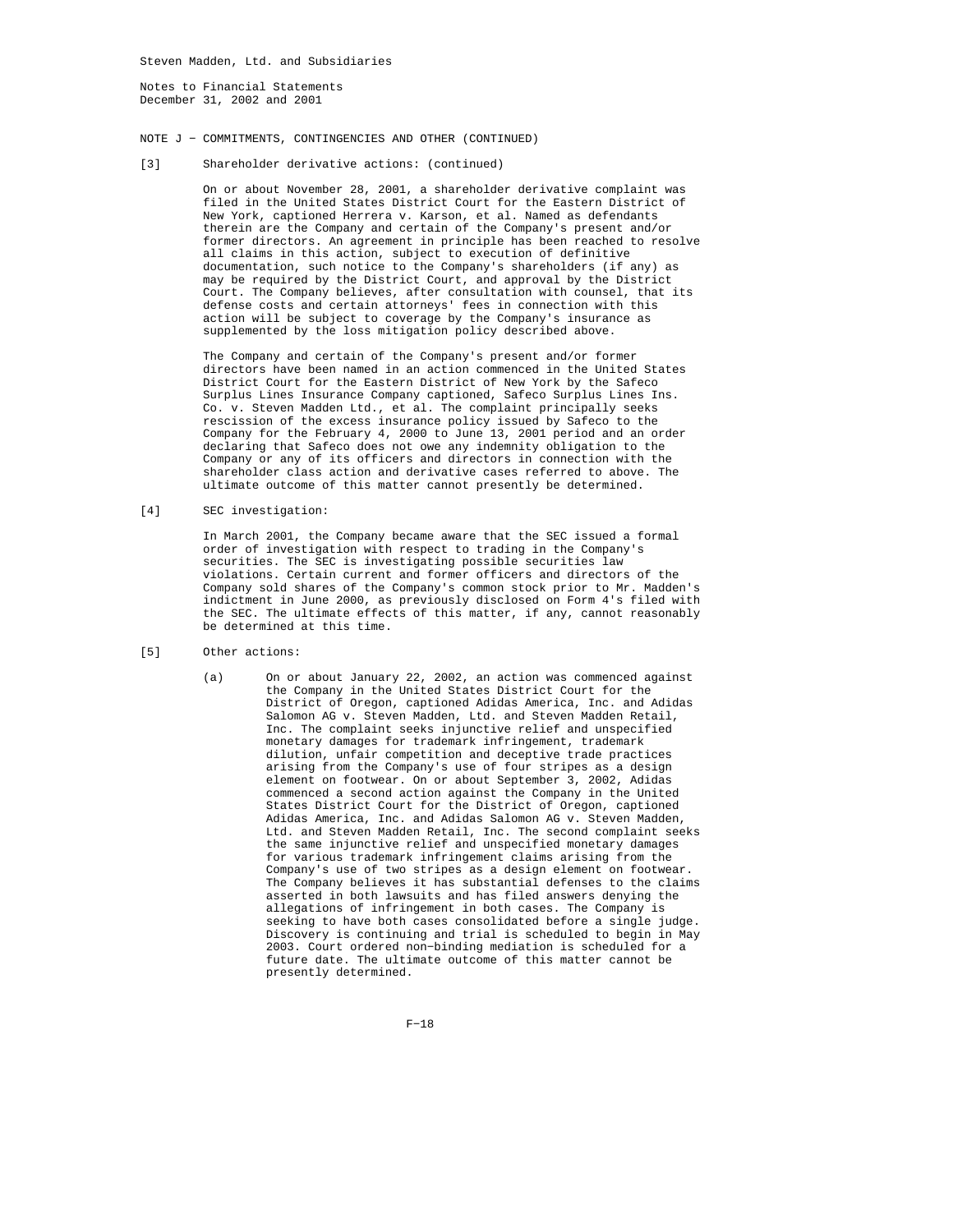Steven Madden, Ltd. and Subsidiaries

Notes to Financial Statements
December 31, 2002 and 2001

NOTE J − COMMITMENTS, CONTINGENCIES AND OTHER (CONTINUED)

[3] Shareholder derivative actions: (continued)

On or about November 28, 2001, a shareholder derivative complaint was filed in the United States District Court for the Eastern District of New York, captioned Herrera v. Karson, et al. Named as defendants therein are the Company and certain of the Company's present and/or former directors. An agreement in principle has been reached to resolve all claims in this action, subject to execution of definitive documentation, such notice to the Company's shareholders (if any) as may be required by the District Court, and approval by the District Court. The Company believes, after consultation with counsel, that its defense costs and certain attorneys' fees in connection with this action will be subject to coverage by the Company's insurance as supplemented by the loss mitigation policy described above.

The Company and certain of the Company's present and/or former directors have been named in an action commenced in the United States District Court for the Eastern District of New York by the Safeco Surplus Lines Insurance Company captioned, Safeco Surplus Lines Ins. Co. v. Steven Madden Ltd., et al. The complaint principally seeks rescission of the excess insurance policy issued by Safeco to the Company for the February 4, 2000 to June 13, 2001 period and an order declaring that Safeco does not owe any indemnity obligation to the Company or any of its officers and directors in connection with the shareholder class action and derivative cases referred to above. The ultimate outcome of this matter cannot presently be determined.

[4] SEC investigation:

In March 2001, the Company became aware that the SEC issued a formal order of investigation with respect to trading in the Company's securities. The SEC is investigating possible securities law violations. Certain current and former officers and directors of the Company sold shares of the Company's common stock prior to Mr. Madden's indictment in June 2000, as previously disclosed on Form 4's filed with the SEC. The ultimate effects of this matter, if any, cannot reasonably be determined at this time.

[5] Other actions:

(a) On or about January 22, 2002, an action was commenced against the Company in the United States District Court for the District of Oregon, captioned Adidas America, Inc. and Adidas Salomon AG v. Steven Madden, Ltd. and Steven Madden Retail, Inc. The complaint seeks injunctive relief and unspecified monetary damages for trademark infringement, trademark dilution, unfair competition and deceptive trade practices arising from the Company's use of four stripes as a design element on footwear. On or about September 3, 2002, Adidas commenced a second action against the Company in the United States District Court for the District of Oregon, captioned Adidas America, Inc. and Adidas Salomon AG v. Steven Madden, Ltd. and Steven Madden Retail, Inc. The second complaint seeks the same injunctive relief and unspecified monetary damages for various trademark infringement claims arising from the Company's use of two stripes as a design element on footwear. The Company believes it has substantial defenses to the claims asserted in both lawsuits and has filed answers denying the allegations of infringement in both cases. The Company is seeking to have both cases consolidated before a single judge. Discovery is continuing and trial is scheduled to begin in May 2003. Court ordered non−binding mediation is scheduled for a future date. The ultimate outcome of this matter cannot be presently determined.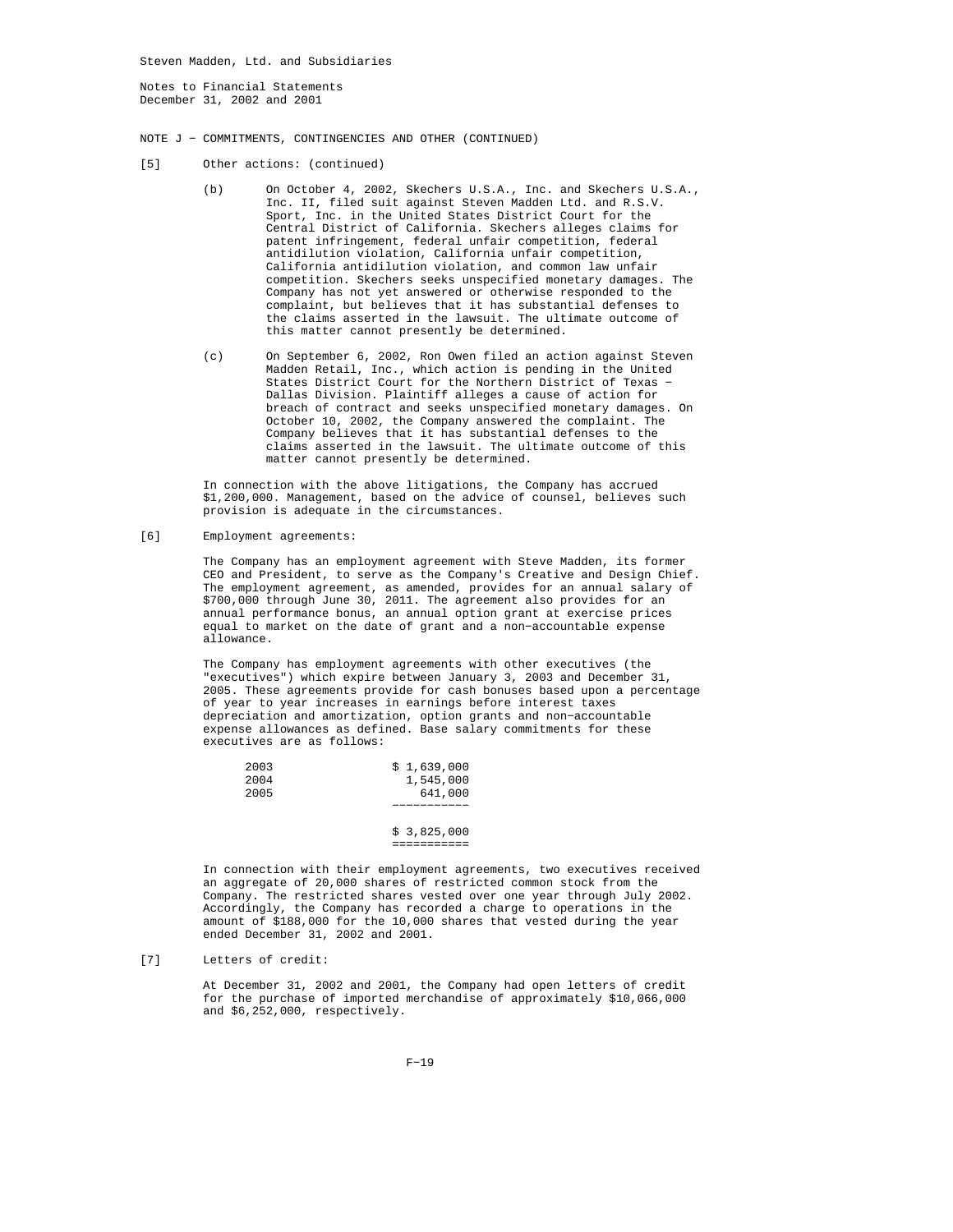Steven Madden, Ltd. and Subsidiaries

Notes to Financial Statements
December 31, 2002 and 2001

NOTE J − COMMITMENTS, CONTINGENCIES AND OTHER (CONTINUED)

[5] Other actions: (continued)

(b) On October 4, 2002, Skechers U.S.A., Inc. and Skechers U.S.A., Inc. II, filed suit against Steven Madden Ltd. and R.S.V. Sport, Inc. in the United States District Court for the Central District of California. Skechers alleges claims for patent infringement, federal unfair competition, federal antidilution violation, California unfair competition, California antidilution violation, and common law unfair competition. Skechers seeks unspecified monetary damages. The Company has not yet answered or otherwise responded to the complaint, but believes that it has substantial defenses to the claims asserted in the lawsuit. The ultimate outcome of this matter cannot presently be determined.

(c) On September 6, 2002, Ron Owen filed an action against Steven Madden Retail, Inc., which action is pending in the United States District Court for the Northern District of Texas − Dallas Division. Plaintiff alleges a cause of action for breach of contract and seeks unspecified monetary damages. On October 10, 2002, the Company answered the complaint. The Company believes that it has substantial defenses to the claims asserted in the lawsuit. The ultimate outcome of this matter cannot presently be determined.

In connection with the above litigations, the Company has accrued $1,200,000. Management, based on the advice of counsel, believes such provision is adequate in the circumstances.

[6] Employment agreements:

The Company has an employment agreement with Steve Madden, its former CEO and President, to serve as the Company's Creative and Design Chief. The employment agreement, as amended, provides for an annual salary of $700,000 through June 30, 2011. The agreement also provides for an annual performance bonus, an annual option grant at exercise prices equal to market on the date of grant and a non−accountable expense allowance.

The Company has employment agreements with other executives (the "executives") which expire between January 3, 2003 and December 31, 2005. These agreements provide for cash bonuses based upon a percentage of year to year increases in earnings before interest taxes depreciation and amortization, option grants and non−accountable expense allowances as defined. Base salary commitments for these executives are as follows:

| | |
|---|---|
| 2003 | $ 1,639,000 |
| 2004 | 1,545,000 |
| 2005 | 641,000 |
| | $ 3,825,000 |

In connection with their employment agreements, two executives received an aggregate of 20,000 shares of restricted common stock from the Company. The restricted shares vested over one year through July 2002. Accordingly, the Company has recorded a charge to operations in the amount of $188,000 for the 10,000 shares that vested during the year ended December 31, 2002 and 2001.

[7] Letters of credit:

At December 31, 2002 and 2001, the Company had open letters of credit for the purchase of imported merchandise of approximately $10,066,000 and $6,252,000, respectively.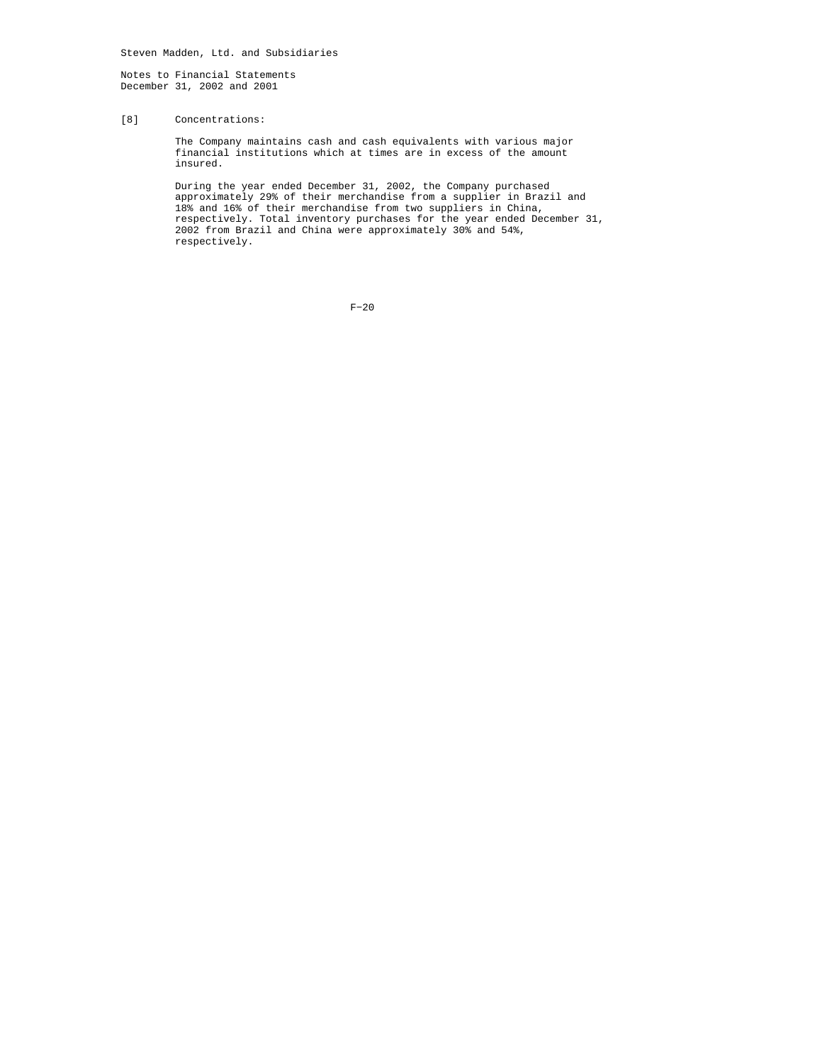Steven Madden, Ltd. and Subsidiaries

Notes to Financial Statements
December 31, 2002 and 2001

[8] Concentrations:

The Company maintains cash and cash equivalents with various major financial institutions which at times are in excess of the amount insured.

During the year ended December 31, 2002, the Company purchased approximately 29% of their merchandise from a supplier in Brazil and 18% and 16% of their merchandise from two suppliers in China, respectively. Total inventory purchases for the year ended December 31, 2002 from Brazil and China were approximately 30% and 54%, respectively.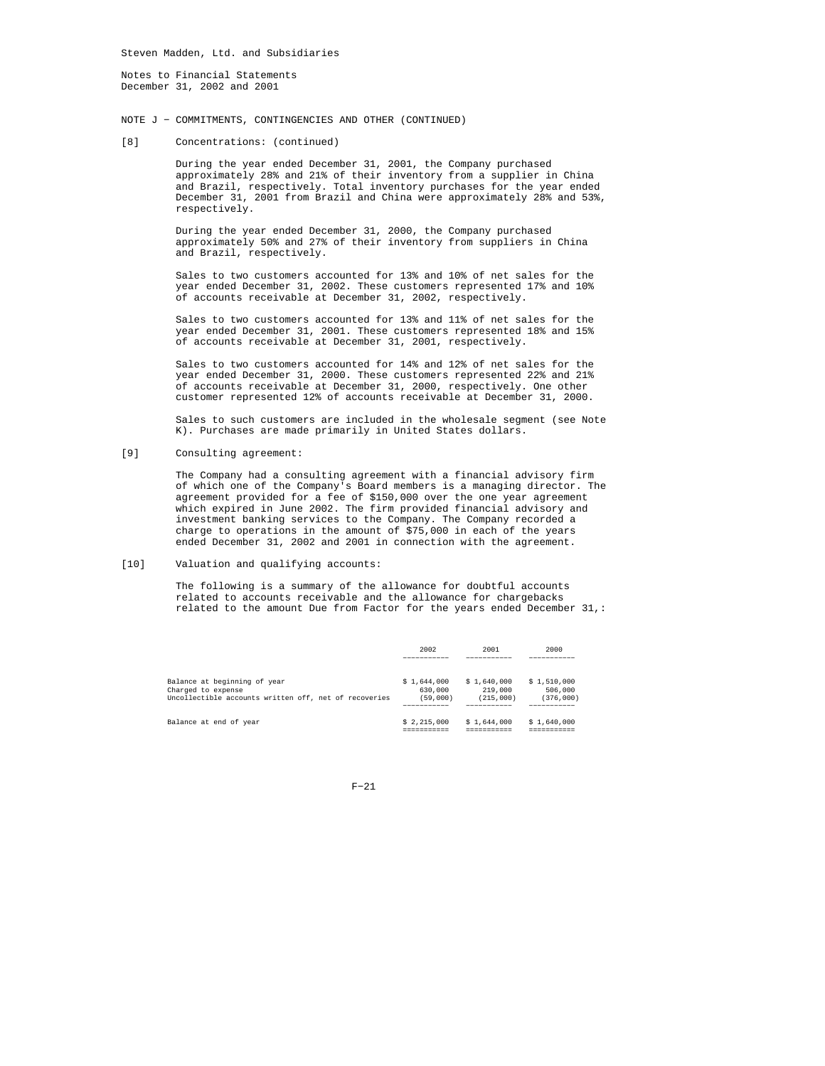Steven Madden, Ltd. and Subsidiaries

Notes to Financial Statements
December 31, 2002 and 2001

NOTE J - COMMITMENTS, CONTINGENCIES AND OTHER (CONTINUED)

[8] Concentrations: (continued)

During the year ended December 31, 2001, the Company purchased approximately 28% and 21% of their inventory from a supplier in China and Brazil, respectively. Total inventory purchases for the year ended December 31, 2001 from Brazil and China were approximately 28% and 53%, respectively.

During the year ended December 31, 2000, the Company purchased approximately 50% and 27% of their inventory from suppliers in China and Brazil, respectively.

Sales to two customers accounted for 13% and 10% of net sales for the year ended December 31, 2002. These customers represented 17% and 10% of accounts receivable at December 31, 2002, respectively.

Sales to two customers accounted for 13% and 11% of net sales for the year ended December 31, 2001. These customers represented 18% and 15% of accounts receivable at December 31, 2001, respectively.

Sales to two customers accounted for 14% and 12% of net sales for the year ended December 31, 2000. These customers represented 22% and 21% of accounts receivable at December 31, 2000, respectively. One other customer represented 12% of accounts receivable at December 31, 2000.

Sales to such customers are included in the wholesale segment (see Note K). Purchases are made primarily in United States dollars.

[9] Consulting agreement:

The Company had a consulting agreement with a financial advisory firm of which one of the Company's Board members is a managing director. The agreement provided for a fee of $150,000 over the one year agreement which expired in June 2002. The firm provided financial advisory and investment banking services to the Company. The Company recorded a charge to operations in the amount of $75,000 in each of the years ended December 31, 2002 and 2001 in connection with the agreement.

[10] Valuation and qualifying accounts:

The following is a summary of the allowance for doubtful accounts related to accounts receivable and the allowance for chargebacks related to the amount Due from Factor for the years ended December 31,:

| | 2002 | 2001 | 2000 |
|---|---|---|---|
| Balance at beginning of year | $ 1,644,000 | $ 1,640,000 | $ 1,510,000 |
| Charged to expense | 630,000 | 219,000 | 506,000 |
| Uncollectible accounts written off, net of recoveries | (59,000) | (215,000) | (376,000) |
| Balance at end of year | $ 2,215,000 | $ 1,644,000 | $ 1,640,000 |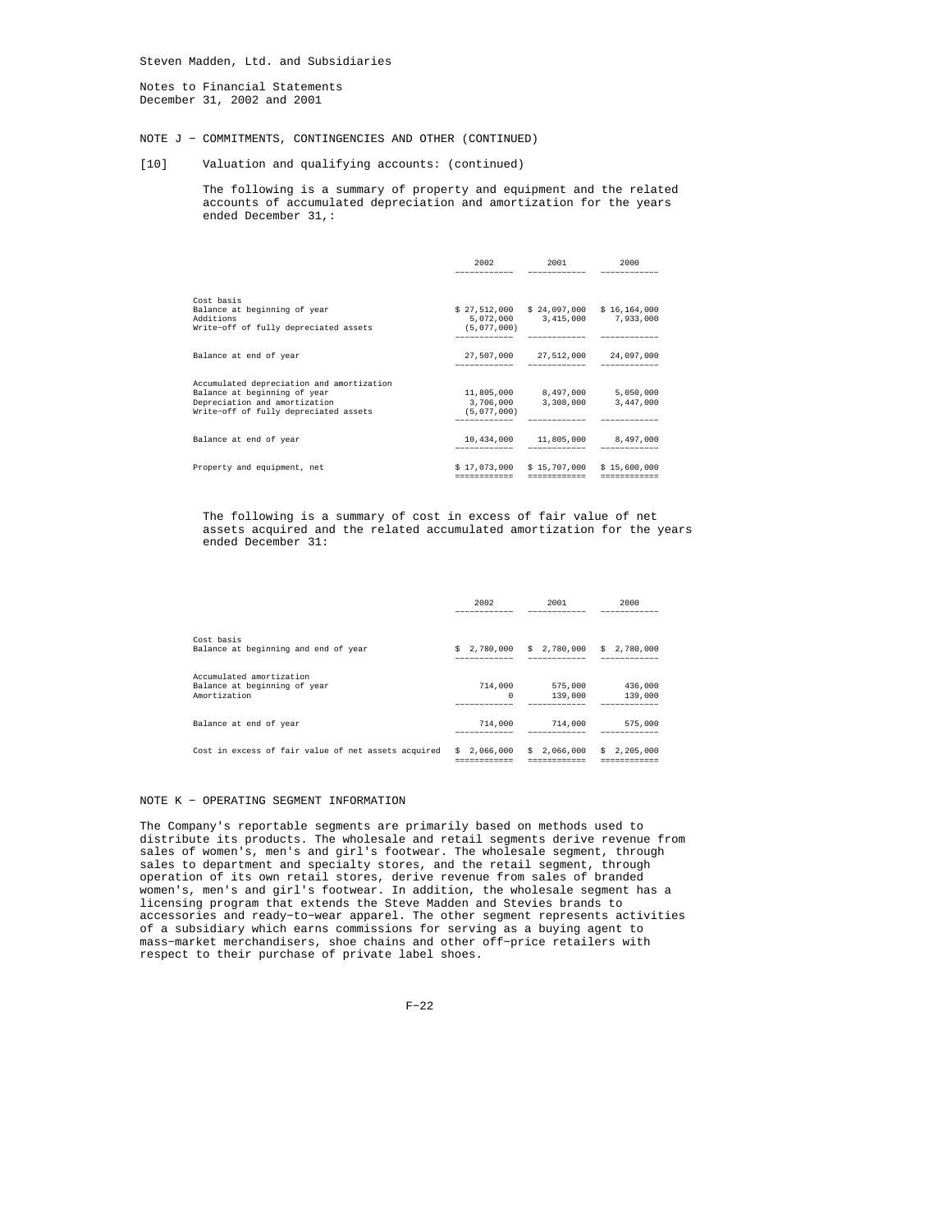Steven Madden, Ltd. and Subsidiaries

Notes to Financial Statements
December 31, 2002 and 2001

NOTE J - COMMITMENTS, CONTINGENCIES AND OTHER (CONTINUED)

[10] Valuation and qualifying accounts: (continued)

The following is a summary of property and equipment and the related accounts of accumulated depreciation and amortization for the years ended December 31,:

| | 2002 | 2001 | 2000 |
|---|---|---|---|
| Cost basis | | | |
| Balance at beginning of year | $ 27,512,000 | $ 24,097,000 | $ 16,164,000 |
| Additions | 5,072,000 | 3,415,000 | 7,933,000 |
| Write-off of fully depreciated assets | (5,077,000) | | |
| Balance at end of year | 27,507,000 | 27,512,000 | 24,097,000 |
| Accumulated depreciation and amortization | | | |
| Balance at beginning of year | 11,805,000 | 8,497,000 | 5,050,000 |
| Depreciation and amortization | 3,706,000 | 3,308,000 | 3,447,000 |
| Write-off of fully depreciated assets | (5,077,000) | | |
| Balance at end of year | 10,434,000 | 11,805,000 | 8,497,000 |
| Property and equipment, net | $ 17,073,000 | $ 15,707,000 | $ 15,600,000 |

The following is a summary of cost in excess of fair value of net assets acquired and the related accumulated amortization for the years ended December 31:

| | 2002 | 2001 | 2000 |
|---|---|---|---|
| Cost basis | | | |
| Balance at beginning and end of year | $ 2,780,000 | $ 2,780,000 | $ 2,780,000 |
| Accumulated amortization | | | |
| Balance at beginning of year | 714,000 | 575,000 | 436,000 |
| Amortization | 0 | 139,000 | 139,000 |
| Balance at end of year | 714,000 | 714,000 | 575,000 |
| Cost in excess of fair value of net assets acquired | $ 2,066,000 | $ 2,066,000 | $ 2,205,000 |

NOTE K - OPERATING SEGMENT INFORMATION

The Company's reportable segments are primarily based on methods used to distribute its products. The wholesale and retail segments derive revenue from sales of women's, men's and girl's footwear. The wholesale segment, through sales to department and specialty stores, and the retail segment, through operation of its own retail stores, derive revenue from sales of branded women's, men's and girl's footwear. In addition, the wholesale segment has a licensing program that extends the Steve Madden and Stevies brands to accessories and ready-to-wear apparel. The other segment represents activities of a subsidiary which earns commissions for serving as a buying agent to mass-market merchandisers, shoe chains and other off-price retailers with respect to their purchase of private label shoes.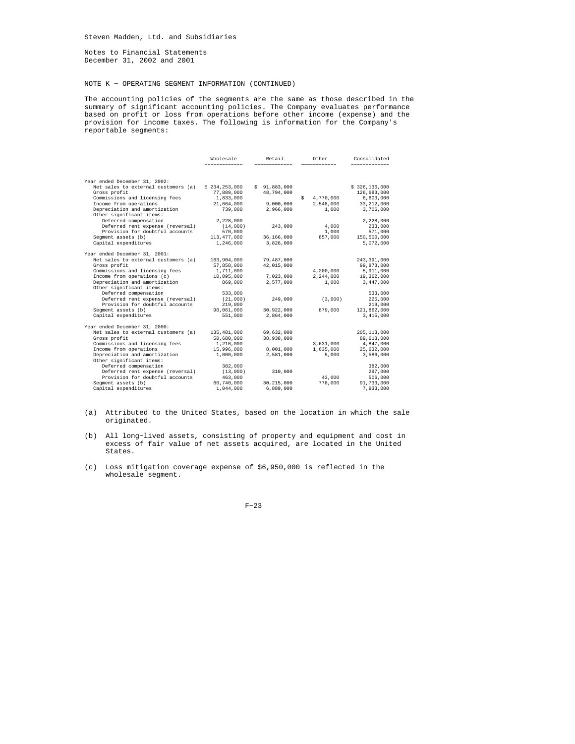Steven Madden, Ltd. and Subsidiaries

Notes to Financial Statements
December 31, 2002 and 2001

NOTE K - OPERATING SEGMENT INFORMATION (CONTINUED)

The accounting policies of the segments are the same as those described in the summary of significant accounting policies. The Company evaluates performance based on profit or loss from operations before other income (expense) and the provision for income taxes. The following is information for the Company's reportable segments:

| | Wholesale | Retail | Other | Consolidated |
|---|---|---|---|---|
| Year ended December 31, 2002: | | | | |
| Net sales to external customers (a) | $ 234,253,000 | $ 91,883,000 | | $ 326,136,000 |
| Gross profit | 77,889,000 | 48,794,000 | | 126,683,000 |
| Commissions and licensing fees | 1,833,000 | | $ 4,770,000 | 6,603,000 |
| Income from operations | 21,664,000 | 9,000,000 | 2,548,000 | 33,212,000 |
| Depreciation and amortization | 739,000 | 2,966,000 | 1,000 | 3,706,000 |
| Other significant items: | | | | |
| Deferred compensation | 2,228,000 | | | 2,228,000 |
| Deferred rent expense (reversal) | (14,000) | 243,000 | 4,000 | 233,000 |
| Provision for doubtful accounts | 570,000 | | 1,000 | 571,000 |
| Segment assets (b) | 113,477,000 | 36,166,000 | 857,000 | 150,500,000 |
| Capital expenditures | 1,246,000 | 3,826,000 | | 5,072,000 |
| Year ended December 31, 2001: | | | | |
| Net sales to external customers (a) | 163,904,000 | 79,487,000 | | 243,391,000 |
| Gross profit | 57,858,000 | 42,015,000 | | 99,873,000 |
| Commissions and licensing fees | 1,711,000 | | 4,200,000 | 5,911,000 |
| Income from operations (c) | 10,095,000 | 7,023,000 | 2,244,000 | 19,362,000 |
| Depreciation and amortization | 869,000 | 2,577,000 | 1,000 | 3,447,000 |
| Other significant items: | | | | |
| Deferred compensation | 533,000 | | | 533,000 |
| Deferred rent expense (reversal) | (21,000) | 249,000 | (3,000) | 225,000 |
| Provision for doubtful accounts | 219,000 | | | 219,000 |
| Segment assets (b) | 90,061,000 | 30,922,000 | 879,000 | 121,862,000 |
| Capital expenditures | 551,000 | 2,864,000 | | 3,415,000 |
| Year ended December 31, 2000: | | | | |
| Net sales to external customers (a) | 135,481,000 | 69,632,000 | | 205,113,000 |
| Gross profit | 50,680,000 | 38,938,000 | | 89,618,000 |
| Commissions and licensing fees | 1,216,000 | | 3,631,000 | 4,847,000 |
| Income from operations | 15,996,000 | 8,001,000 | 1,635,000 | 25,632,000 |
| Depreciation and amortization | 1,000,000 | 2,581,000 | 5,000 | 3,586,000 |
| Other significant items: | | | | |
| Deferred compensation | 382,000 | | | 382,000 |
| Deferred rent expense (reversal) | (13,000) | 310,000 | | 297,000 |
| Provision for doubtful accounts | 463,000 | | 43,000 | 506,000 |
| Segment assets (b) | 60,740,000 | 30,215,000 | 778,000 | 91,733,000 |
| Capital expenditures | 1,044,000 | 6,889,000 | | 7,933,000 |

(a) Attributed to the United States, based on the location in which the sale originated.

(b) All long-lived assets, consisting of property and equipment and cost in excess of fair value of net assets acquired, are located in the United States.

(c) Loss mitigation coverage expense of $6,950,000 is reflected in the wholesale segment.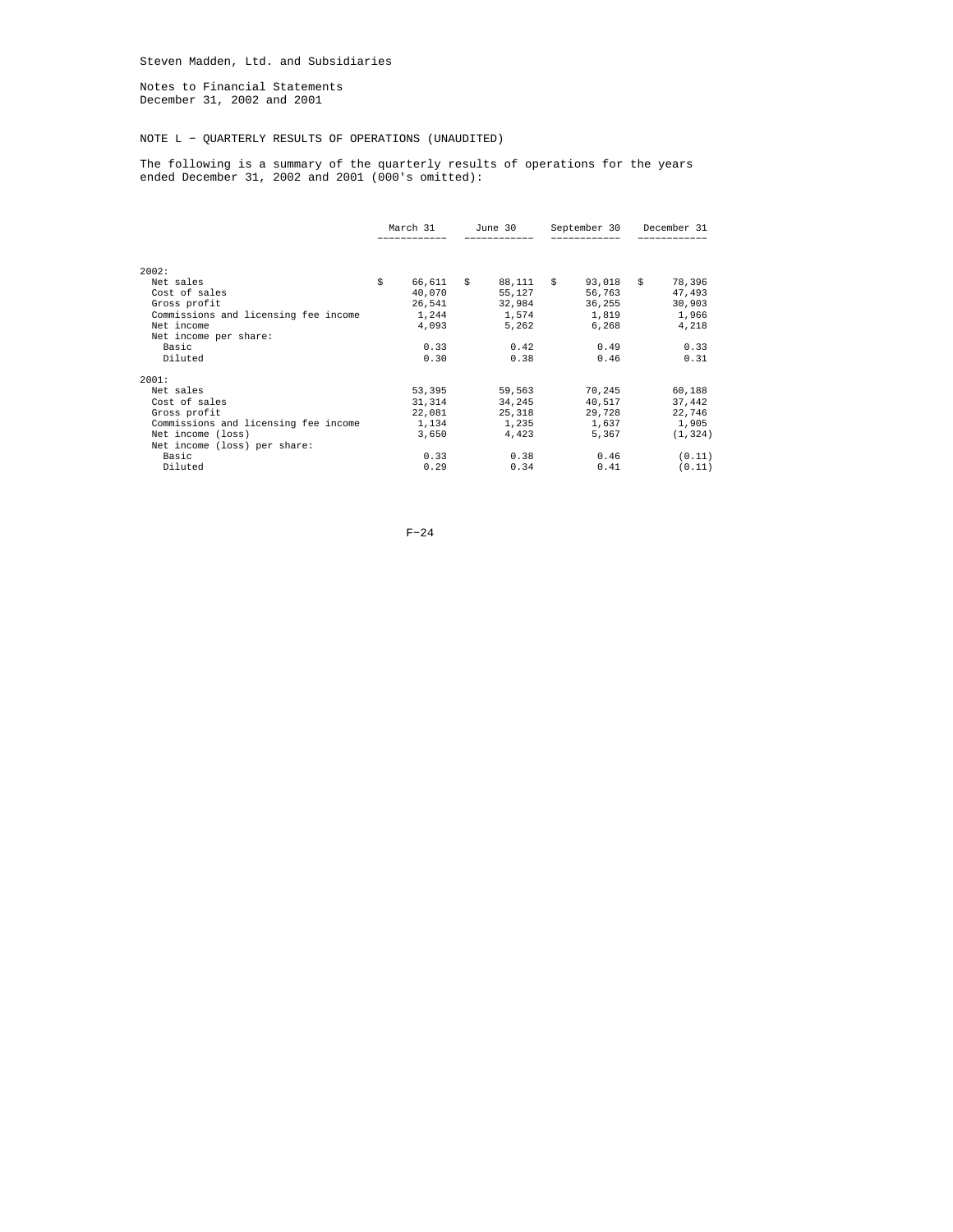Steven Madden, Ltd. and Subsidiaries

Notes to Financial Statements
December 31, 2002 and 2001

## NOTE L - QUARTERLY RESULTS OF OPERATIONS (UNAUDITED)

The following is a summary of the quarterly results of operations for the years ended December 31, 2002 and 2001 (000's omitted):

| | March 31 | June 30 | September 30 | December 31 |
|---|---|---|---|---|
| 2002: | | | | |
| Net sales | $ 66,611 | $ 88,111 | $ 93,018 | $ 78,396 |
| Cost of sales | 40,070 | 55,127 | 56,763 | 47,493 |
| Gross profit | 26,541 | 32,984 | 36,255 | 30,903 |
| Commissions and licensing fee income | 1,244 | 1,574 | 1,819 | 1,966 |
| Net income | 4,093 | 5,262 | 6,268 | 4,218 |
| Net income per share: | | | | |
| Basic | 0.33 | 0.42 | 0.49 | 0.33 |
| Diluted | 0.30 | 0.38 | 0.46 | 0.31 |
| 2001: | | | | |
| Net sales | 53,395 | 59,563 | 70,245 | 60,188 |
| Cost of sales | 31,314 | 34,245 | 40,517 | 37,442 |
| Gross profit | 22,081 | 25,318 | 29,728 | 22,746 |
| Commissions and licensing fee income | 1,134 | 1,235 | 1,637 | 1,905 |
| Net income (loss) | 3,650 | 4,423 | 5,367 | (1,324) |
| Net income (loss) per share: | | | | |
| Basic | 0.33 | 0.38 | 0.46 | (0.11) |
| Diluted | 0.29 | 0.34 | 0.41 | (0.11) |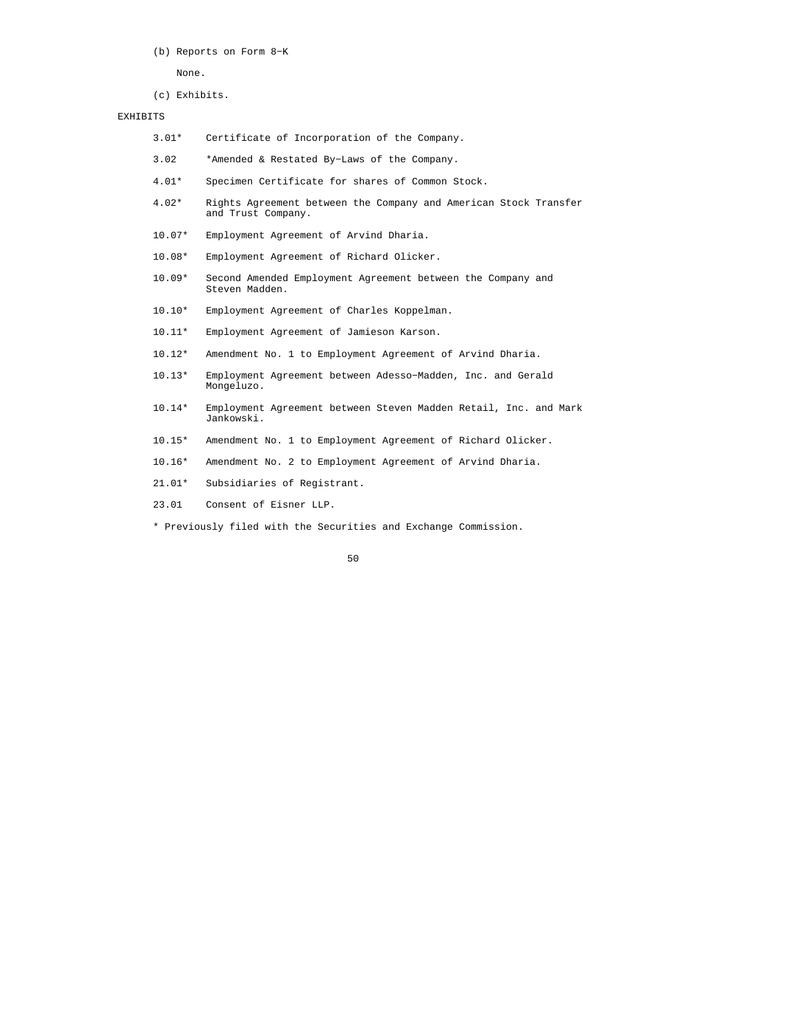(b) Reports on Form 8-K

None.

(c) Exhibits.

EXHIBITS

| | |
|---|---|
| 3.01* | Certificate of Incorporation of the Company. |
| 3.02 | *Amended & Restated By-Laws of the Company. |
| 4.01* | Specimen Certificate for shares of Common Stock. |
| 4.02* | Rights Agreement between the Company and American Stock Transfer and Trust Company. |
| 10.07* | Employment Agreement of Arvind Dharia. |
| 10.08* | Employment Agreement of Richard Olicker. |
| 10.09* | Second Amended Employment Agreement between the Company and Steven Madden. |
| 10.10* | Employment Agreement of Charles Koppelman. |
| 10.11* | Employment Agreement of Jamieson Karson. |
| 10.12* | Amendment No. 1 to Employment Agreement of Arvind Dharia. |
| 10.13* | Employment Agreement between Adesso-Madden, Inc. and Gerald Mongeluzo. |
| 10.14* | Employment Agreement between Steven Madden Retail, Inc. and Mark Jankowski. |
| 10.15* | Amendment No. 1 to Employment Agreement of Richard Olicker. |
| 10.16* | Amendment No. 2 to Employment Agreement of Arvind Dharia. |
| 21.01* | Subsidiaries of Registrant. |
| 23.01 | Consent of Eisner LLP. |

* Previously filed with the Securities and Exchange Commission.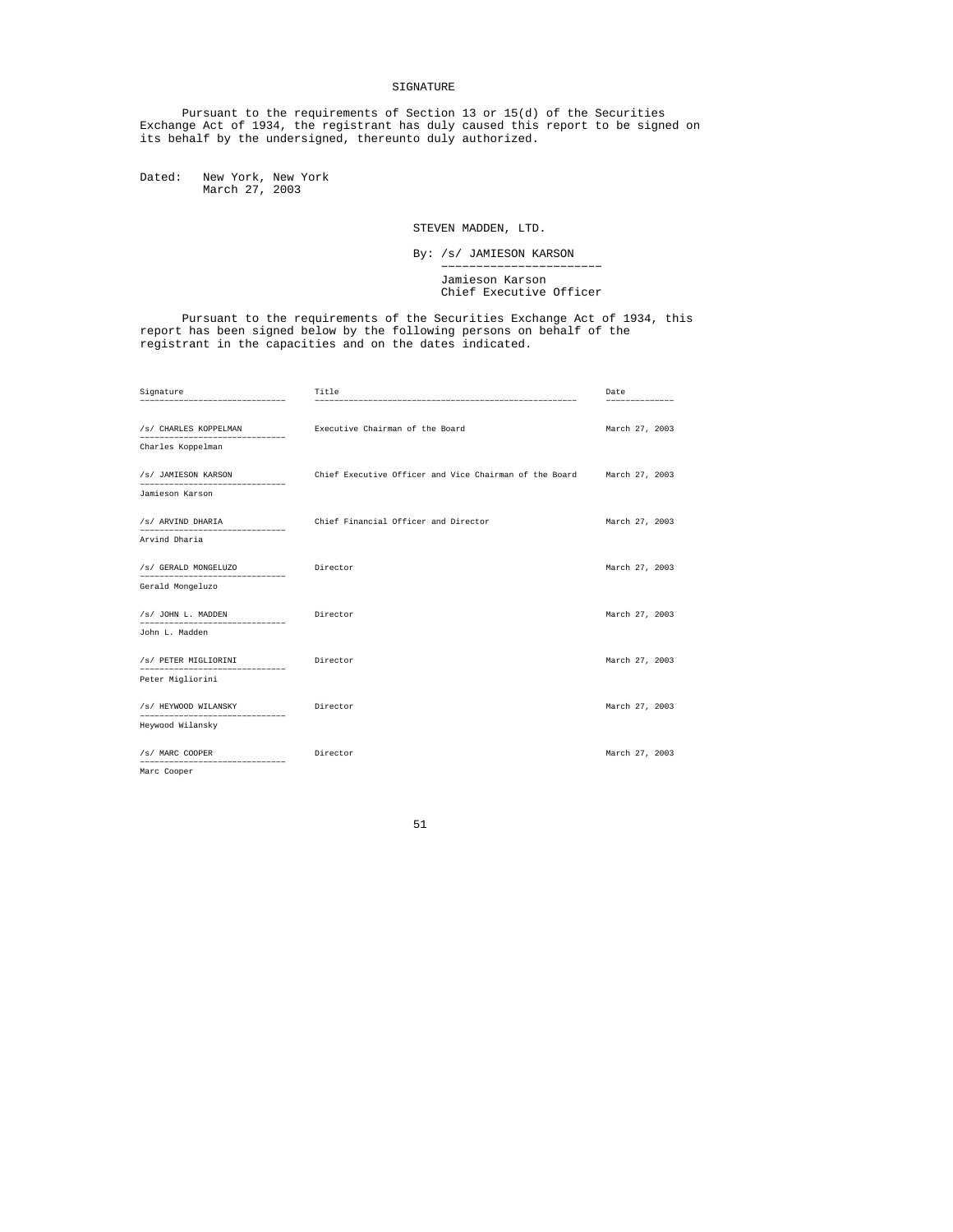# SIGNATURE

Pursuant to the requirements of Section 13 or 15(d) of the Securities Exchange Act of 1934, the registrant has duly caused this report to be signed on its behalf by the undersigned, thereunto duly authorized.

Dated: New York, New York
March 27, 2003

STEVEN MADDEN, LTD.

By: /s/ JAMIESON KARSON

Jamieson Karson
Chief Executive Officer

Pursuant to the requirements of the Securities Exchange Act of 1934, this report has been signed below by the following persons on behalf of the registrant in the capacities and on the dates indicated.

| Signature | Title | Date |
|---|---|---|
| /s/ CHARLES KOPPELMAN<br>Charles Koppelman | Executive Chairman of the Board | March 27, 2003 |
| /s/ JAMIESON KARSON<br>Jamieson Karson | Chief Executive Officer and Vice Chairman of the Board | March 27, 2003 |
| /s/ ARVIND DHARIA<br>Arvind Dharia | Chief Financial Officer and Director | March 27, 2003 |
| /s/ GERALD MONGELUZO<br>Gerald Mongeluzo | Director | March 27, 2003 |
| /s/ JOHN L. MADDEN<br>John L. Madden | Director | March 27, 2003 |
| /s/ PETER MIGLIORINI<br>Peter Migliorini | Director | March 27, 2003 |
| /s/ HEYWOOD WILANSKY<br>Heywood Wilansky | Director | March 27, 2003 |
| /s/ MARC COOPER<br>Marc Cooper | Director | March 27, 2003 |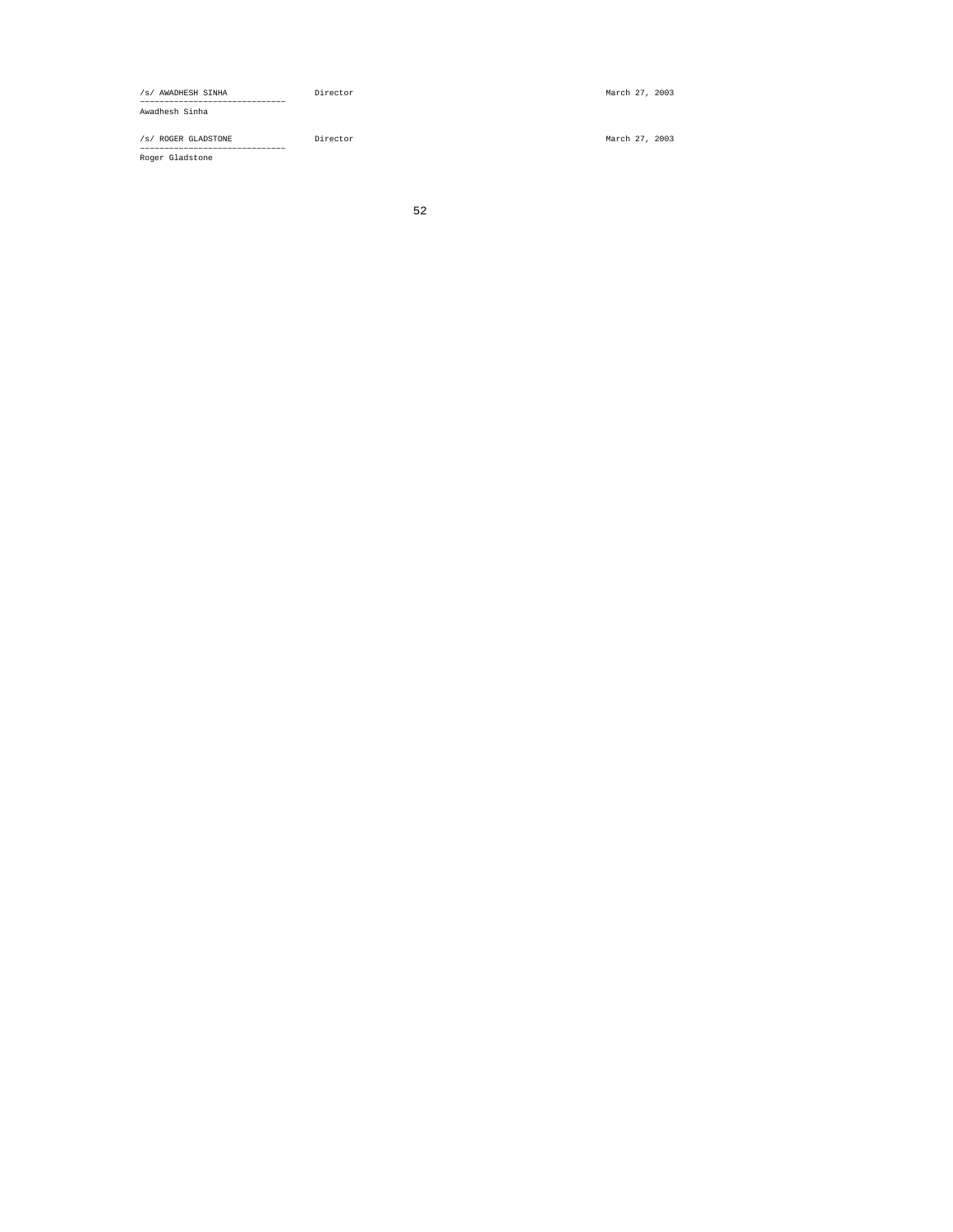| | | |
|---|---|---|
| /s/ AWADHESH SINHA<br>------------------------------<br>Awadhesh Sinha | Director | March 27, 2003 |
| /s/ ROGER GLADSTONE<br>------------------------------<br>Roger Gladstone | Director | March 27, 2003 |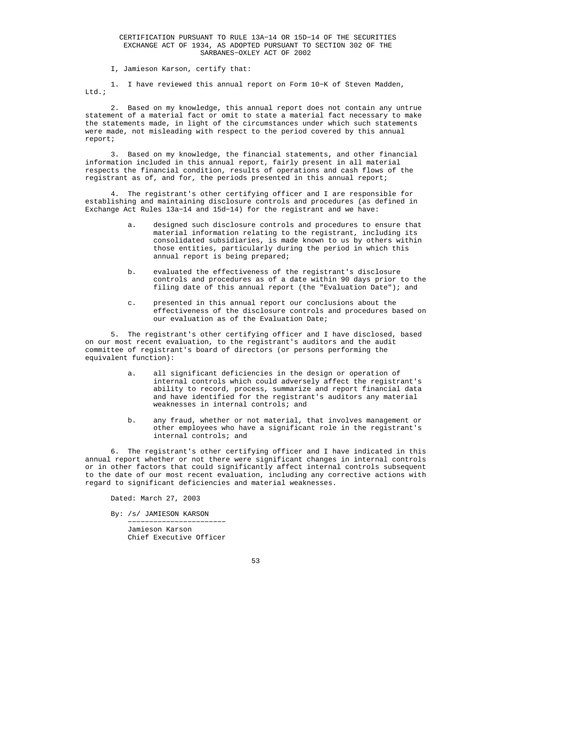# CERTIFICATION PURSUANT TO RULE 13A-14 OR 15D-14 OF THE SECURITIES EXCHANGE ACT OF 1934, AS ADOPTED PURSUANT TO SECTION 302 OF THE SARBANES-OXLEY ACT OF 2002

I, Jamieson Karson, certify that:

1. I have reviewed this annual report on Form 10-K of Steven Madden, Ltd.;

2. Based on my knowledge, this annual report does not contain any untrue statement of a material fact or omit to state a material fact necessary to make the statements made, in light of the circumstances under which such statements were made, not misleading with respect to the period covered by this annual report;

3. Based on my knowledge, the financial statements, and other financial information included in this annual report, fairly present in all material respects the financial condition, results of operations and cash flows of the registrant as of, and for, the periods presented in this annual report;

4. The registrant's other certifying officer and I are responsible for establishing and maintaining disclosure controls and procedures (as defined in Exchange Act Rules 13a-14 and 15d-14) for the registrant and we have:

   a. designed such disclosure controls and procedures to ensure that material information relating to the registrant, including its consolidated subsidiaries, is made known to us by others within those entities, particularly during the period in which this annual report is being prepared;

   b. evaluated the effectiveness of the registrant's disclosure controls and procedures as of a date within 90 days prior to the filing date of this annual report (the "Evaluation Date"); and

   c. presented in this annual report our conclusions about the effectiveness of the disclosure controls and procedures based on our evaluation as of the Evaluation Date;

5. The registrant's other certifying officer and I have disclosed, based on our most recent evaluation, to the registrant's auditors and the audit committee of registrant's board of directors (or persons performing the equivalent function):

   a. all significant deficiencies in the design or operation of internal controls which could adversely affect the registrant's ability to record, process, summarize and report financial data and have identified for the registrant's auditors any material weaknesses in internal controls; and

   b. any fraud, whether or not material, that involves management or other employees who have a significant role in the registrant's internal controls; and

6. The registrant's other certifying officer and I have indicated in this annual report whether or not there were significant changes in internal controls or in other factors that could significantly affect internal controls subsequent to the date of our most recent evaluation, including any corrective actions with regard to significant deficiencies and material weaknesses.

Dated: March 27, 2003

By: /s/ JAMIESON KARSON

Jamieson Karson
Chief Executive Officer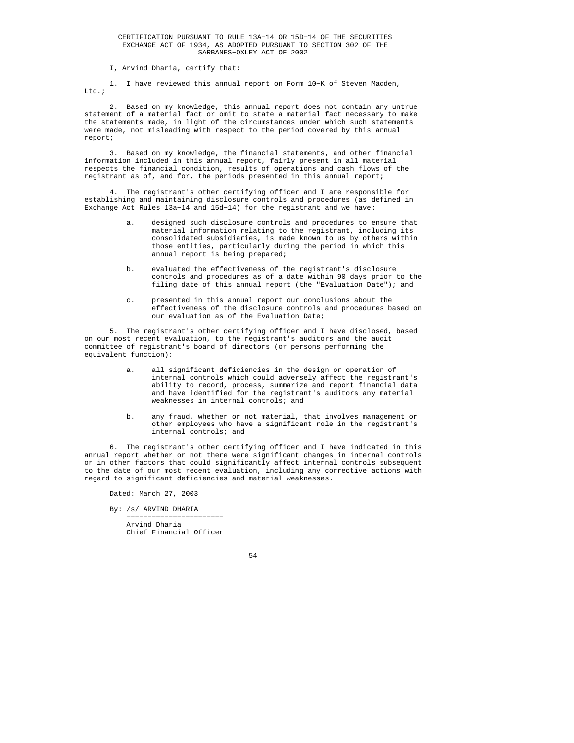# CERTIFICATION PURSUANT TO RULE 13A-14 OR 15D-14 OF THE SECURITIES EXCHANGE ACT OF 1934, AS ADOPTED PURSUANT TO SECTION 302 OF THE SARBANES-OXLEY ACT OF 2002

I, Arvind Dharia, certify that:

1. I have reviewed this annual report on Form 10-K of Steven Madden, Ltd.;

2. Based on my knowledge, this annual report does not contain any untrue statement of a material fact or omit to state a material fact necessary to make the statements made, in light of the circumstances under which such statements were made, not misleading with respect to the period covered by this annual report;

3. Based on my knowledge, the financial statements, and other financial information included in this annual report, fairly present in all material respects the financial condition, results of operations and cash flows of the registrant as of, and for, the periods presented in this annual report;

4. The registrant's other certifying officer and I are responsible for establishing and maintaining disclosure controls and procedures (as defined in Exchange Act Rules 13a-14 and 15d-14) for the registrant and we have:

   a. designed such disclosure controls and procedures to ensure that material information relating to the registrant, including its consolidated subsidiaries, is made known to us by others within those entities, particularly during the period in which this annual report is being prepared;

   b. evaluated the effectiveness of the registrant's disclosure controls and procedures as of a date within 90 days prior to the filing date of this annual report (the "Evaluation Date"); and

   c. presented in this annual report our conclusions about the effectiveness of the disclosure controls and procedures based on our evaluation as of the Evaluation Date;

5. The registrant's other certifying officer and I have disclosed, based on our most recent evaluation, to the registrant's auditors and the audit committee of registrant's board of directors (or persons performing the equivalent function):

   a. all significant deficiencies in the design or operation of internal controls which could adversely affect the registrant's ability to record, process, summarize and report financial data and have identified for the registrant's auditors any material weaknesses in internal controls; and

   b. any fraud, whether or not material, that involves management or other employees who have a significant role in the registrant's internal controls; and

6. The registrant's other certifying officer and I have indicated in this annual report whether or not there were significant changes in internal controls or in other factors that could significantly affect internal controls subsequent to the date of our most recent evaluation, including any corrective actions with regard to significant deficiencies and material weaknesses.

Dated: March 27, 2003

By: /s/ ARVIND DHARIA

Arvind Dharia
Chief Financial Officer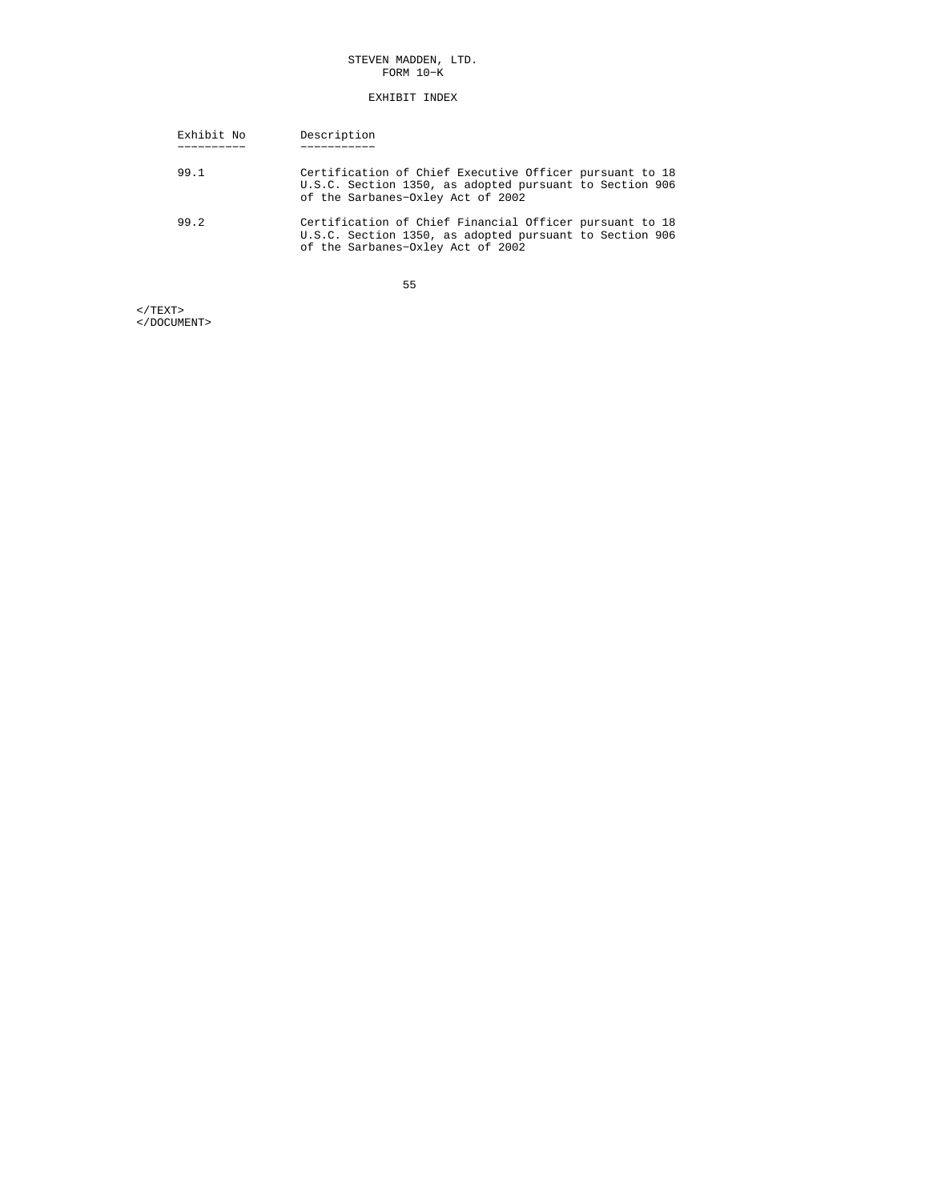STEVEN MADDEN, LTD.
FORM 10-K

EXHIBIT INDEX

| Exhibit No | Description |
|---|---|
| 99.1 | Certification of Chief Executive Officer pursuant to 18 U.S.C. Section 1350, as adopted pursuant to Section 906 of the Sarbanes-Oxley Act of 2002 |
| 99.2 | Certification of Chief Financial Officer pursuant to 18 U.S.C. Section 1350, as adopted pursuant to Section 906 of the Sarbanes-Oxley Act of 2002 |

</TEXT>
</DOCUMENT>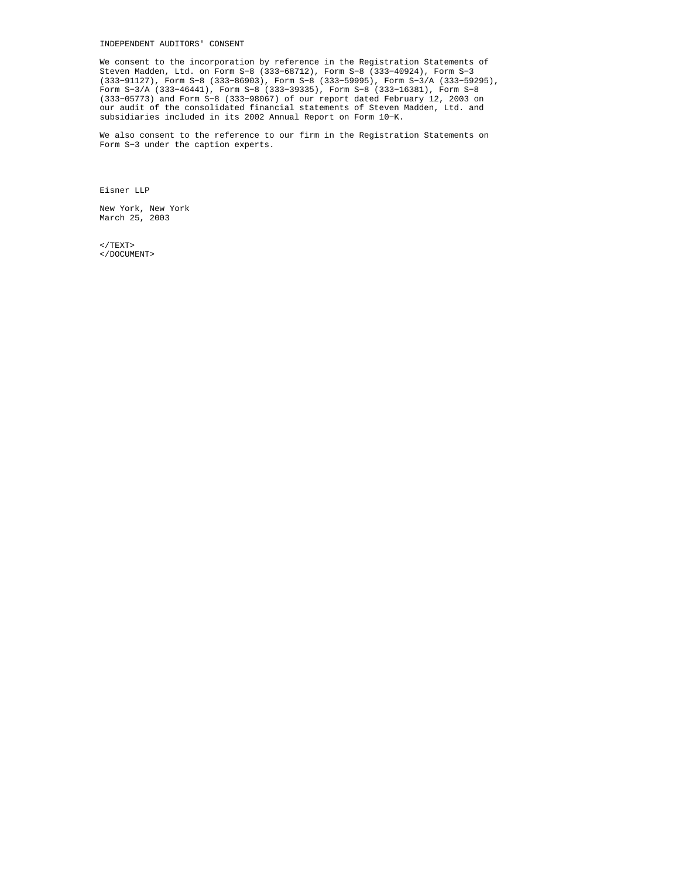# INDEPENDENT AUDITORS' CONSENT

We consent to the incorporation by reference in the Registration Statements of Steven Madden, Ltd. on Form S-8 (333-68712), Form S-8 (333-40924), Form S-3 (333-91127), Form S-8 (333-86903), Form S-8 (333-59995), Form S-3/A (333-59295), Form S-3/A (333-46441), Form S-8 (333-39335), Form S-8 (333-16381), Form S-8 (333-05773) and Form S-8 (333-98067) of our report dated February 12, 2003 on our audit of the consolidated financial statements of Steven Madden, Ltd. and subsidiaries included in its 2002 Annual Report on Form 10-K.

We also consent to the reference to our firm in the Registration Statements on Form S-3 under the caption experts.

Eisner LLP

New York, New York
March 25, 2003

</TEXT>
</DOCUMENT>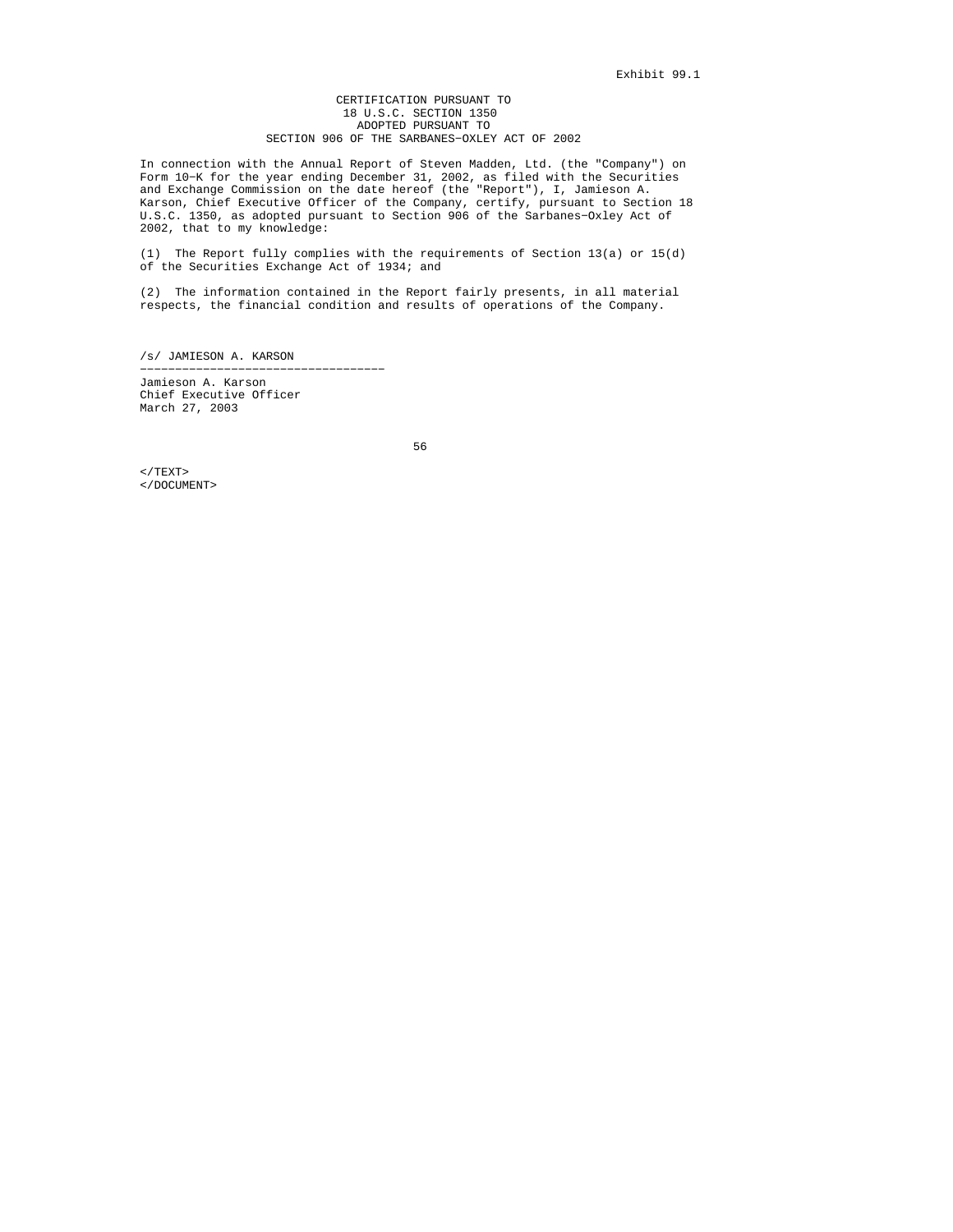Exhibit 99.1

CERTIFICATION PURSUANT TO
18 U.S.C. SECTION 1350
ADOPTED PURSUANT TO
SECTION 906 OF THE SARBANES-OXLEY ACT OF 2002

In connection with the Annual Report of Steven Madden, Ltd. (the "Company") on Form 10-K for the year ending December 31, 2002, as filed with the Securities and Exchange Commission on the date hereof (the "Report"), I, Jamieson A. Karson, Chief Executive Officer of the Company, certify, pursuant to Section 18 U.S.C. 1350, as adopted pursuant to Section 906 of the Sarbanes-Oxley Act of 2002, that to my knowledge:

(1) The Report fully complies with the requirements of Section 13(a) or 15(d) of the Securities Exchange Act of 1934; and

(2) The information contained in the Report fairly presents, in all material respects, the financial condition and results of operations of the Company.

/s/ JAMIESON A. KARSON

---

Jamieson A. Karson
Chief Executive Officer
March 27, 2003

</TEXT>
</DOCUMENT>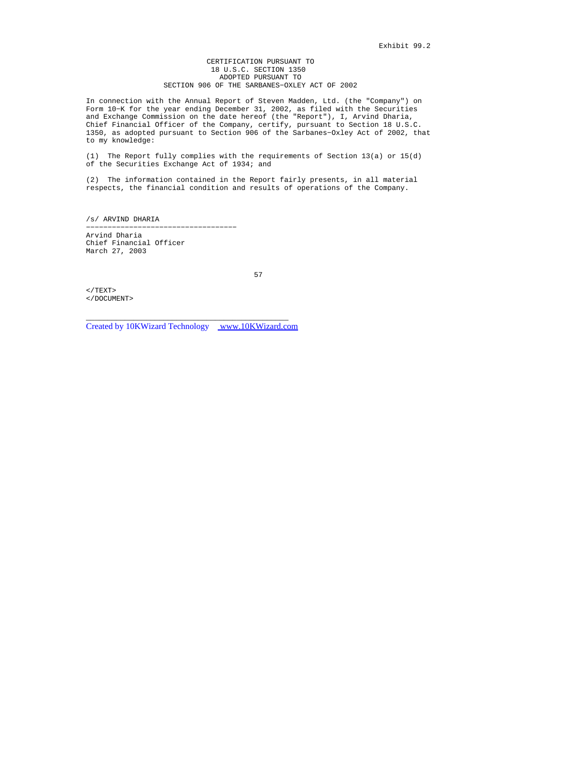Exhibit 99.2

CERTIFICATION PURSUANT TO
18 U.S.C. SECTION 1350
ADOPTED PURSUANT TO
SECTION 906 OF THE SARBANES-OXLEY ACT OF 2002

In connection with the Annual Report of Steven Madden, Ltd. (the "Company") on Form 10-K for the year ending December 31, 2002, as filed with the Securities and Exchange Commission on the date hereof (the "Report"), I, Arvind Dharia, Chief Financial Officer of the Company, certify, pursuant to Section 18 U.S.C. 1350, as adopted pursuant to Section 906 of the Sarbanes-Oxley Act of 2002, that to my knowledge:

(1) The Report fully complies with the requirements of Section 13(a) or 15(d) of the Securities Exchange Act of 1934; and

(2) The information contained in the Report fairly presents, in all material respects, the financial condition and results of operations of the Company.

/s/ ARVIND DHARIA

-----------------------------------

Arvind Dharia
Chief Financial Officer
March 27, 2003

</TEXT>
</DOCUMENT>

Created by 10KWizard Technology www.10KWizard.com